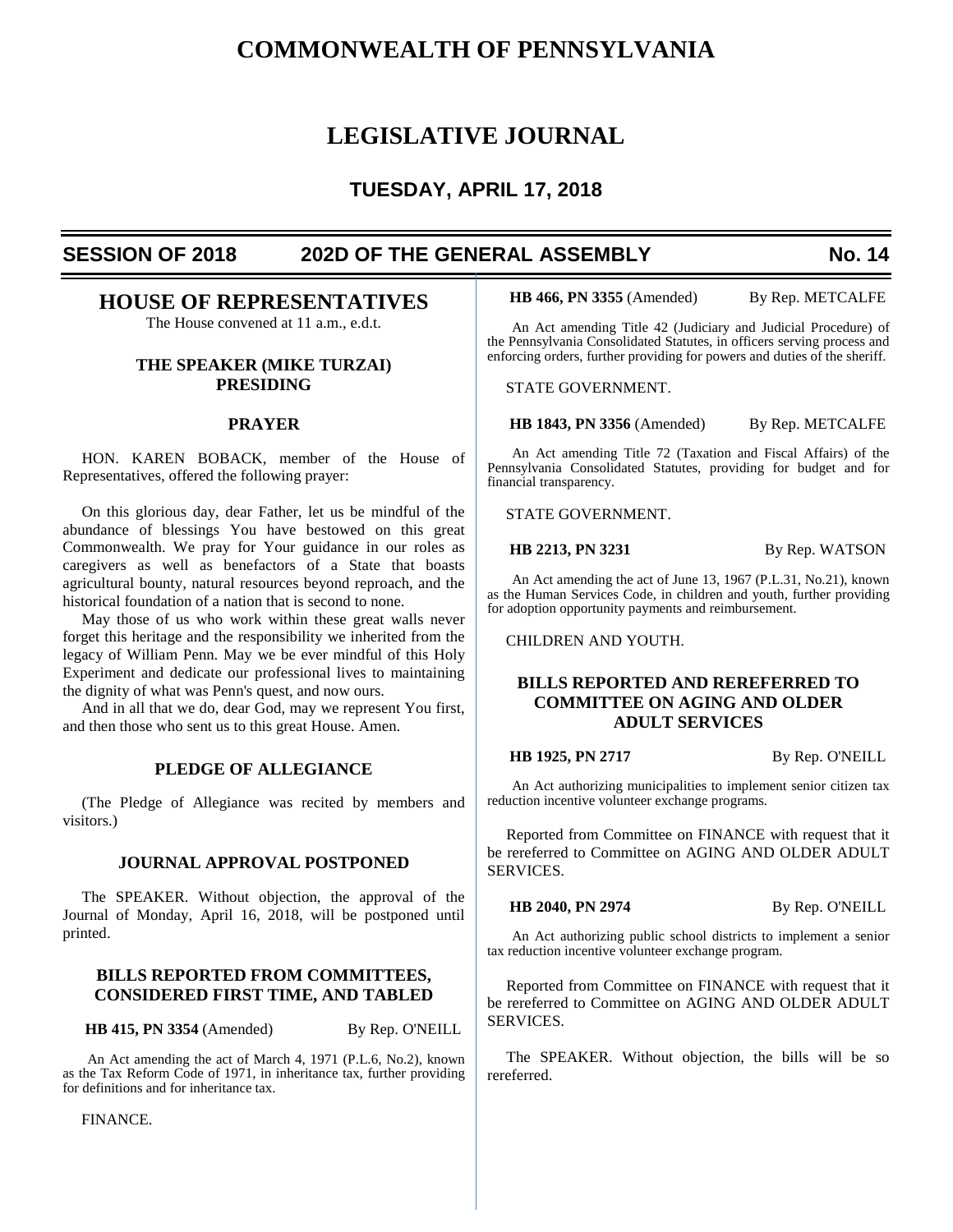# COMMONWEALTH OF PENNSYLVANIA

# LEGISLATIVE JOURNAL

## TUESDAY, APRIL 17, 2018

**SESSION OF 2018 — 202D OF THE GENERAL ASSEMBLY — No. 14**

## HOUSE OF REPRESENTATIVES

The House convened at 11 a.m., e.d.t.

### THE SPEAKER (MIKE TURZAI) PRESIDING

### PRAYER

HON. KAREN BOBACK, member of the House of Representatives, offered the following prayer:

On this glorious day, dear Father, let us be mindful of the abundance of blessings You have bestowed on this great Commonwealth. We pray for Your guidance in our roles as caregivers as well as benefactors of a State that boasts agricultural bounty, natural resources beyond reproach, and the historical foundation of a nation that is second to none.

May those of us who work within these great walls never forget this heritage and the responsibility we inherited from the legacy of William Penn. May we be ever mindful of this Holy Experiment and dedicate our professional lives to maintaining the dignity of what was Penn's quest, and now ours.

And in all that we do, dear God, may we represent You first, and then those who sent us to this great House. Amen.

### PLEDGE OF ALLEGIANCE

(The Pledge of Allegiance was recited by members and visitors.)

### JOURNAL APPROVAL POSTPONED

The SPEAKER. Without objection, the approval of the Journal of Monday, April 16, 2018, will be postponed until printed.

### BILLS REPORTED FROM COMMITTEES, CONSIDERED FIRST TIME, AND TABLED

**HB 415, PN 3354** (Amended) By Rep. O'NEILL

An Act amending the act of March 4, 1971 (P.L.6, No.2), known as the Tax Reform Code of 1971, in inheritance tax, further providing for definitions and for inheritance tax.

FINANCE.

**HB 466, PN 3355** (Amended) By Rep. METCALFE

An Act amending Title 42 (Judiciary and Judicial Procedure) of the Pennsylvania Consolidated Statutes, in officers serving process and enforcing orders, further providing for powers and duties of the sheriff.

STATE GOVERNMENT.

**HB 1843, PN 3356** (Amended) By Rep. METCALFE

An Act amending Title 72 (Taxation and Fiscal Affairs) of the Pennsylvania Consolidated Statutes, providing for budget and for financial transparency.

STATE GOVERNMENT.

**HB 2213, PN 3231** By Rep. WATSON

An Act amending the act of June 13, 1967 (P.L.31, No.21), known as the Human Services Code, in children and youth, further providing for adoption opportunity payments and reimbursement.

CHILDREN AND YOUTH.

### BILLS REPORTED AND REREFERRED TO COMMITTEE ON AGING AND OLDER ADULT SERVICES

**HB 1925, PN 2717** By Rep. O'NEILL

An Act authorizing municipalities to implement senior citizen tax reduction incentive volunteer exchange programs.

Reported from Committee on FINANCE with request that it be rereferred to Committee on AGING AND OLDER ADULT SERVICES.

**HB 2040, PN 2974** By Rep. O'NEILL

An Act authorizing public school districts to implement a senior tax reduction incentive volunteer exchange program.

Reported from Committee on FINANCE with request that it be rereferred to Committee on AGING AND OLDER ADULT SERVICES.

The SPEAKER. Without objection, the bills will be so rereferred.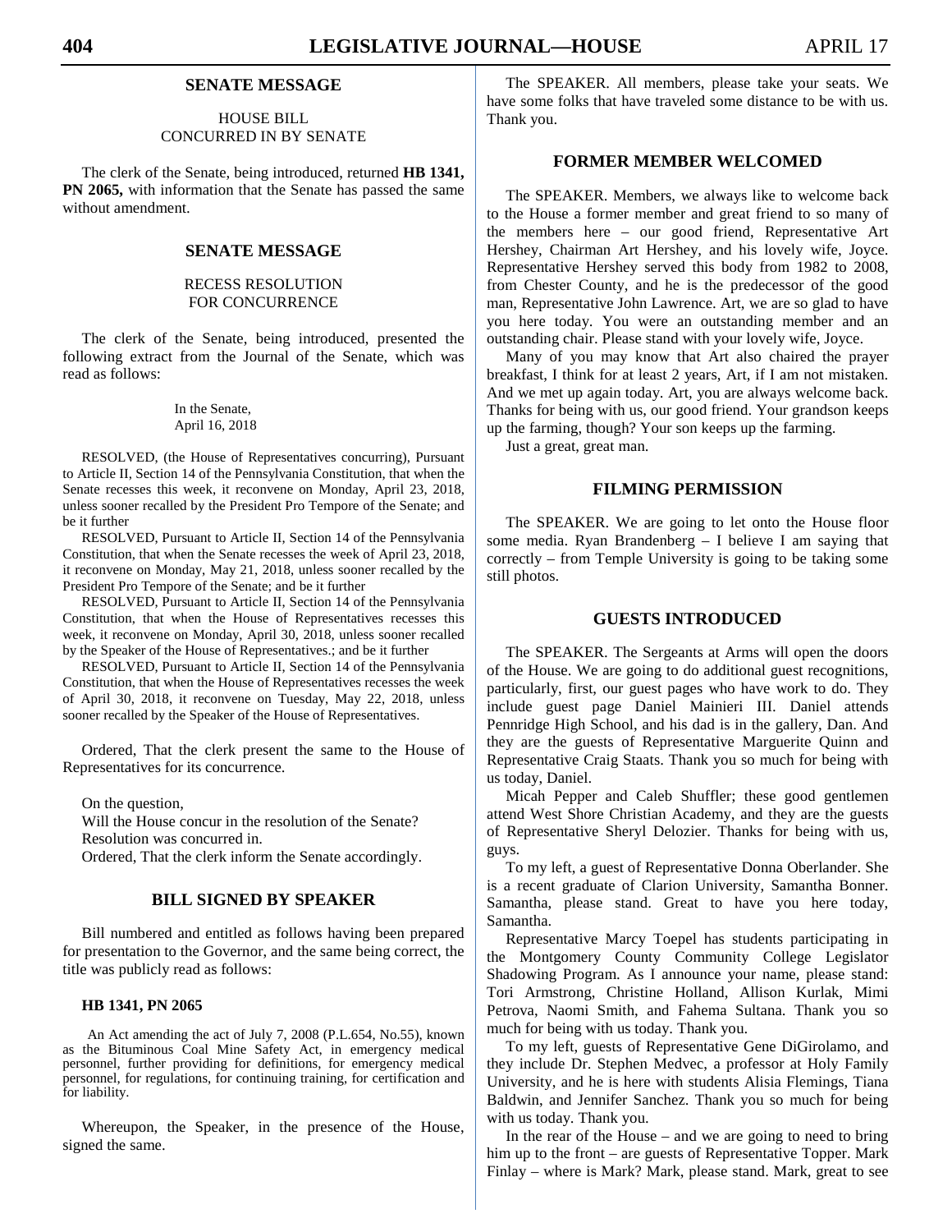## SENATE MESSAGE

HOUSE BILL
CONCURRED IN BY SENATE

The clerk of the Senate, being introduced, returned **HB 1341, PN 2065,** with information that the Senate has passed the same without amendment.

## SENATE MESSAGE

RECESS RESOLUTION
FOR CONCURRENCE

The clerk of the Senate, being introduced, presented the following extract from the Journal of the Senate, which was read as follows:

In the Senate,
April 16, 2018

RESOLVED, (the House of Representatives concurring), Pursuant to Article II, Section 14 of the Pennsylvania Constitution, that when the Senate recesses this week, it reconvene on Monday, April 23, 2018, unless sooner recalled by the President Pro Tempore of the Senate; and be it further

RESOLVED, Pursuant to Article II, Section 14 of the Pennsylvania Constitution, that when the Senate recesses the week of April 23, 2018, it reconvene on Monday, May 21, 2018, unless sooner recalled by the President Pro Tempore of the Senate; and be it further

RESOLVED, Pursuant to Article II, Section 14 of the Pennsylvania Constitution, that when the House of Representatives recesses this week, it reconvene on Monday, April 30, 2018, unless sooner recalled by the Speaker of the House of Representatives.; and be it further

RESOLVED, Pursuant to Article II, Section 14 of the Pennsylvania Constitution, that when the House of Representatives recesses the week of April 30, 2018, it reconvene on Tuesday, May 22, 2018, unless sooner recalled by the Speaker of the House of Representatives.

Ordered, That the clerk present the same to the House of Representatives for its concurrence.

On the question,
Will the House concur in the resolution of the Senate?
Resolution was concurred in.
Ordered, That the clerk inform the Senate accordingly.

## BILL SIGNED BY SPEAKER

Bill numbered and entitled as follows having been prepared for presentation to the Governor, and the same being correct, the title was publicly read as follows:

**HB 1341, PN 2065**

An Act amending the act of July 7, 2008 (P.L.654, No.55), known as the Bituminous Coal Mine Safety Act, in emergency medical personnel, further providing for definitions, for emergency medical personnel, for regulations, for continuing training, for certification and for liability.

Whereupon, the Speaker, in the presence of the House, signed the same.

The SPEAKER. All members, please take your seats. We have some folks that have traveled some distance to be with us. Thank you.

## FORMER MEMBER WELCOMED

The SPEAKER. Members, we always like to welcome back to the House a former member and great friend to so many of the members here – our good friend, Representative Art Hershey, Chairman Art Hershey, and his lovely wife, Joyce. Representative Hershey served this body from 1982 to 2008, from Chester County, and he is the predecessor of the good man, Representative John Lawrence. Art, we are so glad to have you here today. You were an outstanding member and an outstanding chair. Please stand with your lovely wife, Joyce.

Many of you may know that Art also chaired the prayer breakfast, I think for at least 2 years, Art, if I am not mistaken. And we met up again today. Art, you are always welcome back. Thanks for being with us, our good friend. Your grandson keeps up the farming, though? Your son keeps up the farming.

Just a great, great man.

## FILMING PERMISSION

The SPEAKER. We are going to let onto the House floor some media. Ryan Brandenberg – I believe I am saying that correctly – from Temple University is going to be taking some still photos.

## GUESTS INTRODUCED

The SPEAKER. The Sergeants at Arms will open the doors of the House. We are going to do additional guest recognitions, particularly, first, our guest pages who have work to do. They include guest page Daniel Mainieri III. Daniel attends Pennridge High School, and his dad is in the gallery, Dan. And they are the guests of Representative Marguerite Quinn and Representative Craig Staats. Thank you so much for being with us today, Daniel.

Micah Pepper and Caleb Shuffler; these good gentlemen attend West Shore Christian Academy, and they are the guests of Representative Sheryl Delozier. Thanks for being with us, guys.

To my left, a guest of Representative Donna Oberlander. She is a recent graduate of Clarion University, Samantha Bonner. Samantha, please stand. Great to have you here today, Samantha.

Representative Marcy Toepel has students participating in the Montgomery County Community College Legislator Shadowing Program. As I announce your name, please stand: Tori Armstrong, Christine Holland, Allison Kurlak, Mimi Petrova, Naomi Smith, and Fahema Sultana. Thank you so much for being with us today. Thank you.

To my left, guests of Representative Gene DiGirolamo, and they include Dr. Stephen Medvec, a professor at Holy Family University, and he is here with students Alisia Flemings, Tiana Baldwin, and Jennifer Sanchez. Thank you so much for being with us today. Thank you.

In the rear of the House – and we are going to need to bring him up to the front – are guests of Representative Topper. Mark Finlay – where is Mark? Mark, please stand. Mark, great to see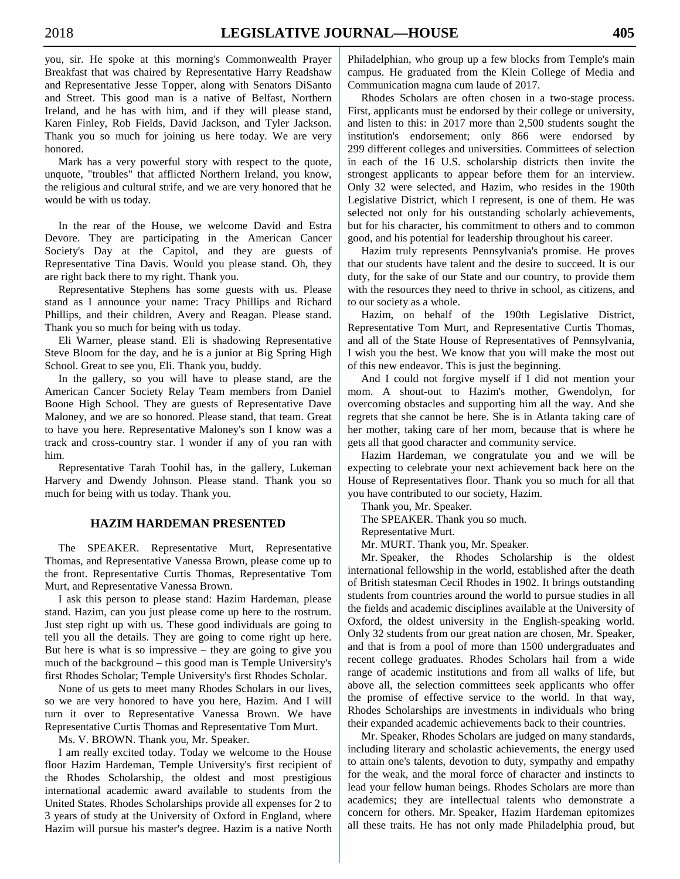you, sir. He spoke at this morning's Commonwealth Prayer Breakfast that was chaired by Representative Harry Readshaw and Representative Jesse Topper, along with Senators DiSanto and Street. This good man is a native of Belfast, Northern Ireland, and he has with him, and if they will please stand, Karen Finley, Rob Fields, David Jackson, and Tyler Jackson. Thank you so much for joining us here today. We are very honored.

Mark has a very powerful story with respect to the quote, unquote, "troubles" that afflicted Northern Ireland, you know, the religious and cultural strife, and we are very honored that he would be with us today.

In the rear of the House, we welcome David and Estra Devore. They are participating in the American Cancer Society's Day at the Capitol, and they are guests of Representative Tina Davis. Would you please stand. Oh, they are right back there to my right. Thank you.

Representative Stephens has some guests with us. Please stand as I announce your name: Tracy Phillips and Richard Phillips, and their children, Avery and Reagan. Please stand. Thank you so much for being with us today.

Eli Warner, please stand. Eli is shadowing Representative Steve Bloom for the day, and he is a junior at Big Spring High School. Great to see you, Eli. Thank you, buddy.

In the gallery, so you will have to please stand, are the American Cancer Society Relay Team members from Daniel Boone High School. They are guests of Representative Dave Maloney, and we are so honored. Please stand, that team. Great to have you here. Representative Maloney's son I know was a track and cross-country star. I wonder if any of you ran with him.

Representative Tarah Toohil has, in the gallery, Lukeman Harvery and Dwendy Johnson. Please stand. Thank you so much for being with us today. Thank you.

## HAZIM HARDEMAN PRESENTED

The SPEAKER. Representative Murt, Representative Thomas, and Representative Vanessa Brown, please come up to the front. Representative Curtis Thomas, Representative Tom Murt, and Representative Vanessa Brown.

I ask this person to please stand: Hazim Hardeman, please stand. Hazim, can you just please come up here to the rostrum. Just step right up with us. These good individuals are going to tell you all the details. They are going to come right up here. But here is what is so impressive – they are going to give you much of the background – this good man is Temple University's first Rhodes Scholar; Temple University's first Rhodes Scholar.

None of us gets to meet many Rhodes Scholars in our lives, so we are very honored to have you here, Hazim. And I will turn it over to Representative Vanessa Brown. We have Representative Curtis Thomas and Representative Tom Murt.

Ms. V. BROWN. Thank you, Mr. Speaker.

I am really excited today. Today we welcome to the House floor Hazim Hardeman, Temple University's first recipient of the Rhodes Scholarship, the oldest and most prestigious international academic award available to students from the United States. Rhodes Scholarships provide all expenses for 2 to 3 years of study at the University of Oxford in England, where Hazim will pursue his master's degree. Hazim is a native North Philadelphian, who group up a few blocks from Temple's main campus. He graduated from the Klein College of Media and Communication magna cum laude of 2017.

Rhodes Scholars are often chosen in a two-stage process. First, applicants must be endorsed by their college or university, and listen to this: in 2017 more than 2,500 students sought the institution's endorsement; only 866 were endorsed by 299 different colleges and universities. Committees of selection in each of the 16 U.S. scholarship districts then invite the strongest applicants to appear before them for an interview. Only 32 were selected, and Hazim, who resides in the 190th Legislative District, which I represent, is one of them. He was selected not only for his outstanding scholarly achievements, but for his character, his commitment to others and to common good, and his potential for leadership throughout his career.

Hazim truly represents Pennsylvania's promise. He proves that our students have talent and the desire to succeed. It is our duty, for the sake of our State and our country, to provide them with the resources they need to thrive in school, as citizens, and to our society as a whole.

Hazim, on behalf of the 190th Legislative District, Representative Tom Murt, and Representative Curtis Thomas, and all of the State House of Representatives of Pennsylvania, I wish you the best. We know that you will make the most out of this new endeavor. This is just the beginning.

And I could not forgive myself if I did not mention your mom. A shout-out to Hazim's mother, Gwendolyn, for overcoming obstacles and supporting him all the way. And she regrets that she cannot be here. She is in Atlanta taking care of her mother, taking care of her mom, because that is where he gets all that good character and community service.

Hazim Hardeman, we congratulate you and we will be expecting to celebrate your next achievement back here on the House of Representatives floor. Thank you so much for all that you have contributed to our society, Hazim.

Thank you, Mr. Speaker.

The SPEAKER. Thank you so much.

Representative Murt.

Mr. MURT. Thank you, Mr. Speaker.

Mr. Speaker, the Rhodes Scholarship is the oldest international fellowship in the world, established after the death of British statesman Cecil Rhodes in 1902. It brings outstanding students from countries around the world to pursue studies in all the fields and academic disciplines available at the University of Oxford, the oldest university in the English-speaking world. Only 32 students from our great nation are chosen, Mr. Speaker, and that is from a pool of more than 1500 undergraduates and recent college graduates. Rhodes Scholars hail from a wide range of academic institutions and from all walks of life, but above all, the selection committees seek applicants who offer the promise of effective service to the world. In that way, Rhodes Scholarships are investments in individuals who bring their expanded academic achievements back to their countries.

Mr. Speaker, Rhodes Scholars are judged on many standards, including literary and scholastic achievements, the energy used to attain one's talents, devotion to duty, sympathy and empathy for the weak, and the moral force of character and instincts to lead your fellow human beings. Rhodes Scholars are more than academics; they are intellectual talents who demonstrate a concern for others. Mr. Speaker, Hazim Hardeman epitomizes all these traits. He has not only made Philadelphia proud, but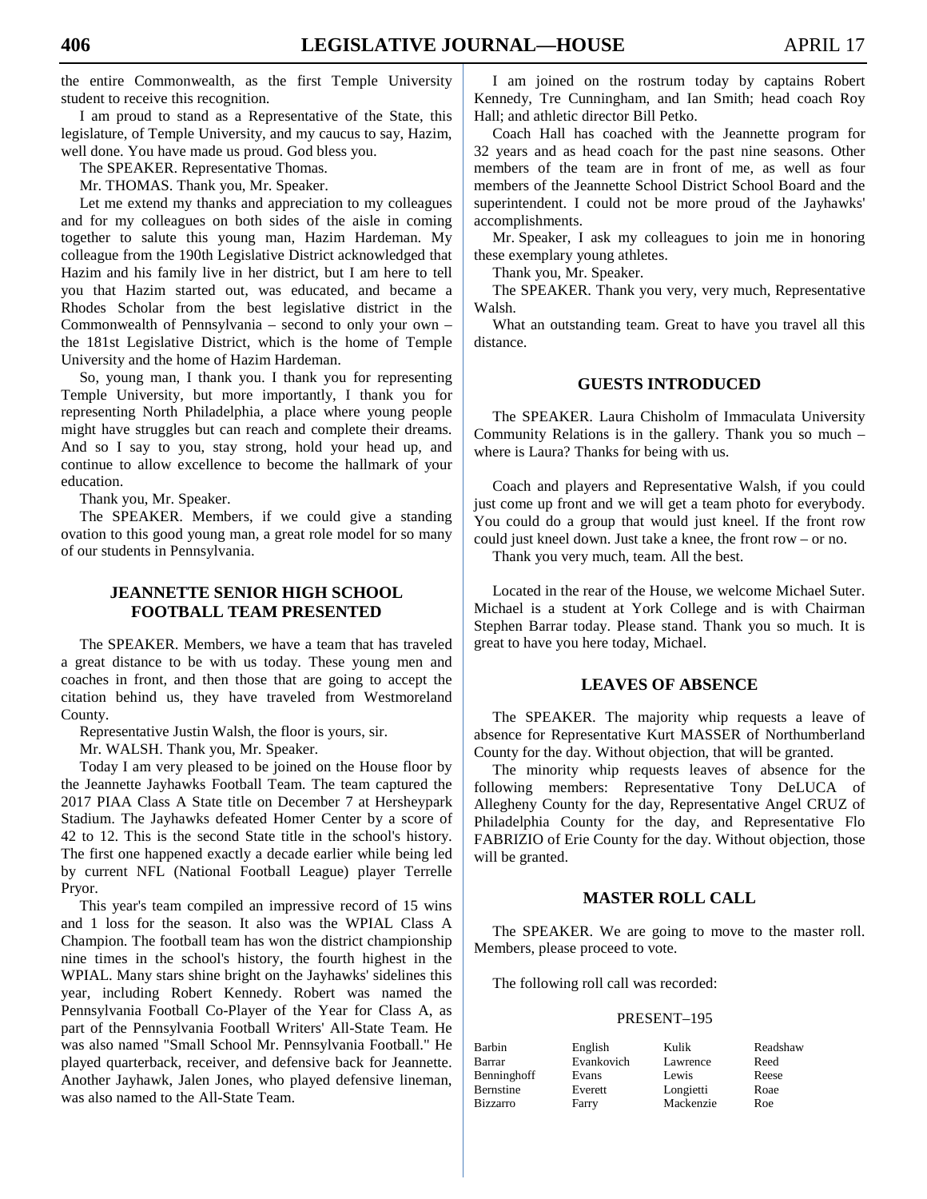the entire Commonwealth, as the first Temple University student to receive this recognition.

I am proud to stand as a Representative of the State, this legislature, of Temple University, and my caucus to say, Hazim, well done. You have made us proud. God bless you.

The SPEAKER. Representative Thomas.

Mr. THOMAS. Thank you, Mr. Speaker.

Let me extend my thanks and appreciation to my colleagues and for my colleagues on both sides of the aisle in coming together to salute this young man, Hazim Hardeman. My colleague from the 190th Legislative District acknowledged that Hazim and his family live in her district, but I am here to tell you that Hazim started out, was educated, and became a Rhodes Scholar from the best legislative district in the Commonwealth of Pennsylvania – second to only your own – the 181st Legislative District, which is the home of Temple University and the home of Hazim Hardeman.

So, young man, I thank you. I thank you for representing Temple University, but more importantly, I thank you for representing North Philadelphia, a place where young people might have struggles but can reach and complete their dreams. And so I say to you, stay strong, hold your head up, and continue to allow excellence to become the hallmark of your education.

Thank you, Mr. Speaker.

The SPEAKER. Members, if we could give a standing ovation to this good young man, a great role model for so many of our students in Pennsylvania.

## JEANNETTE SENIOR HIGH SCHOOL FOOTBALL TEAM PRESENTED

The SPEAKER. Members, we have a team that has traveled a great distance to be with us today. These young men and coaches in front, and then those that are going to accept the citation behind us, they have traveled from Westmoreland County.

Representative Justin Walsh, the floor is yours, sir.

Mr. WALSH. Thank you, Mr. Speaker.

Today I am very pleased to be joined on the House floor by the Jeannette Jayhawks Football Team. The team captured the 2017 PIAA Class A State title on December 7 at Hersheypark Stadium. The Jayhawks defeated Homer Center by a score of 42 to 12. This is the second State title in the school's history. The first one happened exactly a decade earlier while being led by current NFL (National Football League) player Terrelle Pryor.

This year's team compiled an impressive record of 15 wins and 1 loss for the season. It also was the WPIAL Class A Champion. The football team has won the district championship nine times in the school's history, the fourth highest in the WPIAL. Many stars shine bright on the Jayhawks' sidelines this year, including Robert Kennedy. Robert was named the Pennsylvania Football Co-Player of the Year for Class A, as part of the Pennsylvania Football Writers' All-State Team. He was also named "Small School Mr. Pennsylvania Football." He played quarterback, receiver, and defensive back for Jeannette. Another Jayhawk, Jalen Jones, who played defensive lineman, was also named to the All-State Team.

I am joined on the rostrum today by captains Robert Kennedy, Tre Cunningham, and Ian Smith; head coach Roy Hall; and athletic director Bill Petko.

Coach Hall has coached with the Jeannette program for 32 years and as head coach for the past nine seasons. Other members of the team are in front of me, as well as four members of the Jeannette School District School Board and the superintendent. I could not be more proud of the Jayhawks' accomplishments.

Mr. Speaker, I ask my colleagues to join me in honoring these exemplary young athletes.

Thank you, Mr. Speaker.

The SPEAKER. Thank you very, very much, Representative Walsh.

What an outstanding team. Great to have you travel all this distance.

## GUESTS INTRODUCED

The SPEAKER. Laura Chisholm of Immaculata University Community Relations is in the gallery. Thank you so much – where is Laura? Thanks for being with us.

Coach and players and Representative Walsh, if you could just come up front and we will get a team photo for everybody. You could do a group that would just kneel. If the front row could just kneel down. Just take a knee, the front row – or no.

Thank you very much, team. All the best.

Located in the rear of the House, we welcome Michael Suter. Michael is a student at York College and is with Chairman Stephen Barrar today. Please stand. Thank you so much. It is great to have you here today, Michael.

## LEAVES OF ABSENCE

The SPEAKER. The majority whip requests a leave of absence for Representative Kurt MASSER of Northumberland County for the day. Without objection, that will be granted.

The minority whip requests leaves of absence for the following members: Representative Tony DeLUCA of Allegheny County for the day, Representative Angel CRUZ of Philadelphia County for the day, and Representative Flo FABRIZIO of Erie County for the day. Without objection, those will be granted.

## MASTER ROLL CALL

The SPEAKER. We are going to move to the master roll. Members, please proceed to vote.

The following roll call was recorded:

PRESENT–195

| | | | |
|---|---|---|---|
| Barbin | English | Kulik | Readshaw |
| Barrar | Evankovich | Lawrence | Reed |
| Benninghoff | Evans | Lewis | Reese |
| Bernstine | Everett | Longietti | Roae |
| Bizzarro | Farry | Mackenzie | Roe |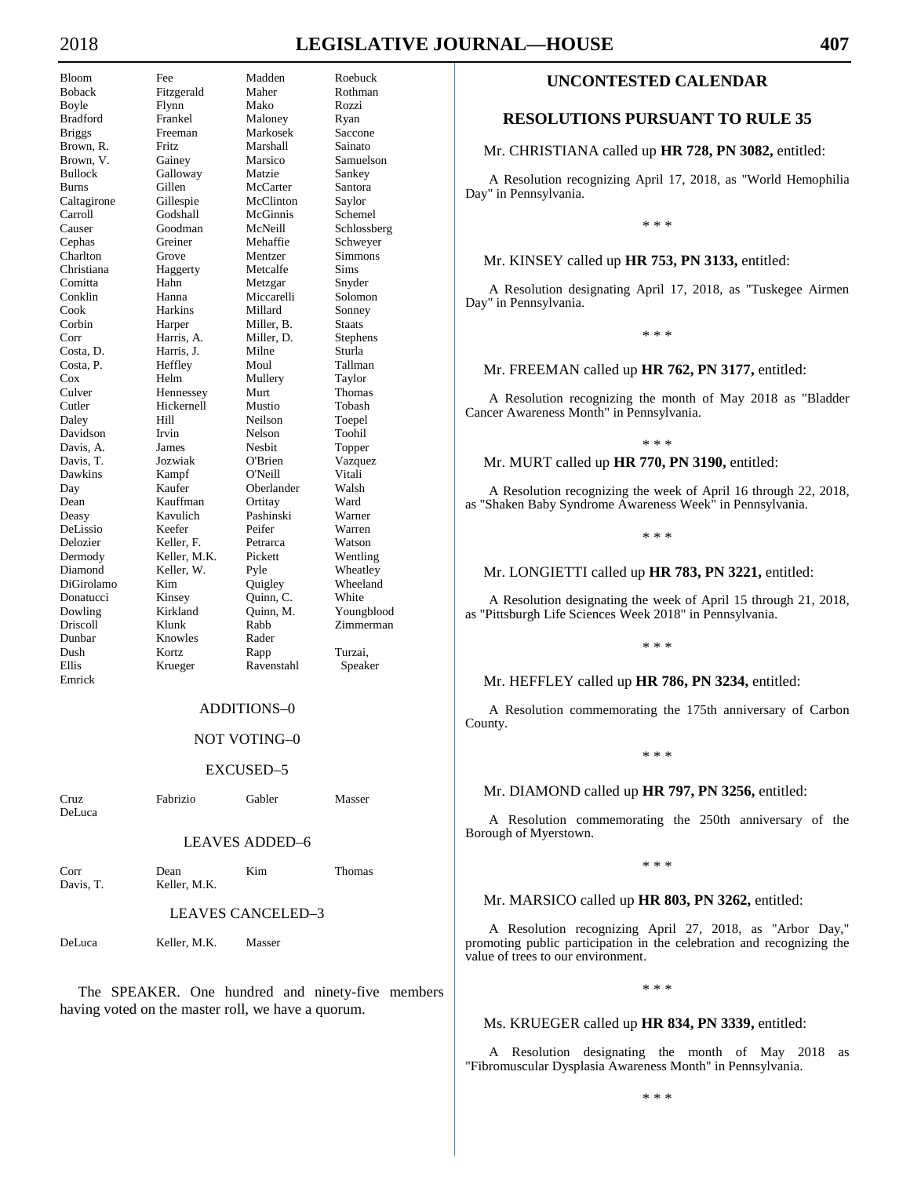| | | | |
|---|---|---|---|
| Bloom | Fee | Madden | Roebuck |
| Boback | Fitzgerald | Maher | Rothman |
| Boyle | Flynn | Mako | Rozzi |
| Bradford | Frankel | Maloney | Ryan |
| Briggs | Freeman | Markosek | Saccone |
| Brown, R. | Fritz | Marshall | Sainato |
| Brown, V. | Gainey | Marsico | Samuelson |
| Bullock | Galloway | Matzie | Sankey |
| Burns | Gillen | McCarter | Santora |
| Caltagirone | Gillespie | McClinton | Saylor |
| Carroll | Godshall | McGinnis | Schemel |
| Causer | Goodman | McNeill | Schlossberg |
| Cephas | Greiner | Mehaffie | Schweyer |
| Charlton | Grove | Mentzer | Simmons |
| Christiana | Haggerty | Metcalfe | Sims |
| Comitta | Hahn | Metzgar | Snyder |
| Conklin | Hanna | Miccarelli | Solomon |
| Cook | Harkins | Millard | Sonney |
| Corbin | Harper | Miller, B. | Staats |
| Corr | Harris, A. | Miller, D. | Stephens |
| Costa, D. | Harris, J. | Milne | Sturla |
| Costa, P. | Heffley | Moul | Tallman |
| Cox | Helm | Mullery | Taylor |
| Culver | Hennessey | Murt | Thomas |
| Cutler | Hickernell | Mustio | Tobash |
| Daley | Hill | Neilson | Toepel |
| Davidson | Irvin | Nelson | Toohil |
| Davis, A. | James | Nesbit | Topper |
| Davis, T. | Jozwiak | O'Brien | Vazquez |
| Dawkins | Kampf | O'Neill | Vitali |
| Day | Kaufer | Oberlander | Walsh |
| Dean | Kauffman | Ortitay | Ward |
| Deasy | Kavulich | Pashinski | Warner |
| DeLissio | Keefer | Peifer | Warren |
| Delozier | Keller, F. | Petrarca | Watson |
| Dermody | Keller, M.K. | Pickett | Wentling |
| Diamond | Keller, W. | Pyle | Wheatley |
| DiGirolamo | Kim | Quigley | Wheeland |
| Donatucci | Kinsey | Quinn, C. | White |
| Dowling | Kirkland | Quinn, M. | Youngblood |
| Driscoll | Klunk | Rabb | Zimmerman |
| Dunbar | Knowles | Rader | |
| Dush | Kortz | Rapp | Turzai, |
| Ellis | Krueger | Ravenstahl | Speaker |
| Emrick | | | |

ADDITIONS–0

NOT VOTING–0

EXCUSED–5

| | | | |
|---|---|---|---|
| Cruz | Fabrizio | Gabler | Masser |
| DeLuca | | | |

LEAVES ADDED–6

| | | | |
|---|---|---|---|
| Corr | Dean | Kim | Thomas |
| Davis, T. | Keller, M.K. | | |

LEAVES CANCELED–3

| | | |
|---|---|---|
| DeLuca | Keller, M.K. | Masser |

The SPEAKER. One hundred and ninety-five members having voted on the master roll, we have a quorum.

## UNCONTESTED CALENDAR

## RESOLUTIONS PURSUANT TO RULE 35

Mr. CHRISTIANA called up **HR 728, PN 3082,** entitled:

A Resolution recognizing April 17, 2018, as "World Hemophilia Day" in Pennsylvania.

* * *

Mr. KINSEY called up **HR 753, PN 3133,** entitled:

A Resolution designating April 17, 2018, as "Tuskegee Airmen Day" in Pennsylvania.

* * *

Mr. FREEMAN called up **HR 762, PN 3177,** entitled:

A Resolution recognizing the month of May 2018 as "Bladder Cancer Awareness Month" in Pennsylvania.

* * *

Mr. MURT called up **HR 770, PN 3190,** entitled:

A Resolution recognizing the week of April 16 through 22, 2018, as "Shaken Baby Syndrome Awareness Week" in Pennsylvania.

* * *

Mr. LONGIETTI called up **HR 783, PN 3221,** entitled:

A Resolution designating the week of April 15 through 21, 2018, as "Pittsburgh Life Sciences Week 2018" in Pennsylvania.

* * *

Mr. HEFFLEY called up **HR 786, PN 3234,** entitled:

A Resolution commemorating the 175th anniversary of Carbon County.

* * *

Mr. DIAMOND called up **HR 797, PN 3256,** entitled:

A Resolution commemorating the 250th anniversary of the Borough of Myerstown.

* * *

Mr. MARSICO called up **HR 803, PN 3262,** entitled:

A Resolution recognizing April 27, 2018, as "Arbor Day," promoting public participation in the celebration and recognizing the value of trees to our environment.

* * *

Ms. KRUEGER called up **HR 834, PN 3339,** entitled:

A Resolution designating the month of May 2018 as "Fibromuscular Dysplasia Awareness Month" in Pennsylvania.

* * *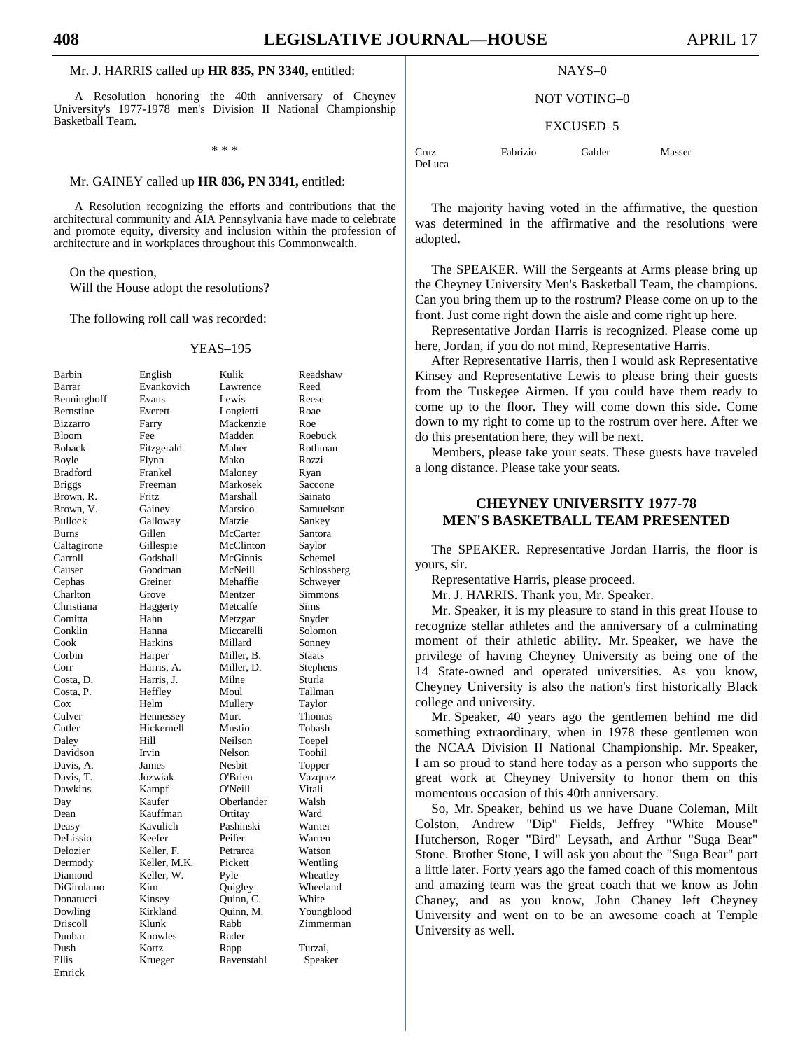Mr. J. HARRIS called up **HR 835, PN 3340,** entitled:

A Resolution honoring the 40th anniversary of Cheyney University's 1977-1978 men's Division II National Championship Basketball Team.

\* \* \*

Mr. GAINEY called up **HR 836, PN 3341,** entitled:

A Resolution recognizing the efforts and contributions that the architectural community and AIA Pennsylvania have made to celebrate and promote equity, diversity and inclusion within the profession of architecture and in workplaces throughout this Commonwealth.

On the question,
Will the House adopt the resolutions?

The following roll call was recorded:

YEAS–195

| | | | |
|---|---|---|---|
| Barbin | English | Kulik | Readshaw |
| Barrar | Evankovich | Lawrence | Reed |
| Benninghoff | Evans | Lewis | Reese |
| Bernstine | Everett | Longietti | Roae |
| Bizzarro | Farry | Mackenzie | Roe |
| Bloom | Fee | Madden | Roebuck |
| Boback | Fitzgerald | Maher | Rothman |
| Boyle | Flynn | Mako | Rozzi |
| Bradford | Frankel | Maloney | Ryan |
| Briggs | Freeman | Markosek | Saccone |
| Brown, R. | Fritz | Marshall | Sainato |
| Brown, V. | Gainey | Marsico | Samuelson |
| Bullock | Galloway | Matzie | Sankey |
| Burns | Gillen | McCarter | Santora |
| Caltagirone | Gillespie | McClinton | Saylor |
| Carroll | Godshall | McGinnis | Schemel |
| Causer | Goodman | McNeill | Schlossberg |
| Cephas | Greiner | Mehaffie | Schweyer |
| Charlton | Grove | Mentzer | Simmons |
| Christiana | Haggerty | Metcalfe | Sims |
| Comitta | Hahn | Metzgar | Snyder |
| Conklin | Hanna | Miccarelli | Solomon |
| Cook | Harkins | Millard | Sonney |
| Corbin | Harper | Miller, B. | Staats |
| Corr | Harris, A. | Miller, D. | Stephens |
| Costa, D. | Harris, J. | Milne | Sturla |
| Costa, P. | Heffley | Moul | Tallman |
| Cox | Helm | Mullery | Taylor |
| Culver | Hennessey | Murt | Thomas |
| Cutler | Hickernell | Mustio | Tobash |
| Daley | Hill | Neilson | Toepel |
| Davidson | Irvin | Nelson | Toohil |
| Davis, A. | James | Nesbit | Topper |
| Davis, T. | Jozwiak | O'Brien | Vazquez |
| Dawkins | Kampf | O'Neill | Vitali |
| Day | Kaufer | Oberlander | Walsh |
| Dean | Kauffman | Ortitay | Ward |
| Deasy | Kavulich | Pashinski | Warner |
| DeLissio | Keefer | Peifer | Warren |
| Delozier | Keller, F. | Petrarca | Watson |
| Dermody | Keller, M.K. | Pickett | Wentling |
| Diamond | Keller, W. | Pyle | Wheatley |
| DiGirolamo | Kim | Quigley | Wheeland |
| Donatucci | Kinsey | Quinn, C. | White |
| Dowling | Kirkland | Quinn, M. | Youngblood |
| Driscoll | Klunk | Rabb | Zimmerman |
| Dunbar | Knowles | Rader | |
| Dush | Kortz | Rapp | Turzai, |
| Ellis | Krueger | Ravenstahl | Speaker |
| Emrick | | | |

NAYS–0

NOT VOTING–0

EXCUSED–5

| | | | |
|---|---|---|---|
| Cruz | Fabrizio | Gabler | Masser |
| DeLuca | | | |

The majority having voted in the affirmative, the question was determined in the affirmative and the resolutions were adopted.

The SPEAKER. Will the Sergeants at Arms please bring up the Cheyney University Men's Basketball Team, the champions. Can you bring them up to the rostrum? Please come on up to the front. Just come right down the aisle and come right up here.

Representative Jordan Harris is recognized. Please come up here, Jordan, if you do not mind, Representative Harris.

After Representative Harris, then I would ask Representative Kinsey and Representative Lewis to please bring their guests from the Tuskegee Airmen. If you could have them ready to come up to the floor. They will come down this side. Come down to my right to come up to the rostrum over here. After we do this presentation here, they will be next.

Members, please take your seats. These guests have traveled a long distance. Please take your seats.

## CHEYNEY UNIVERSITY 1977-78 MEN'S BASKETBALL TEAM PRESENTED

The SPEAKER. Representative Jordan Harris, the floor is yours, sir.

Representative Harris, please proceed.

Mr. J. HARRIS. Thank you, Mr. Speaker.

Mr. Speaker, it is my pleasure to stand in this great House to recognize stellar athletes and the anniversary of a culminating moment of their athletic ability. Mr. Speaker, we have the privilege of having Cheyney University as being one of the 14 State-owned and operated universities. As you know, Cheyney University is also the nation's first historically Black college and university.

Mr. Speaker, 40 years ago the gentlemen behind me did something extraordinary, when in 1978 these gentlemen won the NCAA Division II National Championship. Mr. Speaker, I am so proud to stand here today as a person who supports the great work at Cheyney University to honor them on this momentous occasion of this 40th anniversary.

So, Mr. Speaker, behind us we have Duane Coleman, Milt Colston, Andrew "Dip" Fields, Jeffrey "White Mouse" Hutcherson, Roger "Bird" Leysath, and Arthur "Suga Bear" Stone. Brother Stone, I will ask you about the "Suga Bear" part a little later. Forty years ago the famed coach of this momentous and amazing team was the great coach that we know as John Chaney, and as you know, John Chaney left Cheyney University and went on to be an awesome coach at Temple University as well.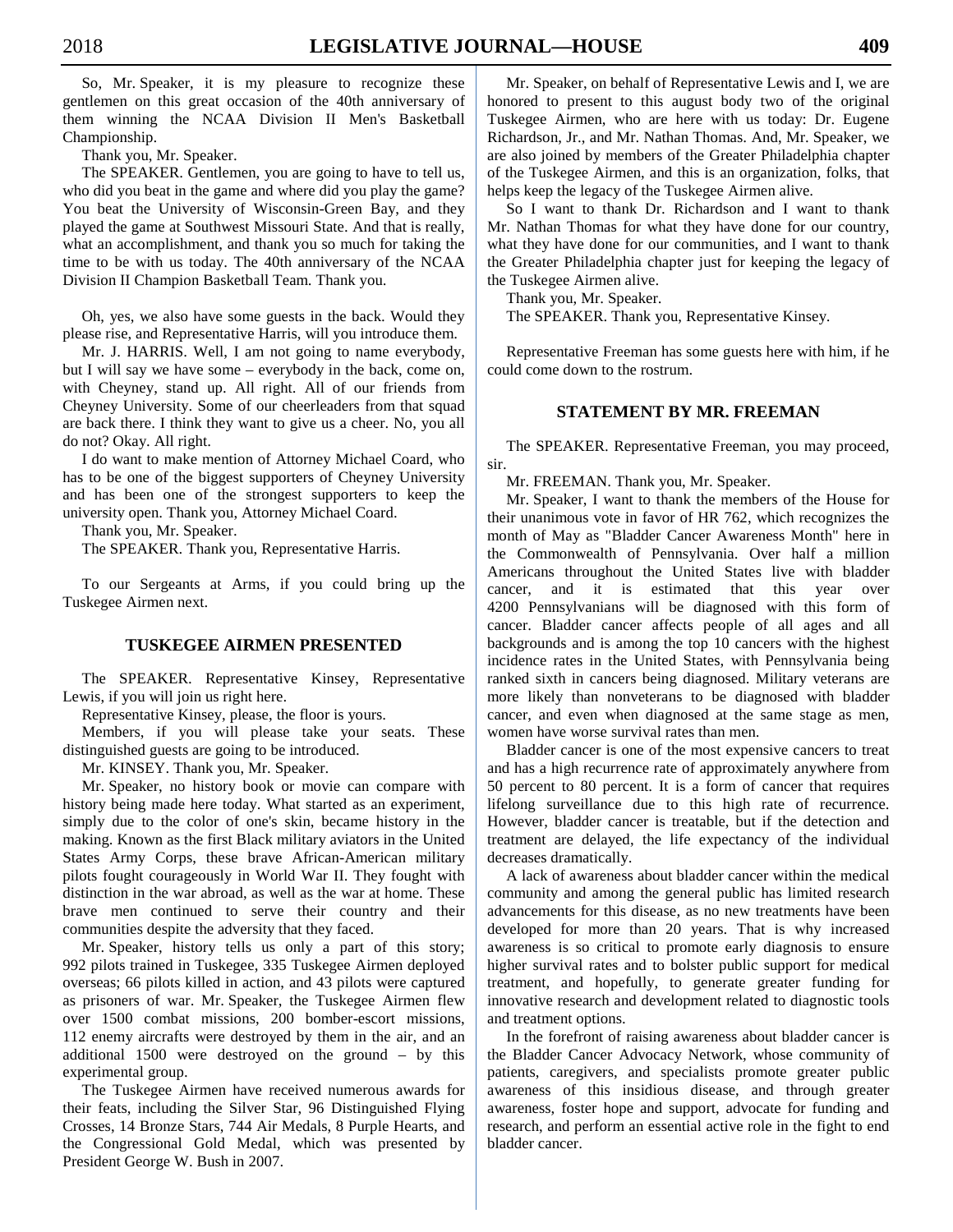So, Mr. Speaker, it is my pleasure to recognize these gentlemen on this great occasion of the 40th anniversary of them winning the NCAA Division II Men's Basketball Championship.

Thank you, Mr. Speaker.

The SPEAKER. Gentlemen, you are going to have to tell us, who did you beat in the game and where did you play the game? You beat the University of Wisconsin-Green Bay, and they played the game at Southwest Missouri State. And that is really, what an accomplishment, and thank you so much for taking the time to be with us today. The 40th anniversary of the NCAA Division II Champion Basketball Team. Thank you.

Oh, yes, we also have some guests in the back. Would they please rise, and Representative Harris, will you introduce them.

Mr. J. HARRIS. Well, I am not going to name everybody, but I will say we have some – everybody in the back, come on, with Cheyney, stand up. All right. All of our friends from Cheyney University. Some of our cheerleaders from that squad are back there. I think they want to give us a cheer. No, you all do not? Okay. All right.

I do want to make mention of Attorney Michael Coard, who has to be one of the biggest supporters of Cheyney University and has been one of the strongest supporters to keep the university open. Thank you, Attorney Michael Coard.

Thank you, Mr. Speaker.

The SPEAKER. Thank you, Representative Harris.

To our Sergeants at Arms, if you could bring up the Tuskegee Airmen next.

## TUSKEGEE AIRMEN PRESENTED

The SPEAKER. Representative Kinsey, Representative Lewis, if you will join us right here.

Representative Kinsey, please, the floor is yours.

Members, if you will please take your seats. These distinguished guests are going to be introduced.

Mr. KINSEY. Thank you, Mr. Speaker.

Mr. Speaker, no history book or movie can compare with history being made here today. What started as an experiment, simply due to the color of one's skin, became history in the making. Known as the first Black military aviators in the United States Army Corps, these brave African-American military pilots fought courageously in World War II. They fought with distinction in the war abroad, as well as the war at home. These brave men continued to serve their country and their communities despite the adversity that they faced.

Mr. Speaker, history tells us only a part of this story; 992 pilots trained in Tuskegee, 335 Tuskegee Airmen deployed overseas; 66 pilots killed in action, and 43 pilots were captured as prisoners of war. Mr. Speaker, the Tuskegee Airmen flew over 1500 combat missions, 200 bomber-escort missions, 112 enemy aircrafts were destroyed by them in the air, and an additional 1500 were destroyed on the ground – by this experimental group.

The Tuskegee Airmen have received numerous awards for their feats, including the Silver Star, 96 Distinguished Flying Crosses, 14 Bronze Stars, 744 Air Medals, 8 Purple Hearts, and the Congressional Gold Medal, which was presented by President George W. Bush in 2007.

Mr. Speaker, on behalf of Representative Lewis and I, we are honored to present to this august body two of the original Tuskegee Airmen, who are here with us today: Dr. Eugene Richardson, Jr., and Mr. Nathan Thomas. And, Mr. Speaker, we are also joined by members of the Greater Philadelphia chapter of the Tuskegee Airmen, and this is an organization, folks, that helps keep the legacy of the Tuskegee Airmen alive.

So I want to thank Dr. Richardson and I want to thank Mr. Nathan Thomas for what they have done for our country, what they have done for our communities, and I want to thank the Greater Philadelphia chapter just for keeping the legacy of the Tuskegee Airmen alive.

Thank you, Mr. Speaker.

The SPEAKER. Thank you, Representative Kinsey.

Representative Freeman has some guests here with him, if he could come down to the rostrum.

## STATEMENT BY MR. FREEMAN

The SPEAKER. Representative Freeman, you may proceed, sir.

Mr. FREEMAN. Thank you, Mr. Speaker.

Mr. Speaker, I want to thank the members of the House for their unanimous vote in favor of HR 762, which recognizes the month of May as "Bladder Cancer Awareness Month" here in the Commonwealth of Pennsylvania. Over half a million Americans throughout the United States live with bladder cancer, and it is estimated that this year over 4200 Pennsylvanians will be diagnosed with this form of cancer. Bladder cancer affects people of all ages and all backgrounds and is among the top 10 cancers with the highest incidence rates in the United States, with Pennsylvania being ranked sixth in cancers being diagnosed. Military veterans are more likely than nonveterans to be diagnosed with bladder cancer, and even when diagnosed at the same stage as men, women have worse survival rates than men.

Bladder cancer is one of the most expensive cancers to treat and has a high recurrence rate of approximately anywhere from 50 percent to 80 percent. It is a form of cancer that requires lifelong surveillance due to this high rate of recurrence. However, bladder cancer is treatable, but if the detection and treatment are delayed, the life expectancy of the individual decreases dramatically.

A lack of awareness about bladder cancer within the medical community and among the general public has limited research advancements for this disease, as no new treatments have been developed for more than 20 years. That is why increased awareness is so critical to promote early diagnosis to ensure higher survival rates and to bolster public support for medical treatment, and hopefully, to generate greater funding for innovative research and development related to diagnostic tools and treatment options.

In the forefront of raising awareness about bladder cancer is the Bladder Cancer Advocacy Network, whose community of patients, caregivers, and specialists promote greater public awareness of this insidious disease, and through greater awareness, foster hope and support, advocate for funding and research, and perform an essential active role in the fight to end bladder cancer.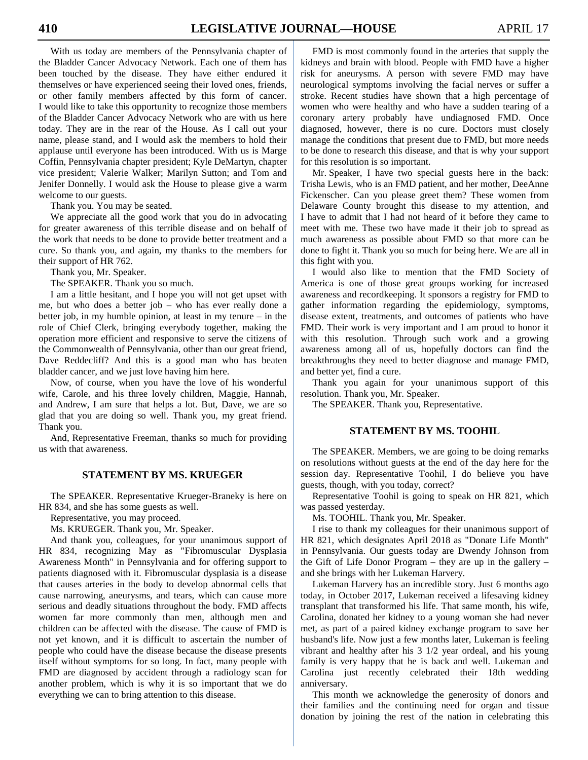With us today are members of the Pennsylvania chapter of the Bladder Cancer Advocacy Network. Each one of them has been touched by the disease. They have either endured it themselves or have experienced seeing their loved ones, friends, or other family members affected by this form of cancer. I would like to take this opportunity to recognize those members of the Bladder Cancer Advocacy Network who are with us here today. They are in the rear of the House. As I call out your name, please stand, and I would ask the members to hold their applause until everyone has been introduced. With us is Marge Coffin, Pennsylvania chapter president; Kyle DeMartyn, chapter vice president; Valerie Walker; Marilyn Sutton; and Tom and Jenifer Donnelly. I would ask the House to please give a warm welcome to our guests.

Thank you. You may be seated.

We appreciate all the good work that you do in advocating for greater awareness of this terrible disease and on behalf of the work that needs to be done to provide better treatment and a cure. So thank you, and again, my thanks to the members for their support of HR 762.

Thank you, Mr. Speaker.

The SPEAKER. Thank you so much.

I am a little hesitant, and I hope you will not get upset with me, but who does a better job – who has ever really done a better job, in my humble opinion, at least in my tenure – in the role of Chief Clerk, bringing everybody together, making the operation more efficient and responsive to serve the citizens of the Commonwealth of Pennsylvania, other than our great friend, Dave Reddecliff? And this is a good man who has beaten bladder cancer, and we just love having him here.

Now, of course, when you have the love of his wonderful wife, Carole, and his three lovely children, Maggie, Hannah, and Andrew, I am sure that helps a lot. But, Dave, we are so glad that you are doing so well. Thank you, my great friend. Thank you.

And, Representative Freeman, thanks so much for providing us with that awareness.

## STATEMENT BY MS. KRUEGER

The SPEAKER. Representative Krueger-Braneky is here on HR 834, and she has some guests as well.

Representative, you may proceed.

Ms. KRUEGER. Thank you, Mr. Speaker.

And thank you, colleagues, for your unanimous support of HR 834, recognizing May as "Fibromuscular Dysplasia Awareness Month" in Pennsylvania and for offering support to patients diagnosed with it. Fibromuscular dysplasia is a disease that causes arteries in the body to develop abnormal cells that cause narrowing, aneurysms, and tears, which can cause more serious and deadly situations throughout the body. FMD affects women far more commonly than men, although men and children can be affected with the disease. The cause of FMD is not yet known, and it is difficult to ascertain the number of people who could have the disease because the disease presents itself without symptoms for so long. In fact, many people with FMD are diagnosed by accident through a radiology scan for another problem, which is why it is so important that we do everything we can to bring attention to this disease.

FMD is most commonly found in the arteries that supply the kidneys and brain with blood. People with FMD have a higher risk for aneurysms. A person with severe FMD may have neurological symptoms involving the facial nerves or suffer a stroke. Recent studies have shown that a high percentage of women who were healthy and who have a sudden tearing of a coronary artery probably have undiagnosed FMD. Once diagnosed, however, there is no cure. Doctors must closely manage the conditions that present due to FMD, but more needs to be done to research this disease, and that is why your support for this resolution is so important.

Mr. Speaker, I have two special guests here in the back: Trisha Lewis, who is an FMD patient, and her mother, DeeAnne Fickenscher. Can you please greet them? These women from Delaware County brought this disease to my attention, and I have to admit that I had not heard of it before they came to meet with me. These two have made it their job to spread as much awareness as possible about FMD so that more can be done to fight it. Thank you so much for being here. We are all in this fight with you.

I would also like to mention that the FMD Society of America is one of those great groups working for increased awareness and recordkeeping. It sponsors a registry for FMD to gather information regarding the epidemiology, symptoms, disease extent, treatments, and outcomes of patients who have FMD. Their work is very important and I am proud to honor it with this resolution. Through such work and a growing awareness among all of us, hopefully doctors can find the breakthroughs they need to better diagnose and manage FMD, and better yet, find a cure.

Thank you again for your unanimous support of this resolution. Thank you, Mr. Speaker.

The SPEAKER. Thank you, Representative.

## STATEMENT BY MS. TOOHIL

The SPEAKER. Members, we are going to be doing remarks on resolutions without guests at the end of the day here for the session day. Representative Toohil, I do believe you have guests, though, with you today, correct?

Representative Toohil is going to speak on HR 821, which was passed yesterday.

Ms. TOOHIL. Thank you, Mr. Speaker.

I rise to thank my colleagues for their unanimous support of HR 821, which designates April 2018 as "Donate Life Month" in Pennsylvania. Our guests today are Dwendy Johnson from the Gift of Life Donor Program – they are up in the gallery – and she brings with her Lukeman Harvery.

Lukeman Harvery has an incredible story. Just 6 months ago today, in October 2017, Lukeman received a lifesaving kidney transplant that transformed his life. That same month, his wife, Carolina, donated her kidney to a young woman she had never met, as part of a paired kidney exchange program to save her husband's life. Now just a few months later, Lukeman is feeling vibrant and healthy after his 3 1/2 year ordeal, and his young family is very happy that he is back and well. Lukeman and Carolina just recently celebrated their 18th wedding anniversary.

This month we acknowledge the generosity of donors and their families and the continuing need for organ and tissue donation by joining the rest of the nation in celebrating this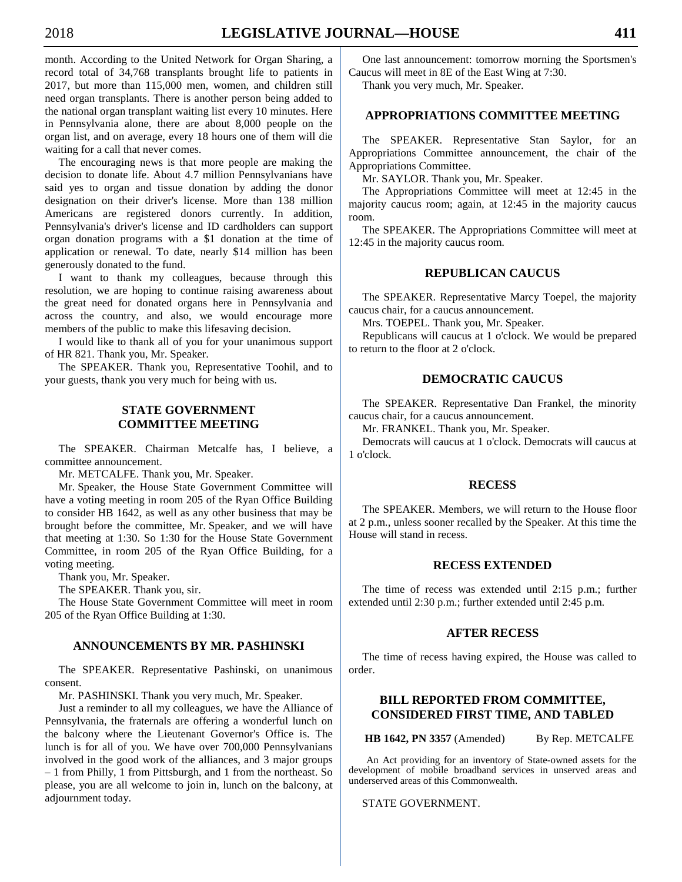month. According to the United Network for Organ Sharing, a record total of 34,768 transplants brought life to patients in 2017, but more than 115,000 men, women, and children still need organ transplants. There is another person being added to the national organ transplant waiting list every 10 minutes. Here in Pennsylvania alone, there are about 8,000 people on the organ list, and on average, every 18 hours one of them will die waiting for a call that never comes.

The encouraging news is that more people are making the decision to donate life. About 4.7 million Pennsylvanians have said yes to organ and tissue donation by adding the donor designation on their driver's license. More than 138 million Americans are registered donors currently. In addition, Pennsylvania's driver's license and ID cardholders can support organ donation programs with a $1 donation at the time of application or renewal. To date, nearly $14 million has been generously donated to the fund.

I want to thank my colleagues, because through this resolution, we are hoping to continue raising awareness about the great need for donated organs here in Pennsylvania and across the country, and also, we would encourage more members of the public to make this lifesaving decision.

I would like to thank all of you for your unanimous support of HR 821. Thank you, Mr. Speaker.

The SPEAKER. Thank you, Representative Toohil, and to your guests, thank you very much for being with us.

## STATE GOVERNMENT COMMITTEE MEETING

The SPEAKER. Chairman Metcalfe has, I believe, a committee announcement.

Mr. METCALFE. Thank you, Mr. Speaker.

Mr. Speaker, the House State Government Committee will have a voting meeting in room 205 of the Ryan Office Building to consider HB 1642, as well as any other business that may be brought before the committee, Mr. Speaker, and we will have that meeting at 1:30. So 1:30 for the House State Government Committee, in room 205 of the Ryan Office Building, for a voting meeting.

Thank you, Mr. Speaker.

The SPEAKER. Thank you, sir.

The House State Government Committee will meet in room 205 of the Ryan Office Building at 1:30.

## ANNOUNCEMENTS BY MR. PASHINSKI

The SPEAKER. Representative Pashinski, on unanimous consent.

Mr. PASHINSKI. Thank you very much, Mr. Speaker.

Just a reminder to all my colleagues, we have the Alliance of Pennsylvania, the fraternals are offering a wonderful lunch on the balcony where the Lieutenant Governor's Office is. The lunch is for all of you. We have over 700,000 Pennsylvanians involved in the good work of the alliances, and 3 major groups – 1 from Philly, 1 from Pittsburgh, and 1 from the northeast. So please, you are all welcome to join in, lunch on the balcony, at adjournment today.

One last announcement: tomorrow morning the Sportsmen's Caucus will meet in 8E of the East Wing at 7:30.

Thank you very much, Mr. Speaker.

## APPROPRIATIONS COMMITTEE MEETING

The SPEAKER. Representative Stan Saylor, for an Appropriations Committee announcement, the chair of the Appropriations Committee.

Mr. SAYLOR. Thank you, Mr. Speaker.

The Appropriations Committee will meet at 12:45 in the majority caucus room; again, at 12:45 in the majority caucus room.

The SPEAKER. The Appropriations Committee will meet at 12:45 in the majority caucus room.

## REPUBLICAN CAUCUS

The SPEAKER. Representative Marcy Toepel, the majority caucus chair, for a caucus announcement.

Mrs. TOEPEL. Thank you, Mr. Speaker.

Republicans will caucus at 1 o'clock. We would be prepared to return to the floor at 2 o'clock.

## DEMOCRATIC CAUCUS

The SPEAKER. Representative Dan Frankel, the minority caucus chair, for a caucus announcement.

Mr. FRANKEL. Thank you, Mr. Speaker.

Democrats will caucus at 1 o'clock. Democrats will caucus at 1 o'clock.

## RECESS

The SPEAKER. Members, we will return to the House floor at 2 p.m., unless sooner recalled by the Speaker. At this time the House will stand in recess.

## RECESS EXTENDED

The time of recess was extended until 2:15 p.m.; further extended until 2:30 p.m.; further extended until 2:45 p.m.

## AFTER RECESS

The time of recess having expired, the House was called to order.

## BILL REPORTED FROM COMMITTEE, CONSIDERED FIRST TIME, AND TABLED

**HB 1642, PN 3357** (Amended) By Rep. METCALFE

An Act providing for an inventory of State-owned assets for the development of mobile broadband services in unserved areas and underserved areas of this Commonwealth.

STATE GOVERNMENT.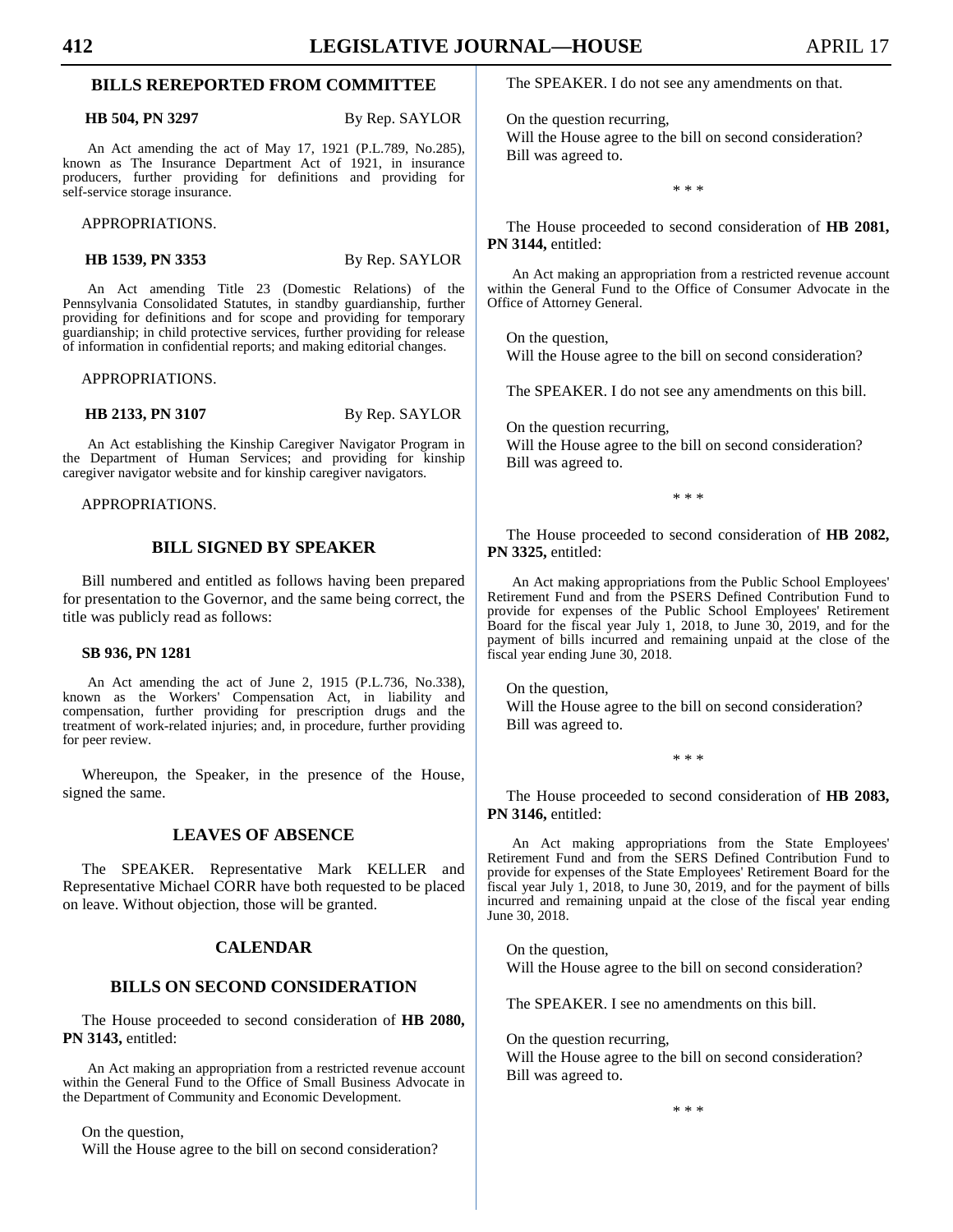## BILLS REREPORTED FROM COMMITTEE

**HB 504, PN 3297** By Rep. SAYLOR

An Act amending the act of May 17, 1921 (P.L.789, No.285), known as The Insurance Department Act of 1921, in insurance producers, further providing for definitions and providing for self-service storage insurance.

APPROPRIATIONS.

**HB 1539, PN 3353** By Rep. SAYLOR

An Act amending Title 23 (Domestic Relations) of the Pennsylvania Consolidated Statutes, in standby guardianship, further providing for definitions and for scope and providing for temporary guardianship; in child protective services, further providing for release of information in confidential reports; and making editorial changes.

APPROPRIATIONS.

**HB 2133, PN 3107** By Rep. SAYLOR

An Act establishing the Kinship Caregiver Navigator Program in the Department of Human Services; and providing for kinship caregiver navigator website and for kinship caregiver navigators.

APPROPRIATIONS.

## BILL SIGNED BY SPEAKER

Bill numbered and entitled as follows having been prepared for presentation to the Governor, and the same being correct, the title was publicly read as follows:

**SB 936, PN 1281**

An Act amending the act of June 2, 1915 (P.L.736, No.338), known as the Workers' Compensation Act, in liability and compensation, further providing for prescription drugs and the treatment of work-related injuries; and, in procedure, further providing for peer review.

Whereupon, the Speaker, in the presence of the House, signed the same.

## LEAVES OF ABSENCE

The SPEAKER. Representative Mark KELLER and Representative Michael CORR have both requested to be placed on leave. Without objection, those will be granted.

## CALENDAR

## BILLS ON SECOND CONSIDERATION

The House proceeded to second consideration of **HB 2080, PN 3143,** entitled:

An Act making an appropriation from a restricted revenue account within the General Fund to the Office of Small Business Advocate in the Department of Community and Economic Development.

On the question,
Will the House agree to the bill on second consideration?

The SPEAKER. I do not see any amendments on that.

On the question recurring,
Will the House agree to the bill on second consideration?
Bill was agreed to.

\* \* \*

The House proceeded to second consideration of **HB 2081, PN 3144,** entitled:

An Act making an appropriation from a restricted revenue account within the General Fund to the Office of Consumer Advocate in the Office of Attorney General.

On the question,
Will the House agree to the bill on second consideration?

The SPEAKER. I do not see any amendments on this bill.

On the question recurring,
Will the House agree to the bill on second consideration?
Bill was agreed to.

\* \* \*

The House proceeded to second consideration of **HB 2082, PN 3325,** entitled:

An Act making appropriations from the Public School Employees' Retirement Fund and from the PSERS Defined Contribution Fund to provide for expenses of the Public School Employees' Retirement Board for the fiscal year July 1, 2018, to June 30, 2019, and for the payment of bills incurred and remaining unpaid at the close of the fiscal year ending June 30, 2018.

On the question,
Will the House agree to the bill on second consideration?
Bill was agreed to.

\* \* \*

The House proceeded to second consideration of **HB 2083, PN 3146,** entitled:

An Act making appropriations from the State Employees' Retirement Fund and from the SERS Defined Contribution Fund to provide for expenses of the State Employees' Retirement Board for the fiscal year July 1, 2018, to June 30, 2019, and for the payment of bills incurred and remaining unpaid at the close of the fiscal year ending June 30, 2018.

On the question,
Will the House agree to the bill on second consideration?

The SPEAKER. I see no amendments on this bill.

On the question recurring,
Will the House agree to the bill on second consideration?
Bill was agreed to.

\* \* \*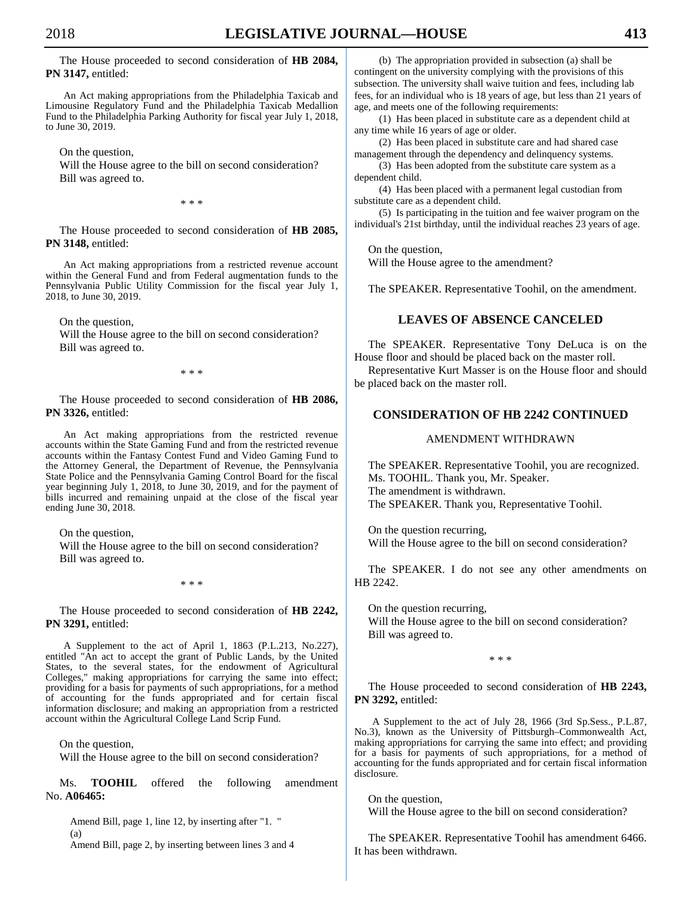The House proceeded to second consideration of **HB 2084, PN 3147,** entitled:

An Act making appropriations from the Philadelphia Taxicab and Limousine Regulatory Fund and the Philadelphia Taxicab Medallion Fund to the Philadelphia Parking Authority for fiscal year July 1, 2018, to June 30, 2019.

On the question,
Will the House agree to the bill on second consideration?
Bill was agreed to.

\* \* \*

The House proceeded to second consideration of **HB 2085, PN 3148,** entitled:

An Act making appropriations from a restricted revenue account within the General Fund and from Federal augmentation funds to the Pennsylvania Public Utility Commission for the fiscal year July 1, 2018, to June 30, 2019.

On the question,
Will the House agree to the bill on second consideration?
Bill was agreed to.

\* \* \*

The House proceeded to second consideration of **HB 2086, PN 3326,** entitled:

An Act making appropriations from the restricted revenue accounts within the State Gaming Fund and from the restricted revenue accounts within the Fantasy Contest Fund and Video Gaming Fund to the Attorney General, the Department of Revenue, the Pennsylvania State Police and the Pennsylvania Gaming Control Board for the fiscal year beginning July 1, 2018, to June 30, 2019, and for the payment of bills incurred and remaining unpaid at the close of the fiscal year ending June 30, 2018.

On the question,
Will the House agree to the bill on second consideration?
Bill was agreed to.

\* \* \*

The House proceeded to second consideration of **HB 2242, PN 3291,** entitled:

A Supplement to the act of April 1, 1863 (P.L.213, No.227), entitled "An act to accept the grant of Public Lands, by the United States, to the several states, for the endowment of Agricultural Colleges," making appropriations for carrying the same into effect; providing for a basis for payments of such appropriations, for a method of accounting for the funds appropriated and for certain fiscal information disclosure; and making an appropriation from a restricted account within the Agricultural College Land Scrip Fund.

On the question,
Will the House agree to the bill on second consideration?

Ms. **TOOHIL** offered the following amendment No. **A06465:**

Amend Bill, page 1, line 12, by inserting after "1. "
(a)
Amend Bill, page 2, by inserting between lines 3 and 4

(b) The appropriation provided in subsection (a) shall be contingent on the university complying with the provisions of this subsection. The university shall waive tuition and fees, including lab fees, for an individual who is 18 years of age, but less than 21 years of age, and meets one of the following requirements:

(1) Has been placed in substitute care as a dependent child at any time while 16 years of age or older.

(2) Has been placed in substitute care and had shared case management through the dependency and delinquency systems.

(3) Has been adopted from the substitute care system as a dependent child.

(4) Has been placed with a permanent legal custodian from substitute care as a dependent child.

(5) Is participating in the tuition and fee waiver program on the individual's 21st birthday, until the individual reaches 23 years of age.

On the question,
Will the House agree to the amendment?

The SPEAKER. Representative Toohil, on the amendment.

## LEAVES OF ABSENCE CANCELED

The SPEAKER. Representative Tony DeLuca is on the House floor and should be placed back on the master roll.

Representative Kurt Masser is on the House floor and should be placed back on the master roll.

## CONSIDERATION OF HB 2242 CONTINUED

### AMENDMENT WITHDRAWN

The SPEAKER. Representative Toohil, you are recognized.
Ms. TOOHIL. Thank you, Mr. Speaker.
The amendment is withdrawn.
The SPEAKER. Thank you, Representative Toohil.

On the question recurring,
Will the House agree to the bill on second consideration?

The SPEAKER. I do not see any other amendments on HB 2242.

On the question recurring,
Will the House agree to the bill on second consideration?
Bill was agreed to.

\* \* \*

The House proceeded to second consideration of **HB 2243, PN 3292,** entitled:

A Supplement to the act of July 28, 1966 (3rd Sp.Sess., P.L.87, No.3), known as the University of Pittsburgh–Commonwealth Act, making appropriations for carrying the same into effect; and providing for a basis for payments of such appropriations, for a method of accounting for the funds appropriated and for certain fiscal information disclosure.

On the question,
Will the House agree to the bill on second consideration?

The SPEAKER. Representative Toohil has amendment 6466. It has been withdrawn.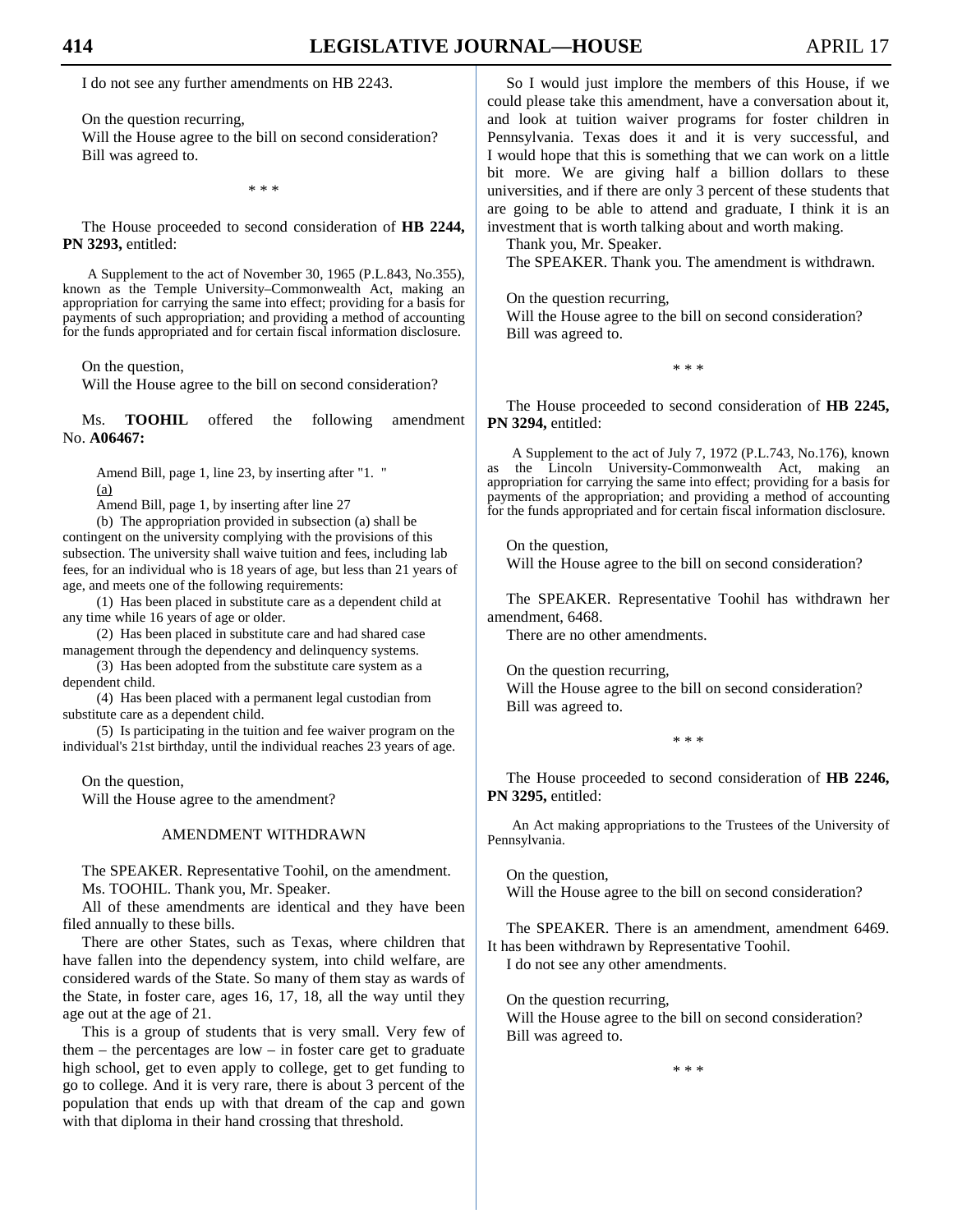I do not see any further amendments on HB 2243.

On the question recurring,
Will the House agree to the bill on second consideration?
Bill was agreed to.

\* \* \*

The House proceeded to second consideration of **HB 2244, PN 3293,** entitled:

A Supplement to the act of November 30, 1965 (P.L.843, No.355), known as the Temple University–Commonwealth Act, making an appropriation for carrying the same into effect; providing for a basis for payments of such appropriation; and providing a method of accounting for the funds appropriated and for certain fiscal information disclosure.

On the question,
Will the House agree to the bill on second consideration?

Ms. **TOOHIL** offered the following amendment No. **A06467:**

Amend Bill, page 1, line 23, by inserting after "1. "
(a)

Amend Bill, page 1, by inserting after line 27

(b) The appropriation provided in subsection (a) shall be contingent on the university complying with the provisions of this subsection. The university shall waive tuition and fees, including lab fees, for an individual who is 18 years of age, but less than 21 years of age, and meets one of the following requirements:

(1) Has been placed in substitute care as a dependent child at any time while 16 years of age or older.

(2) Has been placed in substitute care and had shared case management through the dependency and delinquency systems.

(3) Has been adopted from the substitute care system as a dependent child.

(4) Has been placed with a permanent legal custodian from substitute care as a dependent child.

(5) Is participating in the tuition and fee waiver program on the individual's 21st birthday, until the individual reaches 23 years of age.

On the question,
Will the House agree to the amendment?

## AMENDMENT WITHDRAWN

The SPEAKER. Representative Toohil, on the amendment.

Ms. TOOHIL. Thank you, Mr. Speaker.

All of these amendments are identical and they have been filed annually to these bills.

There are other States, such as Texas, where children that have fallen into the dependency system, into child welfare, are considered wards of the State. So many of them stay as wards of the State, in foster care, ages 16, 17, 18, all the way until they age out at the age of 21.

This is a group of students that is very small. Very few of them – the percentages are low – in foster care get to graduate high school, get to even apply to college, get to get funding to go to college. And it is very rare, there is about 3 percent of the population that ends up with that dream of the cap and gown with that diploma in their hand crossing that threshold.

So I would just implore the members of this House, if we could please take this amendment, have a conversation about it, and look at tuition waiver programs for foster children in Pennsylvania. Texas does it and it is very successful, and I would hope that this is something that we can work on a little bit more. We are giving half a billion dollars to these universities, and if there are only 3 percent of these students that are going to be able to attend and graduate, I think it is an investment that is worth talking about and worth making.

Thank you, Mr. Speaker.

The SPEAKER. Thank you. The amendment is withdrawn.

On the question recurring,
Will the House agree to the bill on second consideration?
Bill was agreed to.

\* \* \*

The House proceeded to second consideration of **HB 2245, PN 3294,** entitled:

A Supplement to the act of July 7, 1972 (P.L.743, No.176), known as the Lincoln University-Commonwealth Act, making an appropriation for carrying the same into effect; providing for a basis for payments of the appropriation; and providing a method of accounting for the funds appropriated and for certain fiscal information disclosure.

On the question,
Will the House agree to the bill on second consideration?

The SPEAKER. Representative Toohil has withdrawn her amendment, 6468.

There are no other amendments.

On the question recurring,
Will the House agree to the bill on second consideration?
Bill was agreed to.

\* \* \*

The House proceeded to second consideration of **HB 2246, PN 3295,** entitled:

An Act making appropriations to the Trustees of the University of Pennsylvania.

On the question,
Will the House agree to the bill on second consideration?

The SPEAKER. There is an amendment, amendment 6469. It has been withdrawn by Representative Toohil.

I do not see any other amendments.

On the question recurring,
Will the House agree to the bill on second consideration?
Bill was agreed to.

\* \* \*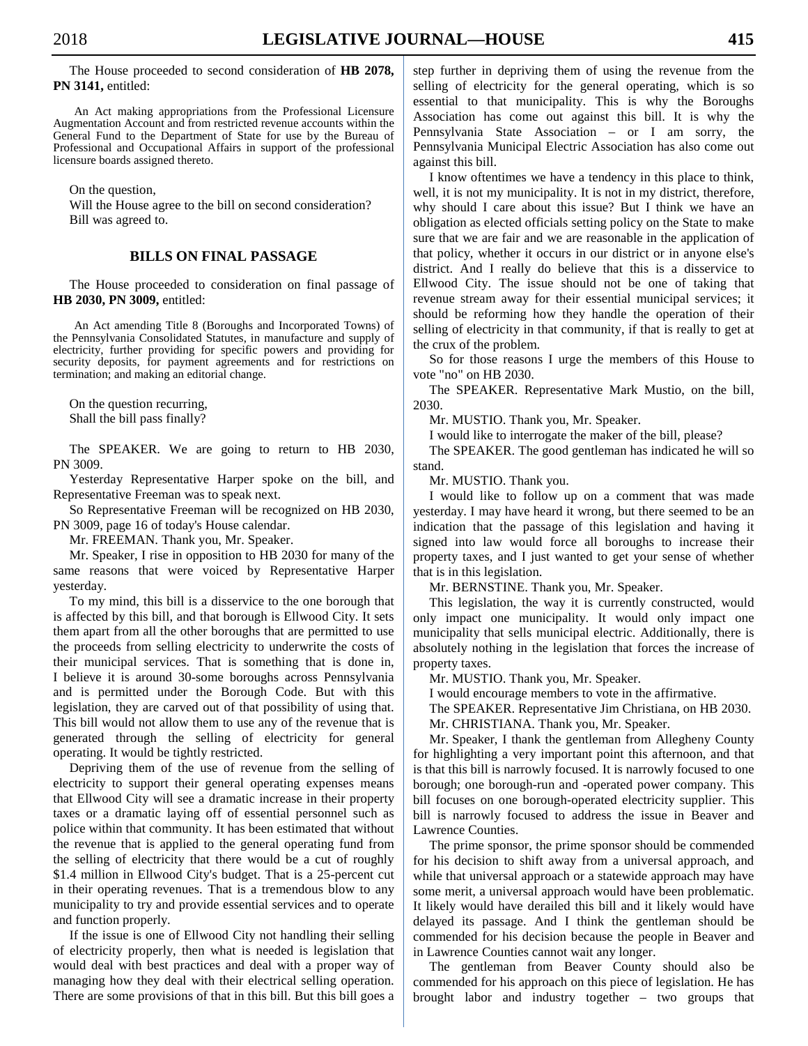The House proceeded to second consideration of **HB 2078, PN 3141,** entitled:

An Act making appropriations from the Professional Licensure Augmentation Account and from restricted revenue accounts within the General Fund to the Department of State for use by the Bureau of Professional and Occupational Affairs in support of the professional licensure boards assigned thereto.

On the question,
Will the House agree to the bill on second consideration?
Bill was agreed to.

## BILLS ON FINAL PASSAGE

The House proceeded to consideration on final passage of **HB 2030, PN 3009,** entitled:

An Act amending Title 8 (Boroughs and Incorporated Towns) of the Pennsylvania Consolidated Statutes, in manufacture and supply of electricity, further providing for specific powers and providing for security deposits, for payment agreements and for restrictions on termination; and making an editorial change.

On the question recurring,
Shall the bill pass finally?

The SPEAKER. We are going to return to HB 2030, PN 3009.

Yesterday Representative Harper spoke on the bill, and Representative Freeman was to speak next.

So Representative Freeman will be recognized on HB 2030, PN 3009, page 16 of today's House calendar.

Mr. FREEMAN. Thank you, Mr. Speaker.

Mr. Speaker, I rise in opposition to HB 2030 for many of the same reasons that were voiced by Representative Harper yesterday.

To my mind, this bill is a disservice to the one borough that is affected by this bill, and that borough is Ellwood City. It sets them apart from all the other boroughs that are permitted to use the proceeds from selling electricity to underwrite the costs of their municipal services. That is something that is done in, I believe it is around 30-some boroughs across Pennsylvania and is permitted under the Borough Code. But with this legislation, they are carved out of that possibility of using that. This bill would not allow them to use any of the revenue that is generated through the selling of electricity for general operating. It would be tightly restricted.

Depriving them of the use of revenue from the selling of electricity to support their general operating expenses means that Ellwood City will see a dramatic increase in their property taxes or a dramatic laying off of essential personnel such as police within that community. It has been estimated that without the revenue that is applied to the general operating fund from the selling of electricity that there would be a cut of roughly \$1.4 million in Ellwood City's budget. That is a 25-percent cut in their operating revenues. That is a tremendous blow to any municipality to try and provide essential services and to operate and function properly.

If the issue is one of Ellwood City not handling their selling of electricity properly, then what is needed is legislation that would deal with best practices and deal with a proper way of managing how they deal with their electrical selling operation. There are some provisions of that in this bill. But this bill goes a step further in depriving them of using the revenue from the selling of electricity for the general operating, which is so essential to that municipality. This is why the Boroughs Association has come out against this bill. It is why the Pennsylvania State Association – or I am sorry, the Pennsylvania Municipal Electric Association has also come out against this bill.

I know oftentimes we have a tendency in this place to think, well, it is not my municipality. It is not in my district, therefore, why should I care about this issue? But I think we have an obligation as elected officials setting policy on the State to make sure that we are fair and we are reasonable in the application of that policy, whether it occurs in our district or in anyone else's district. And I really do believe that this is a disservice to Ellwood City. The issue should not be one of taking that revenue stream away for their essential municipal services; it should be reforming how they handle the operation of their selling of electricity in that community, if that is really to get at the crux of the problem.

So for those reasons I urge the members of this House to vote "no" on HB 2030.

The SPEAKER. Representative Mark Mustio, on the bill, 2030.

Mr. MUSTIO. Thank you, Mr. Speaker.

I would like to interrogate the maker of the bill, please?

The SPEAKER. The good gentleman has indicated he will so stand.

Mr. MUSTIO. Thank you.

I would like to follow up on a comment that was made yesterday. I may have heard it wrong, but there seemed to be an indication that the passage of this legislation and having it signed into law would force all boroughs to increase their property taxes, and I just wanted to get your sense of whether that is in this legislation.

Mr. BERNSTINE. Thank you, Mr. Speaker.

This legislation, the way it is currently constructed, would only impact one municipality. It would only impact one municipality that sells municipal electric. Additionally, there is absolutely nothing in the legislation that forces the increase of property taxes.

Mr. MUSTIO. Thank you, Mr. Speaker.

I would encourage members to vote in the affirmative.

The SPEAKER. Representative Jim Christiana, on HB 2030.

Mr. CHRISTIANA. Thank you, Mr. Speaker.

Mr. Speaker, I thank the gentleman from Allegheny County for highlighting a very important point this afternoon, and that is that this bill is narrowly focused. It is narrowly focused to one borough; one borough-run and -operated power company. This bill focuses on one borough-operated electricity supplier. This bill is narrowly focused to address the issue in Beaver and Lawrence Counties.

The prime sponsor, the prime sponsor should be commended for his decision to shift away from a universal approach, and while that universal approach or a statewide approach may have some merit, a universal approach would have been problematic. It likely would have derailed this bill and it likely would have delayed its passage. And I think the gentleman should be commended for his decision because the people in Beaver and in Lawrence Counties cannot wait any longer.

The gentleman from Beaver County should also be commended for his approach on this piece of legislation. He has brought labor and industry together – two groups that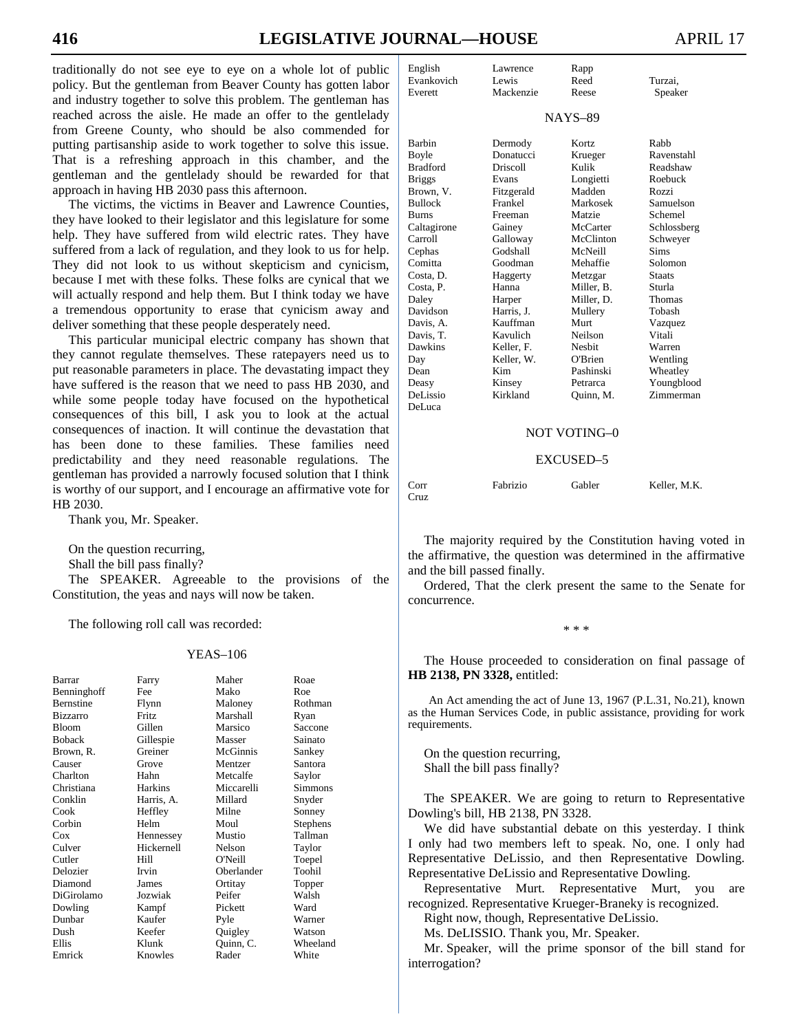traditionally do not see eye to eye on a whole lot of public policy. But the gentleman from Beaver County has gotten labor and industry together to solve this problem. The gentleman has reached across the aisle. He made an offer to the gentlelady from Greene County, who should be also commended for putting partisanship aside to work together to solve this issue. That is a refreshing approach in this chamber, and the gentleman and the gentlelady should be rewarded for that approach in having HB 2030 pass this afternoon.

The victims, the victims in Beaver and Lawrence Counties, they have looked to their legislator and this legislature for some help. They have suffered from wild electric rates. They have suffered from a lack of regulation, and they look to us for help. They did not look to us without skepticism and cynicism, because I met with these folks. These folks are cynical that we will actually respond and help them. But I think today we have a tremendous opportunity to erase that cynicism away and deliver something that these people desperately need.

This particular municipal electric company has shown that they cannot regulate themselves. These ratepayers need us to put reasonable parameters in place. The devastating impact they have suffered is the reason that we need to pass HB 2030, and while some people today have focused on the hypothetical consequences of this bill, I ask you to look at the actual consequences of inaction. It will continue the devastation that has been done to these families. These families need predictability and they need reasonable regulations. The gentleman has provided a narrowly focused solution that I think is worthy of our support, and I encourage an affirmative vote for HB 2030.

Thank you, Mr. Speaker.

On the question recurring,
Shall the bill pass finally?

The SPEAKER. Agreeable to the provisions of the Constitution, the yeas and nays will now be taken.

The following roll call was recorded:

YEAS–106

| | | | |
|---|---|---|---|
| Barrar | Farry | Maher | Roae |
| Benninghoff | Fee | Mako | Roe |
| Bernstine | Flynn | Maloney | Rothman |
| Bizzarro | Fritz | Marshall | Ryan |
| Bloom | Gillen | Marsico | Saccone |
| Boback | Gillespie | Masser | Sainato |
| Brown, R. | Greiner | McGinnis | Sankey |
| Causer | Grove | Mentzer | Santora |
| Charlton | Hahn | Metcalfe | Saylor |
| Christiana | Harkins | Miccarelli | Simmons |
| Conklin | Harris, A. | Millard | Snyder |
| Cook | Heffley | Milne | Sonney |
| Corbin | Helm | Moul | Stephens |
| Cox | Hennessey | Mustio | Tallman |
| Culver | Hickernell | Nelson | Taylor |
| Cutler | Hill | O'Neill | Toepel |
| Delozier | Irvin | Oberlander | Toohil |
| Diamond | James | Ortitay | Topper |
| DiGirolamo | Jozwiak | Peifer | Walsh |
| Dowling | Kampf | Pickett | Ward |
| Dunbar | Kaufer | Pyle | Warner |
| Dush | Keefer | Quigley | Watson |
| Ellis | Klunk | Quinn, C. | Wheeland |
| Emrick | Knowles | Rader | White |
| English | Lawrence | Rapp | |
| Evankovich | Lewis | Reed | Turzai, |
| Everett | Mackenzie | Reese | Speaker |

NAYS–89

| | | | |
|---|---|---|---|
| Barbin | Dermody | Kortz | Rabb |
| Boyle | Donatucci | Krueger | Ravenstahl |
| Bradford | Driscoll | Kulik | Readshaw |
| Briggs | Evans | Longietti | Roebuck |
| Brown, V. | Fitzgerald | Madden | Rozzi |
| Bullock | Frankel | Markosek | Samuelson |
| Burns | Freeman | Matzie | Schemel |
| Caltagirone | Gainey | McCarter | Schlossberg |
| Carroll | Galloway | McClinton | Schweyer |
| Cephas | Godshall | McNeill | Sims |
| Comitta | Goodman | Mehaffie | Solomon |
| Costa, D. | Haggerty | Metzgar | Staats |
| Costa, P. | Hanna | Miller, B. | Sturla |
| Daley | Harper | Miller, D. | Thomas |
| Davidson | Harris, J. | Mullery | Tobash |
| Davis, A. | Kauffman | Murt | Vazquez |
| Davis, T. | Kavulich | Neilson | Vitali |
| Dawkins | Keller, F. | Nesbit | Warren |
| Day | Keller, W. | O'Brien | Wentling |
| Dean | Kim | Pashinski | Wheatley |
| Deasy | Kinsey | Petrarca | Youngblood |
| DeLissio | Kirkland | Quinn, M. | Zimmerman |
| DeLuca | | | |

NOT VOTING–0

EXCUSED–5

| | | | |
|---|---|---|---|
| Corr | Fabrizio | Gabler | Keller, M.K. |
| Cruz | | | |

The majority required by the Constitution having voted in the affirmative, the question was determined in the affirmative and the bill passed finally.

Ordered, That the clerk present the same to the Senate for concurrence.

\* \* \*

The House proceeded to consideration on final passage of **HB 2138, PN 3328,** entitled:

An Act amending the act of June 13, 1967 (P.L.31, No.21), known as the Human Services Code, in public assistance, providing for work requirements.

On the question recurring,
Shall the bill pass finally?

The SPEAKER. We are going to return to Representative Dowling's bill, HB 2138, PN 3328.

We did have substantial debate on this yesterday. I think I only had two members left to speak. No, one. I only had Representative DeLissio, and then Representative Dowling. Representative DeLissio and Representative Dowling.

Representative Murt. Representative Murt, you are recognized. Representative Krueger-Braneky is recognized.

Right now, though, Representative DeLissio.

Ms. DeLISSIO. Thank you, Mr. Speaker.

Mr. Speaker, will the prime sponsor of the bill stand for interrogation?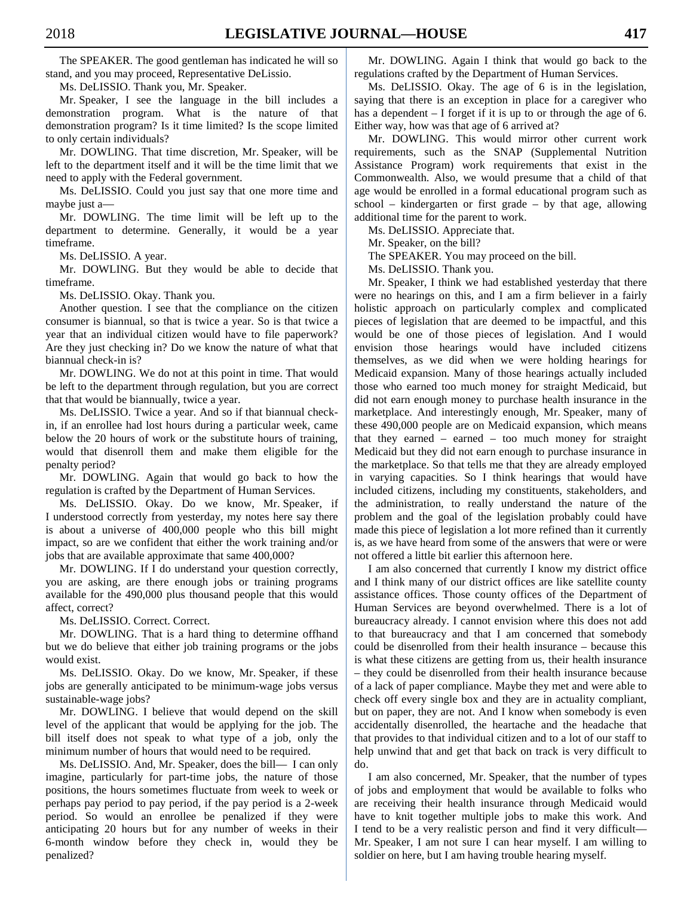The SPEAKER. The good gentleman has indicated he will so stand, and you may proceed, Representative DeLissio.

Ms. DeLISSIO. Thank you, Mr. Speaker.

Mr. Speaker, I see the language in the bill includes a demonstration program. What is the nature of that demonstration program? Is it time limited? Is the scope limited to only certain individuals?

Mr. DOWLING. That time discretion, Mr. Speaker, will be left to the department itself and it will be the time limit that we need to apply with the Federal government.

Ms. DeLISSIO. Could you just say that one more time and maybe just a—

Mr. DOWLING. The time limit will be left up to the department to determine. Generally, it would be a year timeframe.

Ms. DeLISSIO. A year.

Mr. DOWLING. But they would be able to decide that timeframe.

Ms. DeLISSIO. Okay. Thank you.

Another question. I see that the compliance on the citizen consumer is biannual, so that is twice a year. So is that twice a year that an individual citizen would have to file paperwork? Are they just checking in? Do we know the nature of what that biannual check-in is?

Mr. DOWLING. We do not at this point in time. That would be left to the department through regulation, but you are correct that that would be biannually, twice a year.

Ms. DeLISSIO. Twice a year. And so if that biannual check-in, if an enrollee had lost hours during a particular week, came below the 20 hours of work or the substitute hours of training, would that disenroll them and make them eligible for the penalty period?

Mr. DOWLING. Again that would go back to how the regulation is crafted by the Department of Human Services.

Ms. DeLISSIO. Okay. Do we know, Mr. Speaker, if I understood correctly from yesterday, my notes here say there is about a universe of 400,000 people who this bill might impact, so are we confident that either the work training and/or jobs that are available approximate that same 400,000?

Mr. DOWLING. If I do understand your question correctly, you are asking, are there enough jobs or training programs available for the 490,000 plus thousand people that this would affect, correct?

Ms. DeLISSIO. Correct. Correct.

Mr. DOWLING. That is a hard thing to determine offhand but we do believe that either job training programs or the jobs would exist.

Ms. DeLISSIO. Okay. Do we know, Mr. Speaker, if these jobs are generally anticipated to be minimum-wage jobs versus sustainable-wage jobs?

Mr. DOWLING. I believe that would depend on the skill level of the applicant that would be applying for the job. The bill itself does not speak to what type of a job, only the minimum number of hours that would need to be required.

Ms. DeLISSIO. And, Mr. Speaker, does the bill— I can only imagine, particularly for part-time jobs, the nature of those positions, the hours sometimes fluctuate from week to week or perhaps pay period to pay period, if the pay period is a 2-week period. So would an enrollee be penalized if they were anticipating 20 hours but for any number of weeks in their 6-month window before they check in, would they be penalized?

Mr. DOWLING. Again I think that would go back to the regulations crafted by the Department of Human Services.

Ms. DeLISSIO. Okay. The age of 6 is in the legislation, saying that there is an exception in place for a caregiver who has a dependent – I forget if it is up to or through the age of 6. Either way, how was that age of 6 arrived at?

Mr. DOWLING. This would mirror other current work requirements, such as the SNAP (Supplemental Nutrition Assistance Program) work requirements that exist in the Commonwealth. Also, we would presume that a child of that age would be enrolled in a formal educational program such as school – kindergarten or first grade – by that age, allowing additional time for the parent to work.

Ms. DeLISSIO. Appreciate that.

Mr. Speaker, on the bill?

The SPEAKER. You may proceed on the bill.

Ms. DeLISSIO. Thank you.

Mr. Speaker, I think we had established yesterday that there were no hearings on this, and I am a firm believer in a fairly holistic approach on particularly complex and complicated pieces of legislation that are deemed to be impactful, and this would be one of those pieces of legislation. And I would envision those hearings would have included citizens themselves, as we did when we were holding hearings for Medicaid expansion. Many of those hearings actually included those who earned too much money for straight Medicaid, but did not earn enough money to purchase health insurance in the marketplace. And interestingly enough, Mr. Speaker, many of these 490,000 people are on Medicaid expansion, which means that they earned – earned – too much money for straight Medicaid but they did not earn enough to purchase insurance in the marketplace. So that tells me that they are already employed in varying capacities. So I think hearings that would have included citizens, including my constituents, stakeholders, and the administration, to really understand the nature of the problem and the goal of the legislation probably could have made this piece of legislation a lot more refined than it currently is, as we have heard from some of the answers that were or were not offered a little bit earlier this afternoon here.

I am also concerned that currently I know my district office and I think many of our district offices are like satellite county assistance offices. Those county offices of the Department of Human Services are beyond overwhelmed. There is a lot of bureaucracy already. I cannot envision where this does not add to that bureaucracy and that I am concerned that somebody could be disenrolled from their health insurance – because this is what these citizens are getting from us, their health insurance – they could be disenrolled from their health insurance because of a lack of paper compliance. Maybe they met and were able to check off every single box and they are in actuality compliant, but on paper, they are not. And I know when somebody is even accidentally disenrolled, the heartache and the headache that that provides to that individual citizen and to a lot of our staff to help unwind that and get that back on track is very difficult to do.

I am also concerned, Mr. Speaker, that the number of types of jobs and employment that would be available to folks who are receiving their health insurance through Medicaid would have to knit together multiple jobs to make this work. And I tend to be a very realistic person and find it very difficult— Mr. Speaker, I am not sure I can hear myself. I am willing to soldier on here, but I am having trouble hearing myself.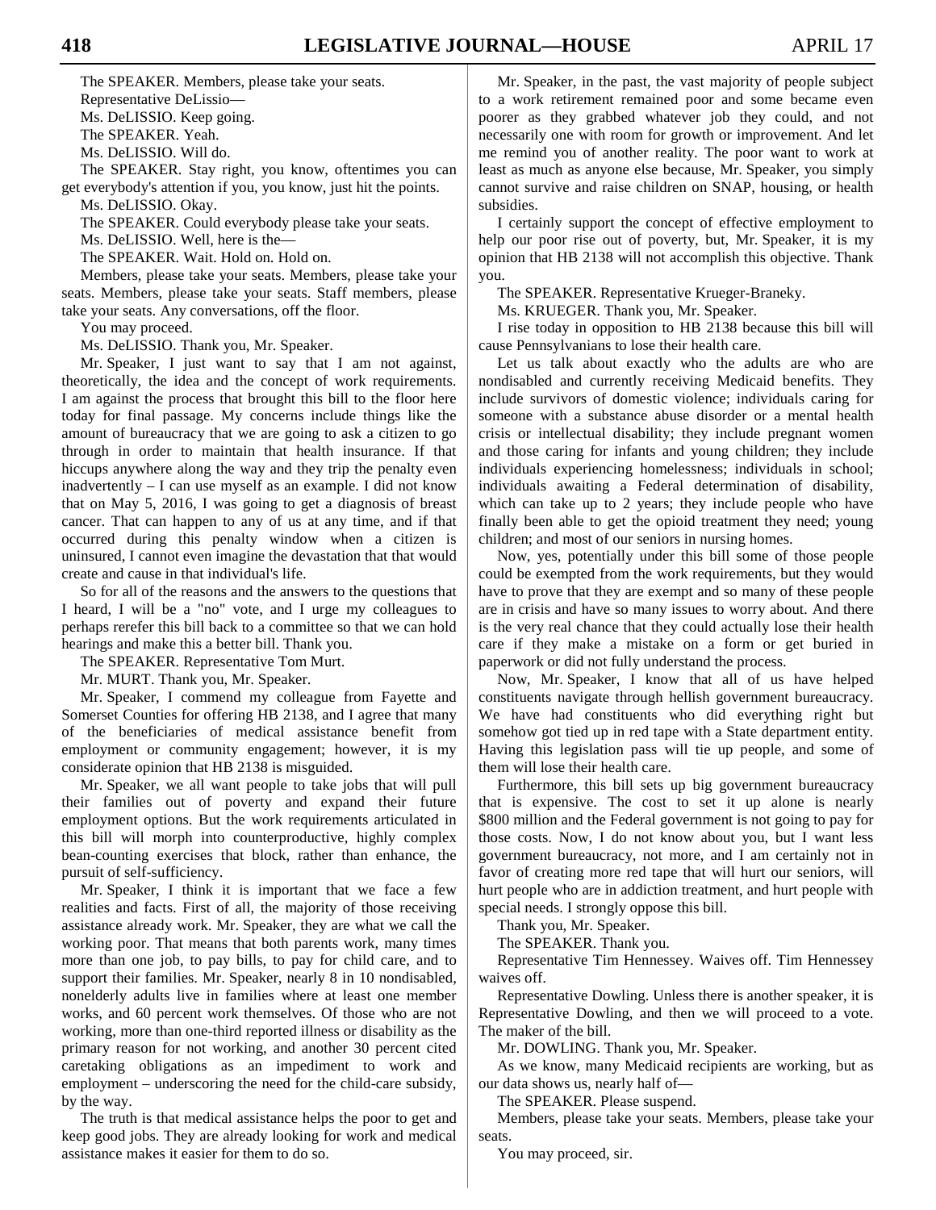The SPEAKER. Members, please take your seats.

Representative DeLissio—

Ms. DeLISSIO. Keep going.

The SPEAKER. Yeah.

Ms. DeLISSIO. Will do.

The SPEAKER. Stay right, you know, oftentimes you can get everybody's attention if you, you know, just hit the points.

Ms. DeLISSIO. Okay.

The SPEAKER. Could everybody please take your seats.

Ms. DeLISSIO. Well, here is the—

The SPEAKER. Wait. Hold on. Hold on.

Members, please take your seats. Members, please take your seats. Members, please take your seats. Staff members, please take your seats. Any conversations, off the floor.

You may proceed.

Ms. DeLISSIO. Thank you, Mr. Speaker.

Mr. Speaker, I just want to say that I am not against, theoretically, the idea and the concept of work requirements. I am against the process that brought this bill to the floor here today for final passage. My concerns include things like the amount of bureaucracy that we are going to ask a citizen to go through in order to maintain that health insurance. If that hiccups anywhere along the way and they trip the penalty even inadvertently – I can use myself as an example. I did not know that on May 5, 2016, I was going to get a diagnosis of breast cancer. That can happen to any of us at any time, and if that occurred during this penalty window when a citizen is uninsured, I cannot even imagine the devastation that that would create and cause in that individual's life.

So for all of the reasons and the answers to the questions that I heard, I will be a "no" vote, and I urge my colleagues to perhaps rerefer this bill back to a committee so that we can hold hearings and make this a better bill. Thank you.

The SPEAKER. Representative Tom Murt.

Mr. MURT. Thank you, Mr. Speaker.

Mr. Speaker, I commend my colleague from Fayette and Somerset Counties for offering HB 2138, and I agree that many of the beneficiaries of medical assistance benefit from employment or community engagement; however, it is my considerate opinion that HB 2138 is misguided.

Mr. Speaker, we all want people to take jobs that will pull their families out of poverty and expand their future employment options. But the work requirements articulated in this bill will morph into counterproductive, highly complex bean-counting exercises that block, rather than enhance, the pursuit of self-sufficiency.

Mr. Speaker, I think it is important that we face a few realities and facts. First of all, the majority of those receiving assistance already work. Mr. Speaker, they are what we call the working poor. That means that both parents work, many times more than one job, to pay bills, to pay for child care, and to support their families. Mr. Speaker, nearly 8 in 10 nondisabled, nonelderly adults live in families where at least one member works, and 60 percent work themselves. Of those who are not working, more than one-third reported illness or disability as the primary reason for not working, and another 30 percent cited caretaking obligations as an impediment to work and employment – underscoring the need for the child-care subsidy, by the way.

The truth is that medical assistance helps the poor to get and keep good jobs. They are already looking for work and medical assistance makes it easier for them to do so.

Mr. Speaker, in the past, the vast majority of people subject to a work retirement remained poor and some became even poorer as they grabbed whatever job they could, and not necessarily one with room for growth or improvement. And let me remind you of another reality. The poor want to work at least as much as anyone else because, Mr. Speaker, you simply cannot survive and raise children on SNAP, housing, or health subsidies.

I certainly support the concept of effective employment to help our poor rise out of poverty, but, Mr. Speaker, it is my opinion that HB 2138 will not accomplish this objective. Thank you.

The SPEAKER. Representative Krueger-Braneky.

Ms. KRUEGER. Thank you, Mr. Speaker.

I rise today in opposition to HB 2138 because this bill will cause Pennsylvanians to lose their health care.

Let us talk about exactly who the adults are who are nondisabled and currently receiving Medicaid benefits. They include survivors of domestic violence; individuals caring for someone with a substance abuse disorder or a mental health crisis or intellectual disability; they include pregnant women and those caring for infants and young children; they include individuals experiencing homelessness; individuals in school; individuals awaiting a Federal determination of disability, which can take up to 2 years; they include people who have finally been able to get the opioid treatment they need; young children; and most of our seniors in nursing homes.

Now, yes, potentially under this bill some of those people could be exempted from the work requirements, but they would have to prove that they are exempt and so many of these people are in crisis and have so many issues to worry about. And there is the very real chance that they could actually lose their health care if they make a mistake on a form or get buried in paperwork or did not fully understand the process.

Now, Mr. Speaker, I know that all of us have helped constituents navigate through hellish government bureaucracy. We have had constituents who did everything right but somehow got tied up in red tape with a State department entity. Having this legislation pass will tie up people, and some of them will lose their health care.

Furthermore, this bill sets up big government bureaucracy that is expensive. The cost to set it up alone is nearly $800 million and the Federal government is not going to pay for those costs. Now, I do not know about you, but I want less government bureaucracy, not more, and I am certainly not in favor of creating more red tape that will hurt our seniors, will hurt people who are in addiction treatment, and hurt people with special needs. I strongly oppose this bill.

Thank you, Mr. Speaker.

The SPEAKER. Thank you.

Representative Tim Hennessey. Waives off. Tim Hennessey waives off.

Representative Dowling. Unless there is another speaker, it is Representative Dowling, and then we will proceed to a vote. The maker of the bill.

Mr. DOWLING. Thank you, Mr. Speaker.

As we know, many Medicaid recipients are working, but as our data shows us, nearly half of—

The SPEAKER. Please suspend.

Members, please take your seats. Members, please take your seats.

You may proceed, sir.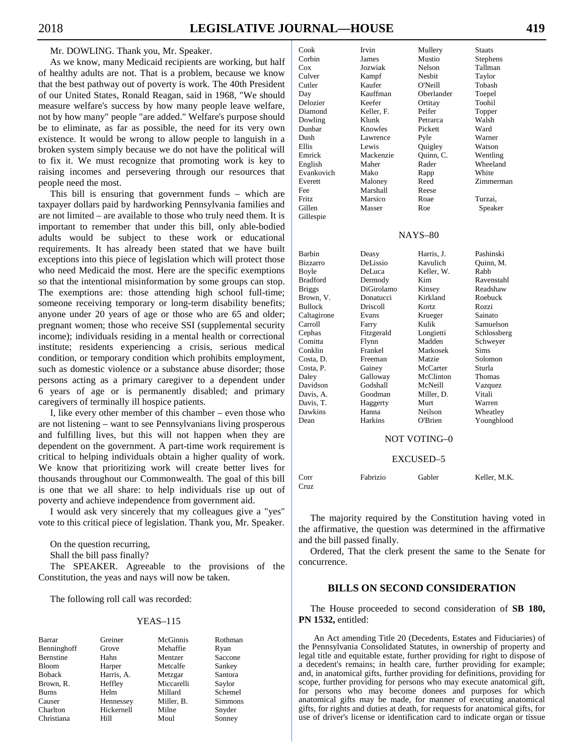Mr. DOWLING. Thank you, Mr. Speaker.

As we know, many Medicaid recipients are working, but half of healthy adults are not. That is a problem, because we know that the best pathway out of poverty is work. The 40th President of our United States, Ronald Reagan, said in 1968, "We should measure welfare's success by how many people leave welfare, not by how many" people "are added." Welfare's purpose should be to eliminate, as far as possible, the need for its very own existence. It would be wrong to allow people to languish in a broken system simply because we do not have the political will to fix it. We must recognize that promoting work is key to raising incomes and persevering through our resources that people need the most.

This bill is ensuring that government funds – which are taxpayer dollars paid by hardworking Pennsylvania families and are not limited – are available to those who truly need them. It is important to remember that under this bill, only able-bodied adults would be subject to these work or educational requirements. It has already been stated that we have built exceptions into this piece of legislation which will protect those who need Medicaid the most. Here are the specific exemptions so that the intentional misinformation by some groups can stop. The exemptions are: those attending high school full-time; someone receiving temporary or long-term disability benefits; anyone under 20 years of age or those who are 65 and older; pregnant women; those who receive SSI (supplemental security income); individuals residing in a mental health or correctional institute; residents experiencing a crisis, serious medical condition, or temporary condition which prohibits employment, such as domestic violence or a substance abuse disorder; those persons acting as a primary caregiver to a dependent under 6 years of age or is permanently disabled; and primary caregivers of terminally ill hospice patients.

I, like every other member of this chamber – even those who are not listening – want to see Pennsylvanians living prosperous and fulfilling lives, but this will not happen when they are dependent on the government. A part-time work requirement is critical to helping individuals obtain a higher quality of work. We know that prioritizing work will create better lives for thousands throughout our Commonwealth. The goal of this bill is one that we all share: to help individuals rise up out of poverty and achieve independence from government aid.

I would ask very sincerely that my colleagues give a "yes" vote to this critical piece of legislation. Thank you, Mr. Speaker.

On the question recurring,

Shall the bill pass finally?

The SPEAKER. Agreeable to the provisions of the Constitution, the yeas and nays will now be taken.

The following roll call was recorded:

YEAS–115

| | | | |
|---|---|---|---|
| Barrar | Greiner | McGinnis | Rothman |
| Benninghoff | Grove | Mehaffie | Ryan |
| Bernstine | Hahn | Mentzer | Saccone |
| Bloom | Harper | Metcalfe | Sankey |
| Boback | Harris, A. | Metzgar | Santora |
| Brown, R. | Heffley | Miccarelli | Saylor |
| Burns | Helm | Millard | Schemel |
| Causer | Hennessey | Miller, B. | Simmons |
| Charlton | Hickernell | Milne | Snyder |
| Christiana | Hill | Moul | Sonney |
| Cook | Irvin | Mullery | Staats |
| Corbin | James | Mustio | Stephens |
| Cox | Jozwiak | Nelson | Tallman |
| Culver | Kampf | Nesbit | Taylor |
| Cutler | Kaufer | O'Neill | Tobash |
| Day | Kauffman | Oberlander | Toepel |
| Delozier | Keefer | Ortitay | Toohil |
| Diamond | Keller, F. | Peifer | Topper |
| Dowling | Klunk | Petrarca | Walsh |
| Dunbar | Knowles | Pickett | Ward |
| Dush | Lawrence | Pyle | Warner |
| Ellis | Lewis | Quigley | Watson |
| Emrick | Mackenzie | Quinn, C. | Wentling |
| English | Maher | Rader | Wheeland |
| Evankovich | Mako | Rapp | White |
| Everett | Maloney | Reed | Zimmerman |
| Fee | Marshall | Reese | |
| Fritz | Marsico | Roae | Turzai, |
| Gillen | Masser | Roe | Speaker |
| Gillespie | | | |

NAYS–80

| | | | |
|---|---|---|---|
| Barbin | Deasy | Harris, J. | Pashinski |
| Bizzarro | DeLissio | Kavulich | Quinn, M. |
| Boyle | DeLuca | Keller, W. | Rabb |
| Bradford | Dermody | Kim | Ravenstahl |
| Briggs | DiGirolamo | Kinsey | Readshaw |
| Brown, V. | Donatucci | Kirkland | Roebuck |
| Bullock | Driscoll | Kortz | Rozzi |
| Caltagirone | Evans | Krueger | Sainato |
| Carroll | Farry | Kulik | Samuelson |
| Cephas | Fitzgerald | Longietti | Schlossberg |
| Comitta | Flynn | Madden | Schweyer |
| Conklin | Frankel | Markosek | Sims |
| Costa, D. | Freeman | Matzie | Solomon |
| Costa, P. | Gainey | McCarter | Sturla |
| Daley | Galloway | McClinton | Thomas |
| Davidson | Godshall | McNeill | Vazquez |
| Davis, A. | Goodman | Miller, D. | Vitali |
| Davis, T. | Haggerty | Murt | Warren |
| Dawkins | Hanna | Neilson | Wheatley |
| Dean | Harkins | O'Brien | Youngblood |

NOT VOTING–0

EXCUSED–5

| | | | |
|---|---|---|---|
| Corr | Fabrizio | Gabler | Keller, M.K. |
| Cruz | | | |

The majority required by the Constitution having voted in the affirmative, the question was determined in the affirmative and the bill passed finally.

Ordered, That the clerk present the same to the Senate for concurrence.

## BILLS ON SECOND CONSIDERATION

The House proceeded to second consideration of **SB 180, PN 1532,** entitled:

An Act amending Title 20 (Decedents, Estates and Fiduciaries) of the Pennsylvania Consolidated Statutes, in ownership of property and legal title and equitable estate, further providing for right to dispose of a decedent's remains; in health care, further providing for example; and, in anatomical gifts, further providing for definitions, providing for scope, further providing for persons who may execute anatomical gift, for persons who may become donees and purposes for which anatomical gifts may be made, for manner of executing anatomical gifts, for rights and duties at death, for requests for anatomical gifts, for use of driver's license or identification card to indicate organ or tissue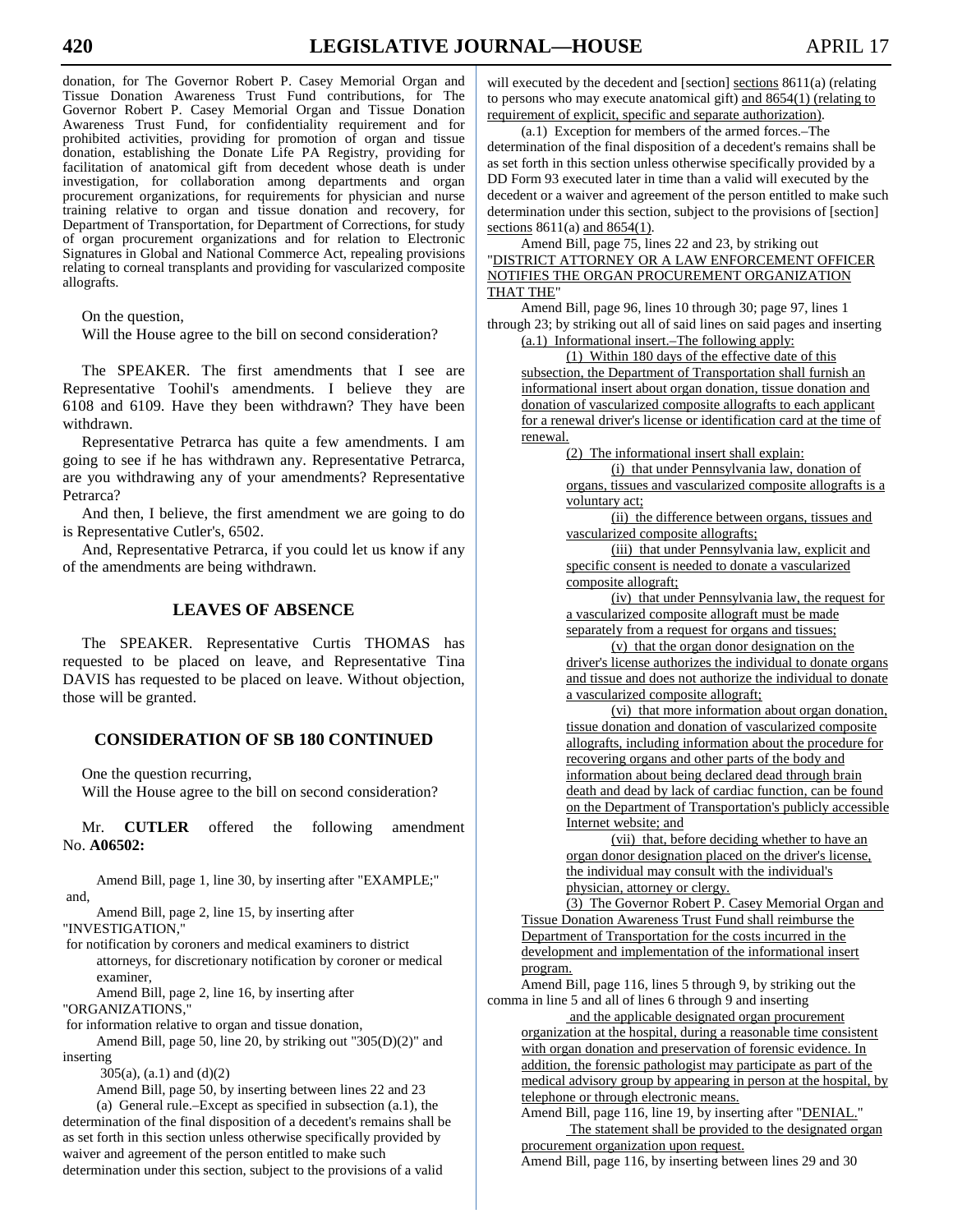donation, for The Governor Robert P. Casey Memorial Organ and Tissue Donation Awareness Trust Fund contributions, for The Governor Robert P. Casey Memorial Organ and Tissue Donation Awareness Trust Fund, for confidentiality requirement and for prohibited activities, providing for promotion of organ and tissue donation, establishing the Donate Life PA Registry, providing for facilitation of anatomical gift from decedent whose death is under investigation, for collaboration among departments and organ procurement organizations, for requirements for physician and nurse training relative to organ and tissue donation and recovery, for Department of Transportation, for Department of Corrections, for study of organ procurement organizations and for relation to Electronic Signatures in Global and National Commerce Act, repealing provisions relating to corneal transplants and providing for vascularized composite allografts.

On the question,
Will the House agree to the bill on second consideration?

The SPEAKER. The first amendments that I see are Representative Toohil's amendments. I believe they are 6108 and 6109. Have they been withdrawn? They have been withdrawn.

Representative Petrarca has quite a few amendments. I am going to see if he has withdrawn any. Representative Petrarca, are you withdrawing any of your amendments? Representative Petrarca?

And then, I believe, the first amendment we are going to do is Representative Cutler's, 6502.

And, Representative Petrarca, if you could let us know if any of the amendments are being withdrawn.

## LEAVES OF ABSENCE

The SPEAKER. Representative Curtis THOMAS has requested to be placed on leave, and Representative Tina DAVIS has requested to be placed on leave. Without objection, those will be granted.

## CONSIDERATION OF SB 180 CONTINUED

One the question recurring,
Will the House agree to the bill on second consideration?

Mr. **CUTLER** offered the following amendment No. **A06502:**

Amend Bill, page 1, line 30, by inserting after "EXAMPLE;" and,

Amend Bill, page 2, line 15, by inserting after "INVESTIGATION,"

for notification by coroners and medical examiners to district attorneys, for discretionary notification by coroner or medical examiner,

Amend Bill, page 2, line 16, by inserting after "ORGANIZATIONS,"

for information relative to organ and tissue donation,

Amend Bill, page 50, line 20, by striking out "305(D)(2)" and inserting

305(a), (a.1) and (d)(2)

Amend Bill, page 50, by inserting between lines 22 and 23

(a) General rule.–Except as specified in subsection (a.1), the determination of the final disposition of a decedent's remains shall be as set forth in this section unless otherwise specifically provided by waiver and agreement of the person entitled to make such determination under this section, subject to the provisions of a valid will executed by the decedent and [section] sections 8611(a) (relating to persons who may execute anatomical gift) and 8654(1) (relating to requirement of explicit, specific and separate authorization).

(a.1) Exception for members of the armed forces.–The determination of the final disposition of a decedent's remains shall be as set forth in this section unless otherwise specifically provided by a DD Form 93 executed later in time than a valid will executed by the decedent or a waiver and agreement of the person entitled to make such determination under this section, subject to the provisions of [section] sections 8611(a) and 8654(1).

Amend Bill, page 75, lines 22 and 23, by striking out "DISTRICT ATTORNEY OR A LAW ENFORCEMENT OFFICER NOTIFIES THE ORGAN PROCUREMENT ORGANIZATION THAT THE"

Amend Bill, page 96, lines 10 through 30; page 97, lines 1 through 23; by striking out all of said lines on said pages and inserting

(a.1) Informational insert.–The following apply:

(1) Within 180 days of the effective date of this subsection, the Department of Transportation shall furnish an informational insert about organ donation, tissue donation and donation of vascularized composite allografts to each applicant for a renewal driver's license or identification card at the time of renewal.

(2) The informational insert shall explain:

(i) that under Pennsylvania law, donation of organs, tissues and vascularized composite allografts is a voluntary act;

(ii) the difference between organs, tissues and vascularized composite allografts;

(iii) that under Pennsylvania law, explicit and specific consent is needed to donate a vascularized composite allograft;

(iv) that under Pennsylvania law, the request for a vascularized composite allograft must be made separately from a request for organs and tissues;

(v) that the organ donor designation on the driver's license authorizes the individual to donate organs and tissue and does not authorize the individual to donate a vascularized composite allograft;

(vi) that more information about organ donation, tissue donation and donation of vascularized composite allografts, including information about the procedure for recovering organs and other parts of the body and information about being declared dead through brain death and dead by lack of cardiac function, can be found on the Department of Transportation's publicly accessible Internet website; and

(vii) that, before deciding whether to have an organ donor designation placed on the driver's license, the individual may consult with the individual's physician, attorney or clergy.

(3) The Governor Robert P. Casey Memorial Organ and Tissue Donation Awareness Trust Fund shall reimburse the Department of Transportation for the costs incurred in the development and implementation of the informational insert program.

Amend Bill, page 116, lines 5 through 9, by striking out the comma in line 5 and all of lines 6 through 9 and inserting

and the applicable designated organ procurement organization at the hospital, during a reasonable time consistent with organ donation and preservation of forensic evidence. In addition, the forensic pathologist may participate as part of the medical advisory group by appearing in person at the hospital, by telephone or through electronic means.

Amend Bill, page 116, line 19, by inserting after "DENIAL."

The statement shall be provided to the designated organ procurement organization upon request.

Amend Bill, page 116, by inserting between lines 29 and 30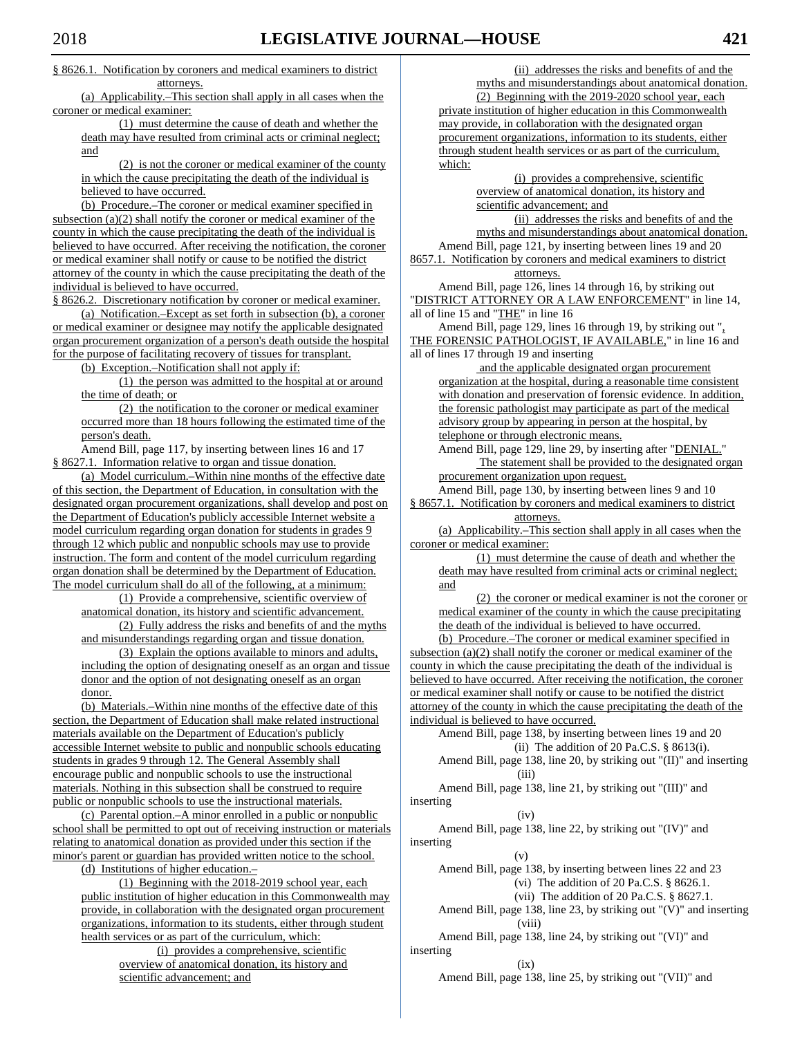§ 8626.1. Notification by coroners and medical examiners to district attorneys.

(a) Applicability.–This section shall apply in all cases when the coroner or medical examiner:

(1) must determine the cause of death and whether the death may have resulted from criminal acts or criminal neglect; and

(2) is not the coroner or medical examiner of the county in which the cause precipitating the death of the individual is believed to have occurred.

(b) Procedure.–The coroner or medical examiner specified in subsection (a)(2) shall notify the coroner or medical examiner of the county in which the cause precipitating the death of the individual is believed to have occurred. After receiving the notification, the coroner or medical examiner shall notify or cause to be notified the district attorney of the county in which the cause precipitating the death of the individual is believed to have occurred.

§ 8626.2. Discretionary notification by coroner or medical examiner.

(a) Notification.–Except as set forth in subsection (b), a coroner or medical examiner or designee may notify the applicable designated organ procurement organization of a person's death outside the hospital for the purpose of facilitating recovery of tissues for transplant.

(b) Exception.–Notification shall not apply if:

(1) the person was admitted to the hospital at or around the time of death; or

(2) the notification to the coroner or medical examiner occurred more than 18 hours following the estimated time of the person's death.

Amend Bill, page 117, by inserting between lines 16 and 17

§ 8627.1. Information relative to organ and tissue donation.

(a) Model curriculum.–Within nine months of the effective date of this section, the Department of Education, in consultation with the designated organ procurement organizations, shall develop and post on the Department of Education's publicly accessible Internet website a model curriculum regarding organ donation for students in grades 9 through 12 which public and nonpublic schools may use to provide instruction. The form and content of the model curriculum regarding organ donation shall be determined by the Department of Education. The model curriculum shall do all of the following, at a minimum:

(1) Provide a comprehensive, scientific overview of anatomical donation, its history and scientific advancement.

(2) Fully address the risks and benefits of and the myths and misunderstandings regarding organ and tissue donation.

(3) Explain the options available to minors and adults, including the option of designating oneself as an organ and tissue donor and the option of not designating oneself as an organ donor.

(b) Materials.–Within nine months of the effective date of this section, the Department of Education shall make related instructional materials available on the Department of Education's publicly accessible Internet website to public and nonpublic schools educating students in grades 9 through 12. The General Assembly shall encourage public and nonpublic schools to use the instructional materials. Nothing in this subsection shall be construed to require public or nonpublic schools to use the instructional materials.

(c) Parental option.–A minor enrolled in a public or nonpublic school shall be permitted to opt out of receiving instruction or materials relating to anatomical donation as provided under this section if the minor's parent or guardian has provided written notice to the school.

(d) Institutions of higher education.–

(1) Beginning with the 2018-2019 school year, each public institution of higher education in this Commonwealth may provide, in collaboration with the designated organ procurement organizations, information to its students, either through student health services or as part of the curriculum, which:

(i) provides a comprehensive, scientific overview of anatomical donation, its history and scientific advancement; and

(ii) addresses the risks and benefits of and the myths and misunderstandings about anatomical donation.

(2) Beginning with the 2019-2020 school year, each private institution of higher education in this Commonwealth may provide, in collaboration with the designated organ procurement organizations, information to its students, either through student health services or as part of the curriculum, which:

(i) provides a comprehensive, scientific overview of anatomical donation, its history and scientific advancement; and

(ii) addresses the risks and benefits of and the myths and misunderstandings about anatomical donation.

Amend Bill, page 121, by inserting between lines 19 and 20

8657.1. Notification by coroners and medical examiners to district attorneys.

Amend Bill, page 126, lines 14 through 16, by striking out "DISTRICT ATTORNEY OR A LAW ENFORCEMENT" in line 14, all of line 15 and "THE" in line 16

Amend Bill, page 129, lines 16 through 19, by striking out ", THE FORENSIC PATHOLOGIST, IF AVAILABLE," in line 16 and all of lines 17 through 19 and inserting

and the applicable designated organ procurement organization at the hospital, during a reasonable time consistent with donation and preservation of forensic evidence. In addition, the forensic pathologist may participate as part of the medical advisory group by appearing in person at the hospital, by telephone or through electronic means.

Amend Bill, page 129, line 29, by inserting after "DENIAL."

The statement shall be provided to the designated organ procurement organization upon request.

Amend Bill, page 130, by inserting between lines 9 and 10

§ 8657.1. Notification by coroners and medical examiners to district attorneys.

(a) Applicability.–This section shall apply in all cases when the coroner or medical examiner:

(1) must determine the cause of death and whether the death may have resulted from criminal acts or criminal neglect; and

(2) the coroner or medical examiner is not the coroner or medical examiner of the county in which the cause precipitating the death of the individual is believed to have occurred.

(b) Procedure.–The coroner or medical examiner specified in subsection (a)(2) shall notify the coroner or medical examiner of the county in which the cause precipitating the death of the individual is believed to have occurred. After receiving the notification, the coroner or medical examiner shall notify or cause to be notified the district attorney of the county in which the cause precipitating the death of the individual is believed to have occurred.

Amend Bill, page 138, by inserting between lines 19 and 20

(ii) The addition of 20 Pa.C.S. § 8613(i).

Amend Bill, page 138, line 20, by striking out "(II)" and inserting

(iii)

Amend Bill, page 138, line 21, by striking out "(III)" and inserting

(iv)

Amend Bill, page 138, line 22, by striking out "(IV)" and inserting

(v)

Amend Bill, page 138, by inserting between lines 22 and 23

(vi) The addition of 20 Pa.C.S. § 8626.1.

(vii) The addition of 20 Pa.C.S. § 8627.1.

Amend Bill, page 138, line 23, by striking out "(V)" and inserting

(viii)

Amend Bill, page 138, line 24, by striking out "(VI)" and inserting

(ix)

Amend Bill, page 138, line 25, by striking out "(VII)" and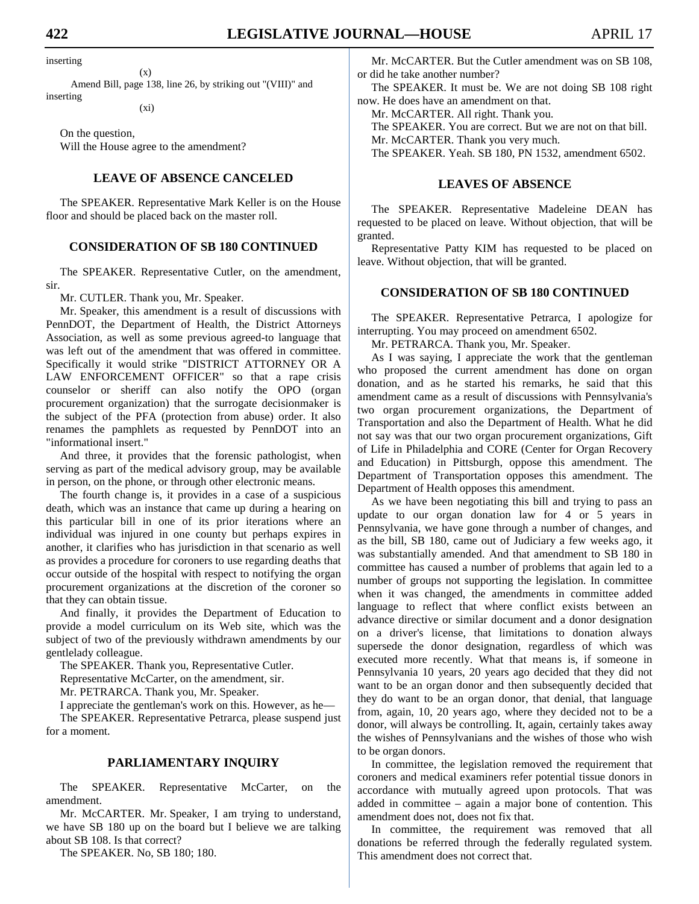inserting

(x)

Amend Bill, page 138, line 26, by striking out "(VIII)" and inserting

(xi)

On the question,
Will the House agree to the amendment?

## LEAVE OF ABSENCE CANCELED

The SPEAKER. Representative Mark Keller is on the House floor and should be placed back on the master roll.

## CONSIDERATION OF SB 180 CONTINUED

The SPEAKER. Representative Cutler, on the amendment, sir.

Mr. CUTLER. Thank you, Mr. Speaker.

Mr. Speaker, this amendment is a result of discussions with PennDOT, the Department of Health, the District Attorneys Association, as well as some previous agreed-to language that was left out of the amendment that was offered in committee. Specifically it would strike "DISTRICT ATTORNEY OR A LAW ENFORCEMENT OFFICER" so that a rape crisis counselor or sheriff can also notify the OPO (organ procurement organization) that the surrogate decisionmaker is the subject of the PFA (protection from abuse) order. It also renames the pamphlets as requested by PennDOT into an "informational insert."

And three, it provides that the forensic pathologist, when serving as part of the medical advisory group, may be available in person, on the phone, or through other electronic means.

The fourth change is, it provides in a case of a suspicious death, which was an instance that came up during a hearing on this particular bill in one of its prior iterations where an individual was injured in one county but perhaps expires in another, it clarifies who has jurisdiction in that scenario as well as provides a procedure for coroners to use regarding deaths that occur outside of the hospital with respect to notifying the organ procurement organizations at the discretion of the coroner so that they can obtain tissue.

And finally, it provides the Department of Education to provide a model curriculum on its Web site, which was the subject of two of the previously withdrawn amendments by our gentlelady colleague.

The SPEAKER. Thank you, Representative Cutler.

Representative McCarter, on the amendment, sir.

Mr. PETRARCA. Thank you, Mr. Speaker.

I appreciate the gentleman's work on this. However, as he—

The SPEAKER. Representative Petrarca, please suspend just for a moment.

## PARLIAMENTARY INQUIRY

The SPEAKER. Representative McCarter, on the amendment.

Mr. McCARTER. Mr. Speaker, I am trying to understand, we have SB 180 up on the board but I believe we are talking about SB 108. Is that correct?

The SPEAKER. No, SB 180; 180.

Mr. McCARTER. But the Cutler amendment was on SB 108, or did he take another number?

The SPEAKER. It must be. We are not doing SB 108 right now. He does have an amendment on that.

Mr. McCARTER. All right. Thank you.

The SPEAKER. You are correct. But we are not on that bill.

Mr. McCARTER. Thank you very much.

The SPEAKER. Yeah. SB 180, PN 1532, amendment 6502.

## LEAVES OF ABSENCE

The SPEAKER. Representative Madeleine DEAN has requested to be placed on leave. Without objection, that will be granted.

Representative Patty KIM has requested to be placed on leave. Without objection, that will be granted.

## CONSIDERATION OF SB 180 CONTINUED

The SPEAKER. Representative Petrarca, I apologize for interrupting. You may proceed on amendment 6502.

Mr. PETRARCA. Thank you, Mr. Speaker.

As I was saying, I appreciate the work that the gentleman who proposed the current amendment has done on organ donation, and as he started his remarks, he said that this amendment came as a result of discussions with Pennsylvania's two organ procurement organizations, the Department of Transportation and also the Department of Health. What he did not say was that our two organ procurement organizations, Gift of Life in Philadelphia and CORE (Center for Organ Recovery and Education) in Pittsburgh, oppose this amendment. The Department of Transportation opposes this amendment. The Department of Health opposes this amendment.

As we have been negotiating this bill and trying to pass an update to our organ donation law for 4 or 5 years in Pennsylvania, we have gone through a number of changes, and as the bill, SB 180, came out of Judiciary a few weeks ago, it was substantially amended. And that amendment to SB 180 in committee has caused a number of problems that again led to a number of groups not supporting the legislation. In committee when it was changed, the amendments in committee added language to reflect that where conflict exists between an advance directive or similar document and a donor designation on a driver's license, that limitations to donation always supersede the donor designation, regardless of which was executed more recently. What that means is, if someone in Pennsylvania 10 years, 20 years ago decided that they did not want to be an organ donor and then subsequently decided that they do want to be an organ donor, that denial, that language from, again, 10, 20 years ago, where they decided not to be a donor, will always be controlling. It, again, certainly takes away the wishes of Pennsylvanians and the wishes of those who wish to be organ donors.

In committee, the legislation removed the requirement that coroners and medical examiners refer potential tissue donors in accordance with mutually agreed upon protocols. That was added in committee – again a major bone of contention. This amendment does not, does not fix that.

In committee, the requirement was removed that all donations be referred through the federally regulated system. This amendment does not correct that.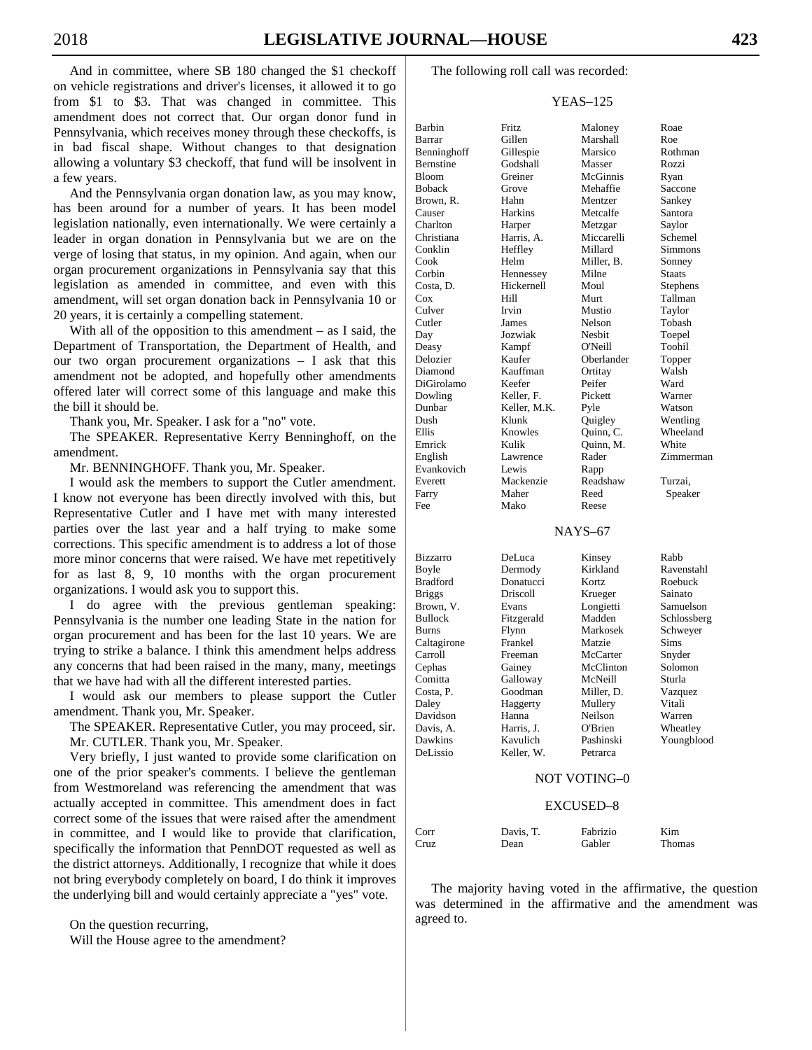And in committee, where SB 180 changed the $1 checkoff on vehicle registrations and driver's licenses, it allowed it to go from $1 to $3. That was changed in committee. This amendment does not correct that. Our organ donor fund in Pennsylvania, which receives money through these checkoffs, is in bad fiscal shape. Without changes to that designation allowing a voluntary $3 checkoff, that fund will be insolvent in a few years.

And the Pennsylvania organ donation law, as you may know, has been around for a number of years. It has been model legislation nationally, even internationally. We were certainly a leader in organ donation in Pennsylvania but we are on the verge of losing that status, in my opinion. And again, when our organ procurement organizations in Pennsylvania say that this legislation as amended in committee, and even with this amendment, will set organ donation back in Pennsylvania 10 or 20 years, it is certainly a compelling statement.

With all of the opposition to this amendment – as I said, the Department of Transportation, the Department of Health, and our two organ procurement organizations – I ask that this amendment not be adopted, and hopefully other amendments offered later will correct some of this language and make this the bill it should be.

Thank you, Mr. Speaker. I ask for a "no" vote.

The SPEAKER. Representative Kerry Benninghoff, on the amendment.

Mr. BENNINGHOFF. Thank you, Mr. Speaker.

I would ask the members to support the Cutler amendment. I know not everyone has been directly involved with this, but Representative Cutler and I have met with many interested parties over the last year and a half trying to make some corrections. This specific amendment is to address a lot of those more minor concerns that were raised. We have met repetitively for as last 8, 9, 10 months with the organ procurement organizations. I would ask you to support this.

I do agree with the previous gentleman speaking: Pennsylvania is the number one leading State in the nation for organ procurement and has been for the last 10 years. We are trying to strike a balance. I think this amendment helps address any concerns that had been raised in the many, many, meetings that we have had with all the different interested parties.

I would ask our members to please support the Cutler amendment. Thank you, Mr. Speaker.

The SPEAKER. Representative Cutler, you may proceed, sir.

Mr. CUTLER. Thank you, Mr. Speaker.

Very briefly, I just wanted to provide some clarification on one of the prior speaker's comments. I believe the gentleman from Westmoreland was referencing the amendment that was actually accepted in committee. This amendment does in fact correct some of the issues that were raised after the amendment in committee, and I would like to provide that clarification, specifically the information that PennDOT requested as well as the district attorneys. Additionally, I recognize that while it does not bring everybody completely on board, I do think it improves the underlying bill and would certainly appreciate a "yes" vote.

On the question recurring,
Will the House agree to the amendment?

The following roll call was recorded:

YEAS–125

| | | | |
|---|---|---|---|
| Barbin | Fritz | Maloney | Roae |
| Barrar | Gillen | Marshall | Roe |
| Benninghoff | Gillespie | Marsico | Rothman |
| Bernstine | Godshall | Masser | Rozzi |
| Bloom | Greiner | McGinnis | Ryan |
| Boback | Grove | Mehaffie | Saccone |
| Brown, R. | Hahn | Mentzer | Sankey |
| Causer | Harkins | Metcalfe | Santora |
| Charlton | Harper | Metzgar | Saylor |
| Christiana | Harris, A. | Miccarelli | Schemel |
| Conklin | Heffley | Millard | Simmons |
| Cook | Helm | Miller, B. | Sonney |
| Corbin | Hennessey | Milne | Staats |
| Costa, D. | Hickernell | Moul | Stephens |
| Cox | Hill | Murt | Tallman |
| Culver | Irvin | Mustio | Taylor |
| Cutler | James | Nelson | Tobash |
| Day | Jozwiak | Nesbit | Toepel |
| Deasy | Kampf | O'Neill | Toohil |
| Delozier | Kaufer | Oberlander | Topper |
| Diamond | Kauffman | Ortitay | Walsh |
| DiGirolamo | Keefer | Peifer | Ward |
| Dowling | Keller, F. | Pickett | Warner |
| Dunbar | Keller, M.K. | Pyle | Watson |
| Dush | Klunk | Quigley | Wentling |
| Ellis | Knowles | Quinn, C. | Wheeland |
| Emrick | Kulik | Quinn, M. | White |
| English | Lawrence | Rader | Zimmerman |
| Evankovich | Lewis | Rapp | |
| Everett | Mackenzie | Readshaw | Turzai, |
| Farry | Maher | Reed | Speaker |
| Fee | Mako | Reese | |

NAYS–67

| | | | |
|---|---|---|---|
| Bizzarro | DeLuca | Kinsey | Rabb |
| Boyle | Dermody | Kirkland | Ravenstahl |
| Bradford | Donatucci | Kortz | Roebuck |
| Briggs | Driscoll | Krueger | Sainato |
| Brown, V. | Evans | Longietti | Samuelson |
| Bullock | Fitzgerald | Madden | Schlossberg |
| Burns | Flynn | Markosek | Schweyer |
| Caltagirone | Frankel | Matzie | Sims |
| Carroll | Freeman | McCarter | Snyder |
| Cephas | Gainey | McClinton | Solomon |
| Comitta | Galloway | McNeill | Sturla |
| Costa, P. | Goodman | Miller, D. | Vazquez |
| Daley | Haggerty | Mullery | Vitali |
| Davidson | Hanna | Neilson | Warren |
| Davis, A. | Harris, J. | O'Brien | Wheatley |
| Dawkins | Kavulich | Pashinski | Youngblood |
| DeLissio | Keller, W. | Petrarca | |

NOT VOTING–0

EXCUSED–8

| | | | |
|---|---|---|---|
| Corr | Davis, T. | Fabrizio | Kim |
| Cruz | Dean | Gabler | Thomas |

The majority having voted in the affirmative, the question was determined in the affirmative and the amendment was agreed to.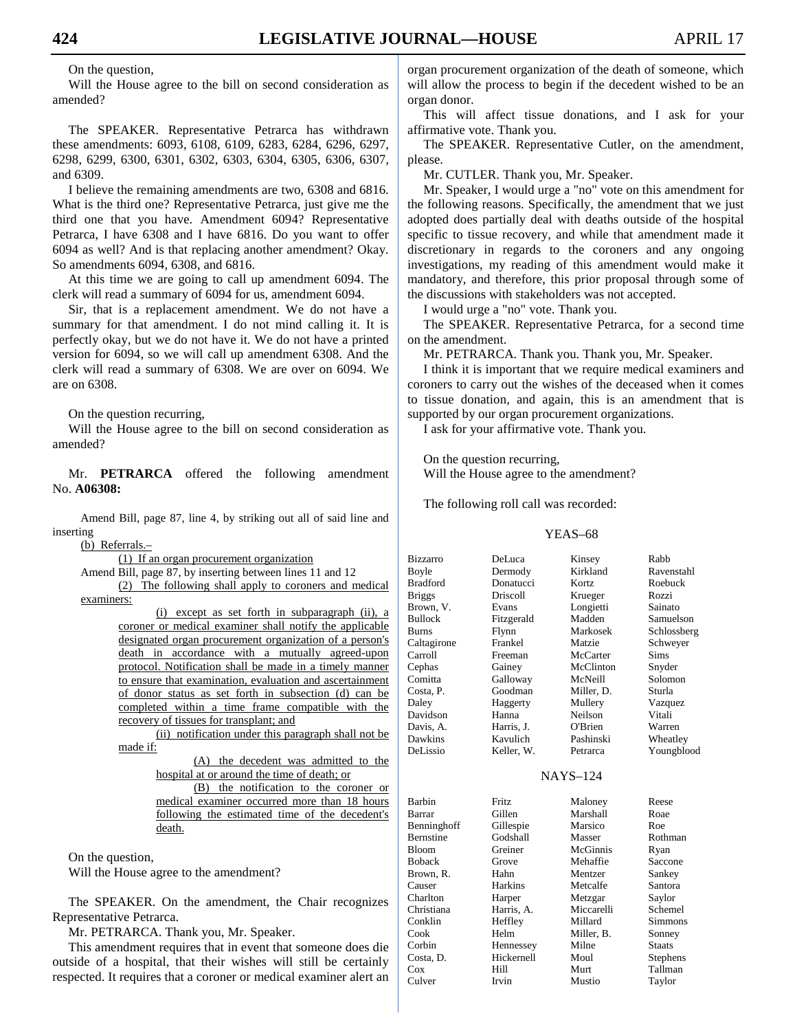On the question,

Will the House agree to the bill on second consideration as amended?

The SPEAKER. Representative Petrarca has withdrawn these amendments: 6093, 6108, 6109, 6283, 6284, 6296, 6297, 6298, 6299, 6300, 6301, 6302, 6303, 6304, 6305, 6306, 6307, and 6309.

I believe the remaining amendments are two, 6308 and 6816. What is the third one? Representative Petrarca, just give me the third one that you have. Amendment 6094? Representative Petrarca, I have 6308 and I have 6816. Do you want to offer 6094 as well? And is that replacing another amendment? Okay. So amendments 6094, 6308, and 6816.

At this time we are going to call up amendment 6094. The clerk will read a summary of 6094 for us, amendment 6094.

Sir, that is a replacement amendment. We do not have a summary for that amendment. I do not mind calling it. It is perfectly okay, but we do not have it. We do not have a printed version for 6094, so we will call up amendment 6308. And the clerk will read a summary of 6308. We are over on 6094. We are on 6308.

On the question recurring,

Will the House agree to the bill on second consideration as amended?

Mr. **PETRARCA** offered the following amendment No. **A06308:**

Amend Bill, page 87, line 4, by striking out all of said line and inserting

(b) Referrals.–

(1) If an organ procurement organization

Amend Bill, page 87, by inserting between lines 11 and 12

(2) The following shall apply to coroners and medical examiners:

(i) except as set forth in subparagraph (ii), a coroner or medical examiner shall notify the applicable designated organ procurement organization of a person's death in accordance with a mutually agreed-upon protocol. Notification shall be made in a timely manner to ensure that examination, evaluation and ascertainment of donor status as set forth in subsection (d) can be completed within a time frame compatible with the recovery of tissues for transplant; and

(ii) notification under this paragraph shall not be made if:

(A) the decedent was admitted to the hospital at or around the time of death; or

(B) the notification to the coroner or medical examiner occurred more than 18 hours following the estimated time of the decedent's death.

On the question,

Will the House agree to the amendment?

The SPEAKER. On the amendment, the Chair recognizes Representative Petrarca.

Mr. PETRARCA. Thank you, Mr. Speaker.

This amendment requires that in event that someone does die outside of a hospital, that their wishes will still be certainly respected. It requires that a coroner or medical examiner alert an organ procurement organization of the death of someone, which will allow the process to begin if the decedent wished to be an organ donor.

This will affect tissue donations, and I ask for your affirmative vote. Thank you.

The SPEAKER. Representative Cutler, on the amendment, please.

Mr. CUTLER. Thank you, Mr. Speaker.

Mr. Speaker, I would urge a "no" vote on this amendment for the following reasons. Specifically, the amendment that we just adopted does partially deal with deaths outside of the hospital specific to tissue recovery, and while that amendment made it discretionary in regards to the coroners and any ongoing investigations, my reading of this amendment would make it mandatory, and therefore, this prior proposal through some of the discussions with stakeholders was not accepted.

I would urge a "no" vote. Thank you.

The SPEAKER. Representative Petrarca, for a second time on the amendment.

Mr. PETRARCA. Thank you. Thank you, Mr. Speaker.

I think it is important that we require medical examiners and coroners to carry out the wishes of the deceased when it comes to tissue donation, and again, this is an amendment that is supported by our organ procurement organizations.

I ask for your affirmative vote. Thank you.

On the question recurring,

Will the House agree to the amendment?

The following roll call was recorded:

YEAS–68

| | | | |
|---|---|---|---|
| Bizzarro | DeLuca | Kinsey | Rabb |
| Boyle | Dermody | Kirkland | Ravenstahl |
| Bradford | Donatucci | Kortz | Roebuck |
| Briggs | Driscoll | Krueger | Rozzi |
| Brown, V. | Evans | Longietti | Sainato |
| Bullock | Fitzgerald | Madden | Samuelson |
| Burns | Flynn | Markosek | Schlossberg |
| Caltagirone | Frankel | Matzie | Schweyer |
| Carroll | Freeman | McCarter | Sims |
| Cephas | Gainey | McClinton | Snyder |
| Comitta | Galloway | McNeill | Solomon |
| Costa, P. | Goodman | Miller, D. | Sturla |
| Daley | Haggerty | Mullery | Vazquez |
| Davidson | Hanna | Neilson | Vitali |
| Davis, A. | Harris, J. | O'Brien | Warren |
| Dawkins | Kavulich | Pashinski | Wheatley |
| DeLissio | Keller, W. | Petrarca | Youngblood |

NAYS–124

| | | | |
|---|---|---|---|
| Barbin | Fritz | Maloney | Reese |
| Barrar | Gillen | Marshall | Roae |
| Benninghoff | Gillespie | Marsico | Roe |
| Bernstine | Godshall | Masser | Rothman |
| Bloom | Greiner | McGinnis | Ryan |
| Boback | Grove | Mehaffie | Saccone |
| Brown, R. | Hahn | Mentzer | Sankey |
| Causer | Harkins | Metcalfe | Santora |
| Charlton | Harper | Metzgar | Saylor |
| Christiana | Harris, A. | Miccarelli | Schemel |
| Conklin | Heffley | Millard | Simmons |
| Cook | Helm | Miller, B. | Sonney |
| Corbin | Hennessey | Milne | Staats |
| Costa, D. | Hickernell | Moul | Stephens |
| Cox | Hill | Murt | Tallman |
| Culver | Irvin | Mustio | Taylor |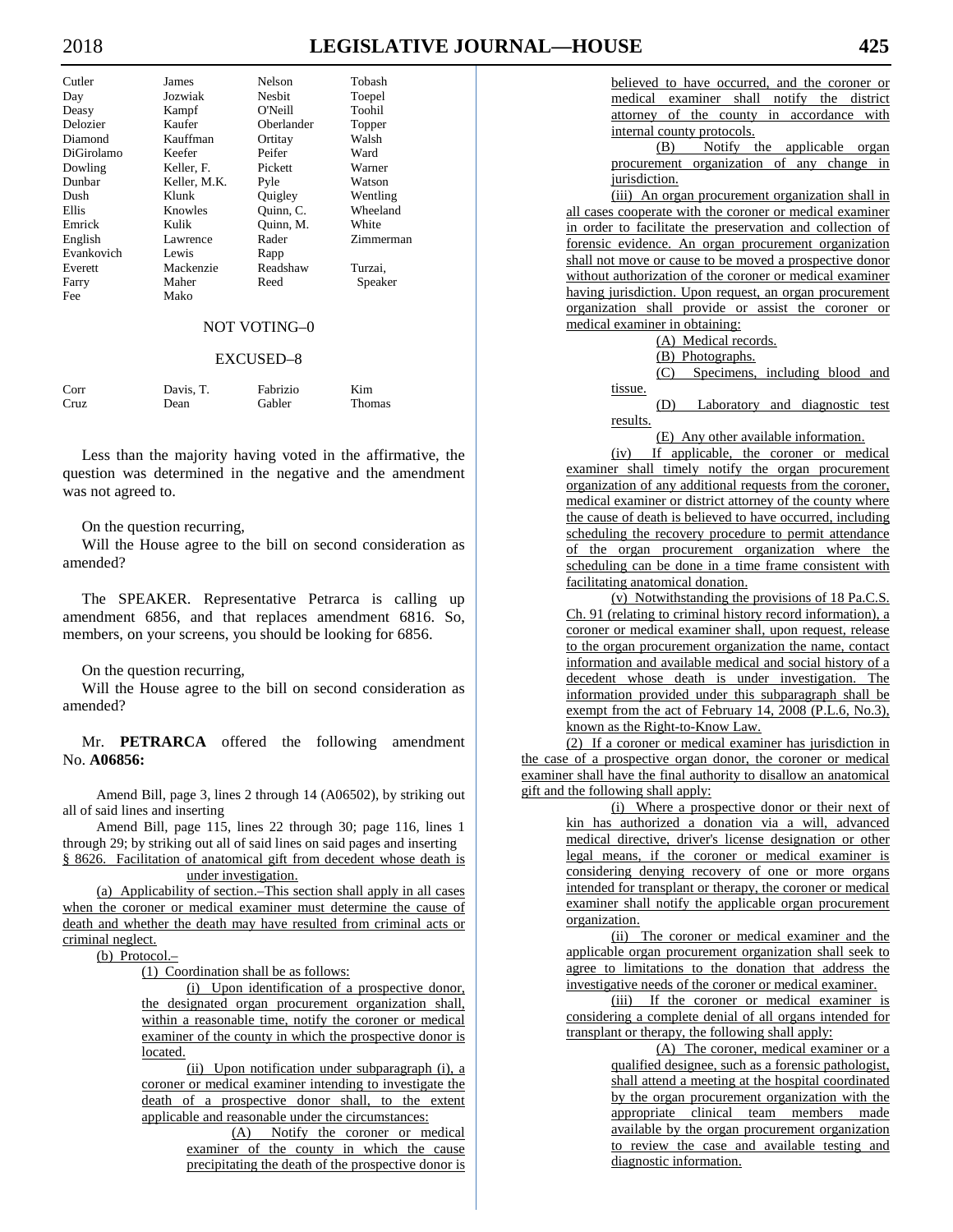| | | | |
|---|---|---|---|
| Cutler | James | Nelson | Tobash |
| Day | Jozwiak | Nesbit | Toepel |
| Deasy | Kampf | O'Neill | Toohil |
| Delozier | Kaufer | Oberlander | Topper |
| Diamond | Kauffman | Ortitay | Walsh |
| DiGirolamo | Keefer | Peifer | Ward |
| Dowling | Keller, F. | Pickett | Warner |
| Dunbar | Keller, M.K. | Pyle | Watson |
| Dush | Klunk | Quigley | Wentling |
| Ellis | Knowles | Quinn, C. | Wheeland |
| Emrick | Kulik | Quinn, M. | White |
| English | Lawrence | Rader | Zimmerman |
| Evankovich | Lewis | Rapp | |
| Everett | Mackenzie | Readshaw | Turzai, |
| Farry | Maher | Reed | Speaker |
| Fee | Mako | | |

NOT VOTING–0

EXCUSED–8

| | | | |
|---|---|---|---|
| Corr | Davis, T. | Fabrizio | Kim |
| Cruz | Dean | Gabler | Thomas |

Less than the majority having voted in the affirmative, the question was determined in the negative and the amendment was not agreed to.

On the question recurring,

Will the House agree to the bill on second consideration as amended?

The SPEAKER. Representative Petrarca is calling up amendment 6856, and that replaces amendment 6816. So, members, on your screens, you should be looking for 6856.

On the question recurring,

Will the House agree to the bill on second consideration as amended?

Mr. **PETRARCA** offered the following amendment No. **A06856:**

Amend Bill, page 3, lines 2 through 14 (A06502), by striking out all of said lines and inserting

Amend Bill, page 115, lines 22 through 30; page 116, lines 1 through 29; by striking out all of said lines on said pages and inserting

§ 8626. Facilitation of anatomical gift from decedent whose death is under investigation.

(a) Applicability of section.–This section shall apply in all cases when the coroner or medical examiner must determine the cause of death and whether the death may have resulted from criminal acts or criminal neglect.

(b) Protocol.–

(1) Coordination shall be as follows:

(i) Upon identification of a prospective donor, the designated organ procurement organization shall, within a reasonable time, notify the coroner or medical examiner of the county in which the prospective donor is located.

(ii) Upon notification under subparagraph (i), a coroner or medical examiner intending to investigate the death of a prospective donor shall, to the extent applicable and reasonable under the circumstances:

(A) Notify the coroner or medical examiner of the county in which the cause precipitating the death of the prospective donor is believed to have occurred, and the coroner or medical examiner shall notify the district attorney of the county in accordance with internal county protocols.

(B) Notify the applicable organ procurement organization of any change in jurisdiction.

(iii) An organ procurement organization shall in all cases cooperate with the coroner or medical examiner in order to facilitate the preservation and collection of forensic evidence. An organ procurement organization shall not move or cause to be moved a prospective donor without authorization of the coroner or medical examiner having jurisdiction. Upon request, an organ procurement organization shall provide or assist the coroner or medical examiner in obtaining:

(A) Medical records.

(B) Photographs.

(C) Specimens, including blood and tissue.

(D) Laboratory and diagnostic test results.

(E) Any other available information.

(iv) If applicable, the coroner or medical examiner shall timely notify the organ procurement organization of any additional requests from the coroner, medical examiner or district attorney of the county where the cause of death is believed to have occurred, including scheduling the recovery procedure to permit attendance of the organ procurement organization where the scheduling can be done in a time frame consistent with facilitating anatomical donation.

(v) Notwithstanding the provisions of 18 Pa.C.S. Ch. 91 (relating to criminal history record information), a coroner or medical examiner shall, upon request, release to the organ procurement organization the name, contact information and available medical and social history of a decedent whose death is under investigation. The information provided under this subparagraph shall be exempt from the act of February 14, 2008 (P.L.6, No.3), known as the Right-to-Know Law.

(2) If a coroner or medical examiner has jurisdiction in the case of a prospective organ donor, the coroner or medical examiner shall have the final authority to disallow an anatomical gift and the following shall apply:

(i) Where a prospective donor or their next of kin has authorized a donation via a will, advanced medical directive, driver's license designation or other legal means, if the coroner or medical examiner is considering denying recovery of one or more organs intended for transplant or therapy, the coroner or medical examiner shall notify the applicable organ procurement organization.

(ii) The coroner or medical examiner and the applicable organ procurement organization shall seek to agree to limitations to the donation that address the investigative needs of the coroner or medical examiner.

(iii) If the coroner or medical examiner is considering a complete denial of all organs intended for transplant or therapy, the following shall apply:

(A) The coroner, medical examiner or a qualified designee, such as a forensic pathologist, shall attend a meeting at the hospital coordinated by the organ procurement organization with the appropriate clinical team members made available by the organ procurement organization to review the case and available testing and diagnostic information.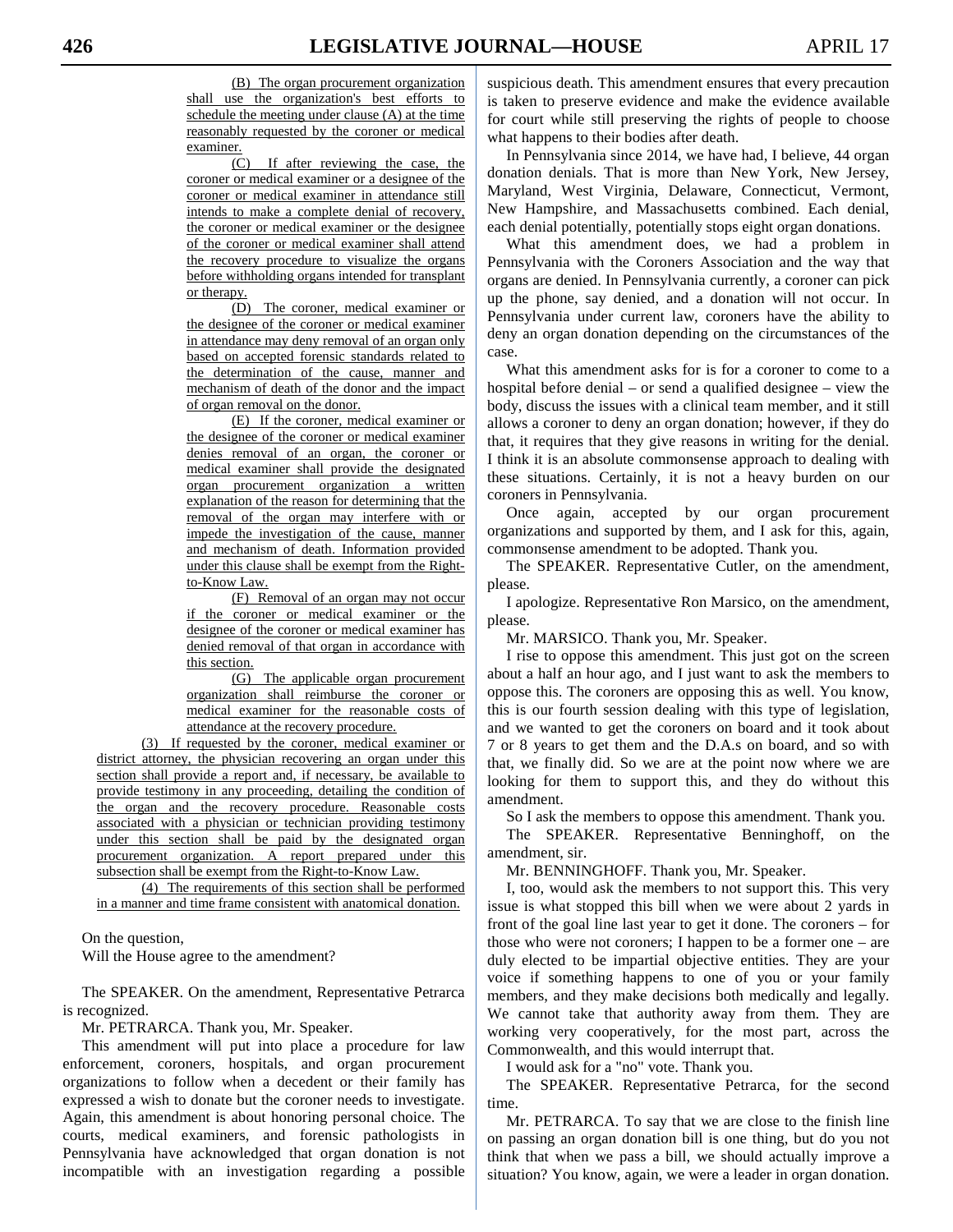(B) The organ procurement organization shall use the organization's best efforts to schedule the meeting under clause (A) at the time reasonably requested by the coroner or medical examiner.

(C) If after reviewing the case, the coroner or medical examiner or a designee of the coroner or medical examiner in attendance still intends to make a complete denial of recovery, the coroner or medical examiner or the designee of the coroner or medical examiner shall attend the recovery procedure to visualize the organs before withholding organs intended for transplant or therapy.

(D) The coroner, medical examiner or the designee of the coroner or medical examiner in attendance may deny removal of an organ only based on accepted forensic standards related to the determination of the cause, manner and mechanism of death of the donor and the impact of organ removal on the donor.

(E) If the coroner, medical examiner or the designee of the coroner or medical examiner denies removal of an organ, the coroner or medical examiner shall provide the designated organ procurement organization a written explanation of the reason for determining that the removal of the organ may interfere with or impede the investigation of the cause, manner and mechanism of death. Information provided under this clause shall be exempt from the Right-to-Know Law.

(F) Removal of an organ may not occur if the coroner or medical examiner or the designee of the coroner or medical examiner has denied removal of that organ in accordance with this section.

(G) The applicable organ procurement organization shall reimburse the coroner or medical examiner for the reasonable costs of attendance at the recovery procedure.

(3) If requested by the coroner, medical examiner or district attorney, the physician recovering an organ under this section shall provide a report and, if necessary, be available to provide testimony in any proceeding, detailing the condition of the organ and the recovery procedure. Reasonable costs associated with a physician or technician providing testimony under this section shall be paid by the designated organ procurement organization. A report prepared under this subsection shall be exempt from the Right-to-Know Law.

(4) The requirements of this section shall be performed in a manner and time frame consistent with anatomical donation.

On the question,
Will the House agree to the amendment?

The SPEAKER. On the amendment, Representative Petrarca is recognized.

Mr. PETRARCA. Thank you, Mr. Speaker.

This amendment will put into place a procedure for law enforcement, coroners, hospitals, and organ procurement organizations to follow when a decedent or their family has expressed a wish to donate but the coroner needs to investigate. Again, this amendment is about honoring personal choice. The courts, medical examiners, and forensic pathologists in Pennsylvania have acknowledged that organ donation is not incompatible with an investigation regarding a possible suspicious death. This amendment ensures that every precaution is taken to preserve evidence and make the evidence available for court while still preserving the rights of people to choose what happens to their bodies after death.

In Pennsylvania since 2014, we have had, I believe, 44 organ donation denials. That is more than New York, New Jersey, Maryland, West Virginia, Delaware, Connecticut, Vermont, New Hampshire, and Massachusetts combined. Each denial, each denial potentially, potentially stops eight organ donations.

What this amendment does, we had a problem in Pennsylvania with the Coroners Association and the way that organs are denied. In Pennsylvania currently, a coroner can pick up the phone, say denied, and a donation will not occur. In Pennsylvania under current law, coroners have the ability to deny an organ donation depending on the circumstances of the case.

What this amendment asks for is for a coroner to come to a hospital before denial – or send a qualified designee – view the body, discuss the issues with a clinical team member, and it still allows a coroner to deny an organ donation; however, if they do that, it requires that they give reasons in writing for the denial. I think it is an absolute commonsense approach to dealing with these situations. Certainly, it is not a heavy burden on our coroners in Pennsylvania.

Once again, accepted by our organ procurement organizations and supported by them, and I ask for this, again, commonsense amendment to be adopted. Thank you.

The SPEAKER. Representative Cutler, on the amendment, please.

I apologize. Representative Ron Marsico, on the amendment, please.

Mr. MARSICO. Thank you, Mr. Speaker.

I rise to oppose this amendment. This just got on the screen about a half an hour ago, and I just want to ask the members to oppose this. The coroners are opposing this as well. You know, this is our fourth session dealing with this type of legislation, and we wanted to get the coroners on board and it took about 7 or 8 years to get them and the D.A.s on board, and so with that, we finally did. So we are at the point now where we are looking for them to support this, and they do without this amendment.

So I ask the members to oppose this amendment. Thank you.

The SPEAKER. Representative Benninghoff, on the amendment, sir.

Mr. BENNINGHOFF. Thank you, Mr. Speaker.

I, too, would ask the members to not support this. This very issue is what stopped this bill when we were about 2 yards in front of the goal line last year to get it done. The coroners – for those who were not coroners; I happen to be a former one – are duly elected to be impartial objective entities. They are your voice if something happens to one of you or your family members, and they make decisions both medically and legally. We cannot take that authority away from them. They are working very cooperatively, for the most part, across the Commonwealth, and this would interrupt that.

I would ask for a "no" vote. Thank you.

The SPEAKER. Representative Petrarca, for the second time.

Mr. PETRARCA. To say that we are close to the finish line on passing an organ donation bill is one thing, but do you not think that when we pass a bill, we should actually improve a situation? You know, again, we were a leader in organ donation.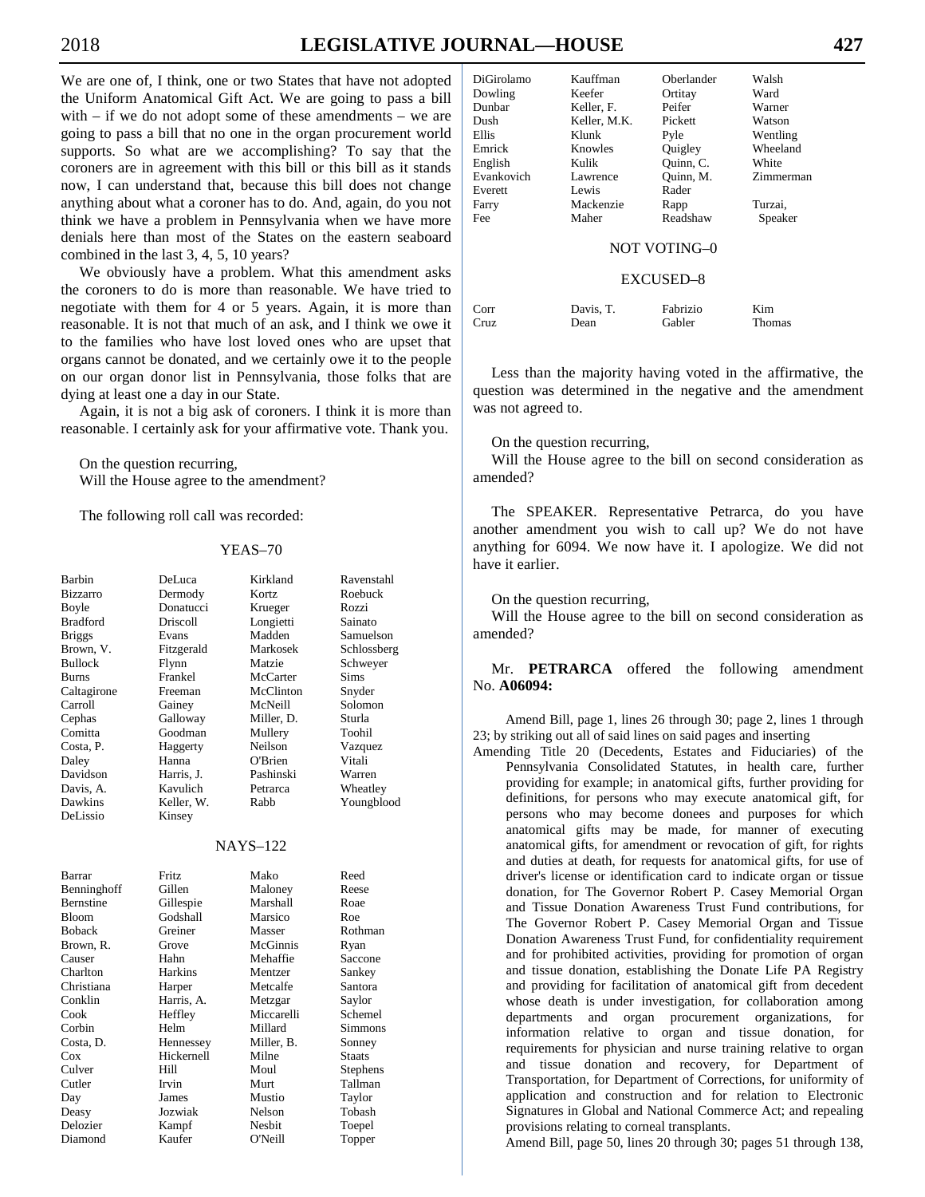We are one of, I think, one or two States that have not adopted the Uniform Anatomical Gift Act. We are going to pass a bill with – if we do not adopt some of these amendments – we are going to pass a bill that no one in the organ procurement world supports. So what are we accomplishing? To say that the coroners are in agreement with this bill or this bill as it stands now, I can understand that, because this bill does not change anything about what a coroner has to do. And, again, do you not think we have a problem in Pennsylvania when we have more denials here than most of the States on the eastern seaboard combined in the last 3, 4, 5, 10 years?

We obviously have a problem. What this amendment asks the coroners to do is more than reasonable. We have tried to negotiate with them for 4 or 5 years. Again, it is more than reasonable. It is not that much of an ask, and I think we owe it to the families who have lost loved ones who are upset that organs cannot be donated, and we certainly owe it to the people on our organ donor list in Pennsylvania, those folks that are dying at least one a day in our State.

Again, it is not a big ask of coroners. I think it is more than reasonable. I certainly ask for your affirmative vote. Thank you.

On the question recurring,
Will the House agree to the amendment?

The following roll call was recorded:

YEAS–70

| | | | |
|---|---|---|---|
| Barbin | DeLuca | Kirkland | Ravenstahl |
| Bizzarro | Dermody | Kortz | Roebuck |
| Boyle | Donatucci | Krueger | Rozzi |
| Bradford | Driscoll | Longietti | Sainato |
| Briggs | Evans | Madden | Samuelson |
| Brown, V. | Fitzgerald | Markosek | Schlossberg |
| Bullock | Flynn | Matzie | Schweyer |
| Burns | Frankel | McCarter | Sims |
| Caltagirone | Freeman | McClinton | Snyder |
| Carroll | Gainey | McNeill | Solomon |
| Cephas | Galloway | Miller, D. | Sturla |
| Comitta | Goodman | Mullery | Toohil |
| Costa, P. | Haggerty | Neilson | Vazquez |
| Daley | Hanna | O'Brien | Vitali |
| Davidson | Harris, J. | Pashinski | Warren |
| Davis, A. | Kavulich | Petrarca | Wheatley |
| Dawkins | Keller, W. | Rabb | Youngblood |
| DeLissio | Kinsey | | |

NAYS–122

| | | | |
|---|---|---|---|
| Barrar | Fritz | Mako | Reed |
| Benninghoff | Gillen | Maloney | Reese |
| Bernstine | Gillespie | Marshall | Roae |
| Bloom | Godshall | Marsico | Roe |
| Boback | Greiner | Masser | Rothman |
| Brown, R. | Grove | McGinnis | Ryan |
| Causer | Hahn | Mehaffie | Saccone |
| Charlton | Harkins | Mentzer | Sankey |
| Christiana | Harper | Metcalfe | Santora |
| Conklin | Harris, A. | Metzgar | Saylor |
| Cook | Heffley | Miccarelli | Schemel |
| Corbin | Helm | Millard | Simmons |
| Costa, D. | Hennessey | Miller, B. | Sonney |
| Cox | Hickernell | Milne | Staats |
| Culver | Hill | Moul | Stephens |
| Cutler | Irvin | Murt | Tallman |
| Day | James | Mustio | Taylor |
| Deasy | Jozwiak | Nelson | Tobash |
| Delozier | Kampf | Nesbit | Toepel |
| Diamond | Kaufer | O'Neill | Topper |
| DiGirolamo | Kauffman | Oberlander | Walsh |
| Dowling | Keefer | Ortitay | Ward |
| Dunbar | Keller, F. | Peifer | Warner |
| Dush | Keller, M.K. | Pickett | Watson |
| Ellis | Klunk | Pyle | Wentling |
| Emrick | Knowles | Quigley | Wheeland |
| English | Kulik | Quinn, C. | White |
| Evankovich | Lawrence | Quinn, M. | Zimmerman |
| Everett | Lewis | Rader | |
| Farry | Mackenzie | Rapp | Turzai, |
| Fee | Maher | Readshaw | Speaker |

NOT VOTING–0

EXCUSED–8

| | | | |
|---|---|---|---|
| Corr | Davis, T. | Fabrizio | Kim |
| Cruz | Dean | Gabler | Thomas |

Less than the majority having voted in the affirmative, the question was determined in the negative and the amendment was not agreed to.

On the question recurring,
Will the House agree to the bill on second consideration as amended?

The SPEAKER. Representative Petrarca, do you have another amendment you wish to call up? We do not have anything for 6094. We now have it. I apologize. We did not have it earlier.

On the question recurring,
Will the House agree to the bill on second consideration as amended?

Mr. **PETRARCA** offered the following amendment No. **A06094:**

Amend Bill, page 1, lines 26 through 30; page 2, lines 1 through 23; by striking out all of said lines on said pages and inserting

Amending Title 20 (Decedents, Estates and Fiduciaries) of the Pennsylvania Consolidated Statutes, in health care, further providing for example; in anatomical gifts, further providing for definitions, for persons who may execute anatomical gift, for persons who may become donees and purposes for which anatomical gifts may be made, for manner of executing anatomical gifts, for amendment or revocation of gift, for rights and duties at death, for requests for anatomical gifts, for use of driver's license or identification card to indicate organ or tissue donation, for The Governor Robert P. Casey Memorial Organ and Tissue Donation Awareness Trust Fund contributions, for The Governor Robert P. Casey Memorial Organ and Tissue Donation Awareness Trust Fund, for confidentiality requirement and for prohibited activities, providing for promotion of organ and tissue donation, establishing the Donate Life PA Registry and providing for facilitation of anatomical gift from decedent whose death is under investigation, for collaboration among departments and organ procurement organizations, for information relative to organ and tissue donation, for requirements for physician and nurse training relative to organ and tissue donation and recovery, for Department of Transportation, for Department of Corrections, for uniformity of application and construction and for relation to Electronic Signatures in Global and National Commerce Act; and repealing provisions relating to corneal transplants.

Amend Bill, page 50, lines 20 through 30; pages 51 through 138,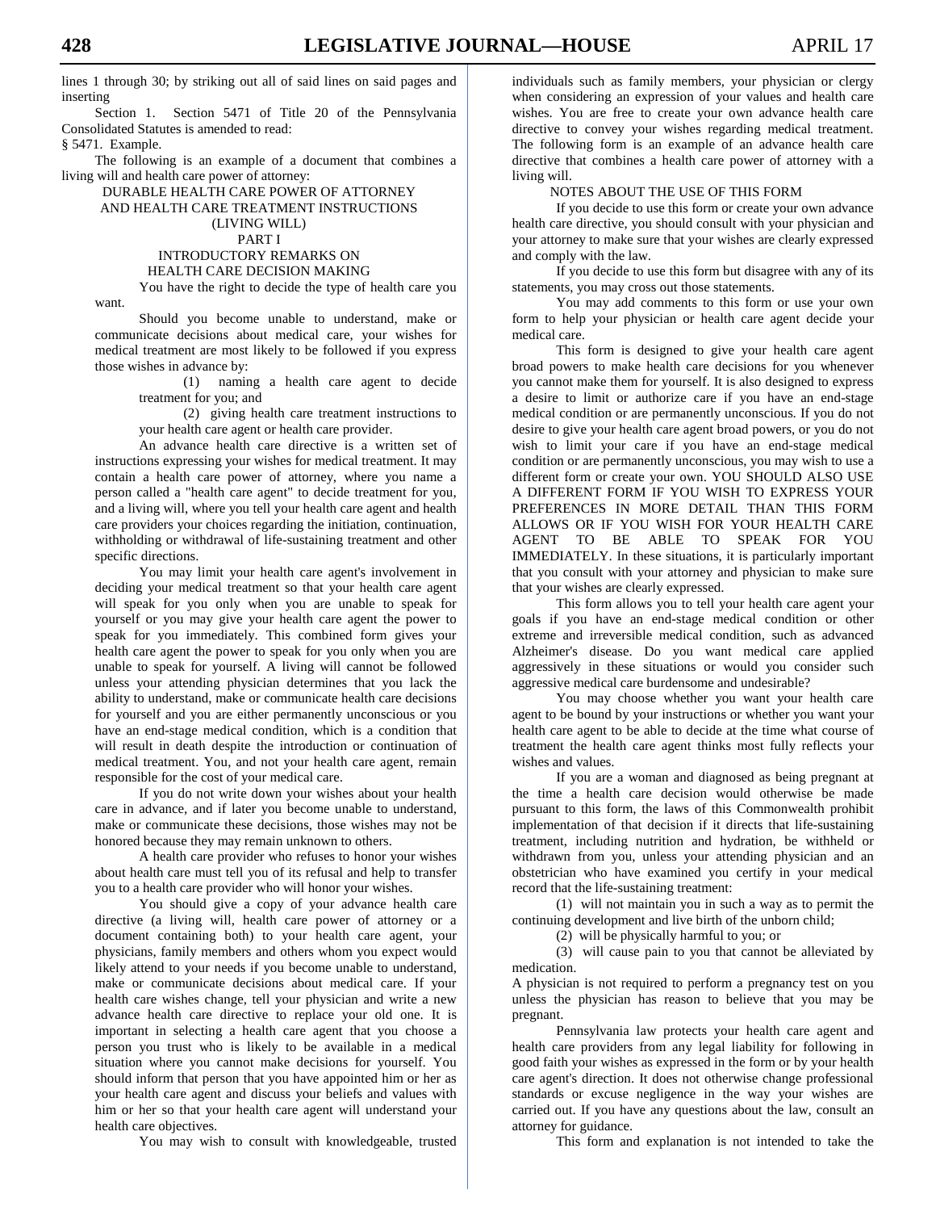lines 1 through 30; by striking out all of said lines on said pages and inserting

Section 1. Section 5471 of Title 20 of the Pennsylvania Consolidated Statutes is amended to read:

§ 5471. Example.

The following is an example of a document that combines a living will and health care power of attorney:

DURABLE HEALTH CARE POWER OF ATTORNEY
AND HEALTH CARE TREATMENT INSTRUCTIONS
(LIVING WILL)
PART I
INTRODUCTORY REMARKS ON
HEALTH CARE DECISION MAKING

You have the right to decide the type of health care you want.

Should you become unable to understand, make or communicate decisions about medical care, your wishes for medical treatment are most likely to be followed if you express those wishes in advance by:

(1) naming a health care agent to decide treatment for you; and

(2) giving health care treatment instructions to your health care agent or health care provider.

An advance health care directive is a written set of instructions expressing your wishes for medical treatment. It may contain a health care power of attorney, where you name a person called a "health care agent" to decide treatment for you, and a living will, where you tell your health care agent and health care providers your choices regarding the initiation, continuation, withholding or withdrawal of life-sustaining treatment and other specific directions.

You may limit your health care agent's involvement in deciding your medical treatment so that your health care agent will speak for you only when you are unable to speak for yourself or you may give your health care agent the power to speak for you immediately. This combined form gives your health care agent the power to speak for you only when you are unable to speak for yourself. A living will cannot be followed unless your attending physician determines that you lack the ability to understand, make or communicate health care decisions for yourself and you are either permanently unconscious or you have an end-stage medical condition, which is a condition that will result in death despite the introduction or continuation of medical treatment. You, and not your health care agent, remain responsible for the cost of your medical care.

If you do not write down your wishes about your health care in advance, and if later you become unable to understand, make or communicate these decisions, those wishes may not be honored because they may remain unknown to others.

A health care provider who refuses to honor your wishes about health care must tell you of its refusal and help to transfer you to a health care provider who will honor your wishes.

You should give a copy of your advance health care directive (a living will, health care power of attorney or a document containing both) to your health care agent, your physicians, family members and others whom you expect would likely attend to your needs if you become unable to understand, make or communicate decisions about medical care. If your health care wishes change, tell your physician and write a new advance health care directive to replace your old one. It is important in selecting a health care agent that you choose a person you trust who is likely to be available in a medical situation where you cannot make decisions for yourself. You should inform that person that you have appointed him or her as your health care agent and discuss your beliefs and values with him or her so that your health care agent will understand your health care objectives.

You may wish to consult with knowledgeable, trusted individuals such as family members, your physician or clergy when considering an expression of your values and health care wishes. You are free to create your own advance health care directive to convey your wishes regarding medical treatment. The following form is an example of an advance health care directive that combines a health care power of attorney with a living will.

NOTES ABOUT THE USE OF THIS FORM

If you decide to use this form or create your own advance health care directive, you should consult with your physician and your attorney to make sure that your wishes are clearly expressed and comply with the law.

If you decide to use this form but disagree with any of its statements, you may cross out those statements.

You may add comments to this form or use your own form to help your physician or health care agent decide your medical care.

This form is designed to give your health care agent broad powers to make health care decisions for you whenever you cannot make them for yourself. It is also designed to express a desire to limit or authorize care if you have an end-stage medical condition or are permanently unconscious. If you do not desire to give your health care agent broad powers, or you do not wish to limit your care if you have an end-stage medical condition or are permanently unconscious, you may wish to use a different form or create your own. YOU SHOULD ALSO USE A DIFFERENT FORM IF YOU WISH TO EXPRESS YOUR PREFERENCES IN MORE DETAIL THAN THIS FORM ALLOWS OR IF YOU WISH FOR YOUR HEALTH CARE AGENT TO BE ABLE TO SPEAK FOR YOU IMMEDIATELY. In these situations, it is particularly important that you consult with your attorney and physician to make sure that your wishes are clearly expressed.

This form allows you to tell your health care agent your goals if you have an end-stage medical condition or other extreme and irreversible medical condition, such as advanced Alzheimer's disease. Do you want medical care applied aggressively in these situations or would you consider such aggressive medical care burdensome and undesirable?

You may choose whether you want your health care agent to be bound by your instructions or whether you want your health care agent to be able to decide at the time what course of treatment the health care agent thinks most fully reflects your wishes and values.

If you are a woman and diagnosed as being pregnant at the time a health care decision would otherwise be made pursuant to this form, the laws of this Commonwealth prohibit implementation of that decision if it directs that life-sustaining treatment, including nutrition and hydration, be withheld or withdrawn from you, unless your attending physician and an obstetrician who have examined you certify in your medical record that the life-sustaining treatment:

(1) will not maintain you in such a way as to permit the continuing development and live birth of the unborn child;

(2) will be physically harmful to you; or

(3) will cause pain to you that cannot be alleviated by medication.

A physician is not required to perform a pregnancy test on you unless the physician has reason to believe that you may be pregnant.

Pennsylvania law protects your health care agent and health care providers from any legal liability for following in good faith your wishes as expressed in the form or by your health care agent's direction. It does not otherwise change professional standards or excuse negligence in the way your wishes are carried out. If you have any questions about the law, consult an attorney for guidance.

This form and explanation is not intended to take the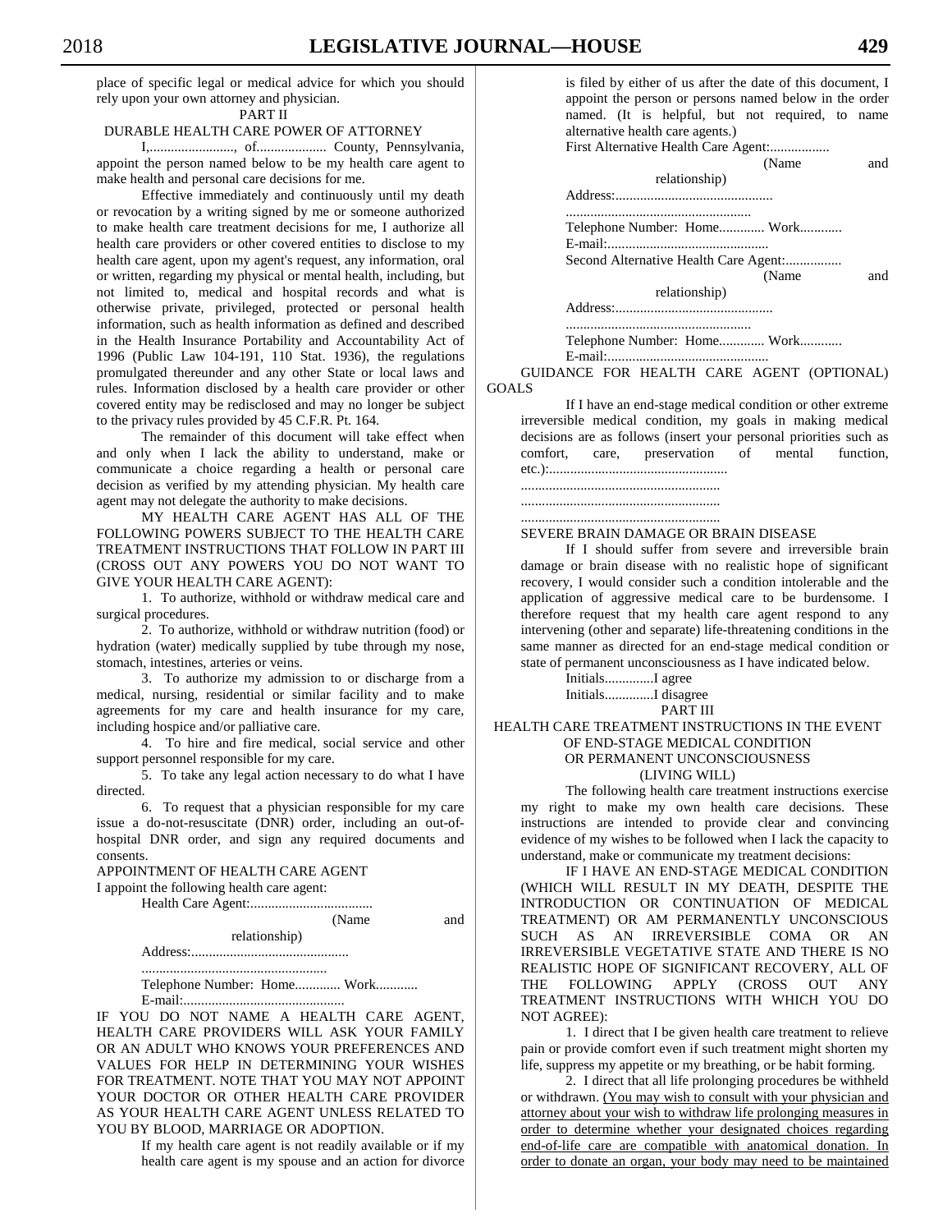place of specific legal or medical advice for which you should rely upon your own attorney and physician.

PART II

DURABLE HEALTH CARE POWER OF ATTORNEY

I,........................, of.................... County, Pennsylvania, appoint the person named below to be my health care agent to make health and personal care decisions for me.

Effective immediately and continuously until my death or revocation by a writing signed by me or someone authorized to make health care treatment decisions for me, I authorize all health care providers or other covered entities to disclose to my health care agent, upon my agent's request, any information, oral or written, regarding my physical or mental health, including, but not limited to, medical and hospital records and what is otherwise private, privileged, protected or personal health information, such as health information as defined and described in the Health Insurance Portability and Accountability Act of 1996 (Public Law 104-191, 110 Stat. 1936), the regulations promulgated thereunder and any other State or local laws and rules. Information disclosed by a health care provider or other covered entity may be redisclosed and may no longer be subject to the privacy rules provided by 45 C.F.R. Pt. 164.

The remainder of this document will take effect when and only when I lack the ability to understand, make or communicate a choice regarding a health or personal care decision as verified by my attending physician. My health care agent may not delegate the authority to make decisions.

MY HEALTH CARE AGENT HAS ALL OF THE FOLLOWING POWERS SUBJECT TO THE HEALTH CARE TREATMENT INSTRUCTIONS THAT FOLLOW IN PART III (CROSS OUT ANY POWERS YOU DO NOT WANT TO GIVE YOUR HEALTH CARE AGENT):

1. To authorize, withhold or withdraw medical care and surgical procedures.

2. To authorize, withhold or withdraw nutrition (food) or hydration (water) medically supplied by tube through my nose, stomach, intestines, arteries or veins.

3. To authorize my admission to or discharge from a medical, nursing, residential or similar facility and to make agreements for my care and health insurance for my care, including hospice and/or palliative care.

4. To hire and fire medical, social service and other support personnel responsible for my care.

5. To take any legal action necessary to do what I have directed.

6. To request that a physician responsible for my care issue a do-not-resuscitate (DNR) order, including an out-of-hospital DNR order, and sign any required documents and consents.

APPOINTMENT OF HEALTH CARE AGENT

I appoint the following health care agent:

Health Care Agent:................................... (Name and relationship)

Address:.............................................

.....................................................

Telephone Number: Home............. Work............

E-mail:..............................................

IF YOU DO NOT NAME A HEALTH CARE AGENT, HEALTH CARE PROVIDERS WILL ASK YOUR FAMILY OR AN ADULT WHO KNOWS YOUR PREFERENCES AND VALUES FOR HELP IN DETERMINING YOUR WISHES FOR TREATMENT. NOTE THAT YOU MAY NOT APPOINT YOUR DOCTOR OR OTHER HEALTH CARE PROVIDER AS YOUR HEALTH CARE AGENT UNLESS RELATED TO YOU BY BLOOD, MARRIAGE OR ADOPTION.

If my health care agent is not readily available or if my health care agent is my spouse and an action for divorce is filed by either of us after the date of this document, I appoint the person or persons named below in the order named. (It is helpful, but not required, to name alternative health care agents.)

First Alternative Health Care Agent:................. (Name and relationship)

Address:.............................................

.....................................................

Telephone Number: Home............. Work............

E-mail:..............................................

Second Alternative Health Care Agent:................ (Name and relationship)

Address:.............................................

.....................................................

Telephone Number: Home............. Work............

E-mail:..............................................

GUIDANCE FOR HEALTH CARE AGENT (OPTIONAL)

GOALS

If I have an end-stage medical condition or other extreme irreversible medical condition, my goals in making medical decisions are as follows (insert your personal priorities such as comfort, care, preservation of mental function, etc.):...................................................

.........................................................

.........................................................

.........................................................

SEVERE BRAIN DAMAGE OR BRAIN DISEASE

If I should suffer from severe and irreversible brain damage or brain disease with no realistic hope of significant recovery, I would consider such a condition intolerable and the application of aggressive medical care to be burdensome. I therefore request that my health care agent respond to any intervening (other and separate) life-threatening conditions in the same manner as directed for an end-stage medical condition or state of permanent unconsciousness as I have indicated below.

Initials..............I agree

Initials..............I disagree

PART III

HEALTH CARE TREATMENT INSTRUCTIONS IN THE EVENT OF END-STAGE MEDICAL CONDITION OR PERMANENT UNCONSCIOUSNESS (LIVING WILL)

The following health care treatment instructions exercise my right to make my own health care decisions. These instructions are intended to provide clear and convincing evidence of my wishes to be followed when I lack the capacity to understand, make or communicate my treatment decisions:

IF I HAVE AN END-STAGE MEDICAL CONDITION (WHICH WILL RESULT IN MY DEATH, DESPITE THE INTRODUCTION OR CONTINUATION OF MEDICAL TREATMENT) OR AM PERMANENTLY UNCONSCIOUS SUCH AS AN IRREVERSIBLE COMA OR AN IRREVERSIBLE VEGETATIVE STATE AND THERE IS NO REALISTIC HOPE OF SIGNIFICANT RECOVERY, ALL OF THE FOLLOWING APPLY (CROSS OUT ANY TREATMENT INSTRUCTIONS WITH WHICH YOU DO NOT AGREE):

1. I direct that I be given health care treatment to relieve pain or provide comfort even if such treatment might shorten my life, suppress my appetite or my breathing, or be habit forming.

2. I direct that all life prolonging procedures be withheld or withdrawn. <u>(You may wish to consult with your physician and attorney about your wish to withdraw life prolonging measures in order to determine whether your designated choices regarding end-of-life care are compatible with anatomical donation. In order to donate an organ, your body may need to be maintained</u>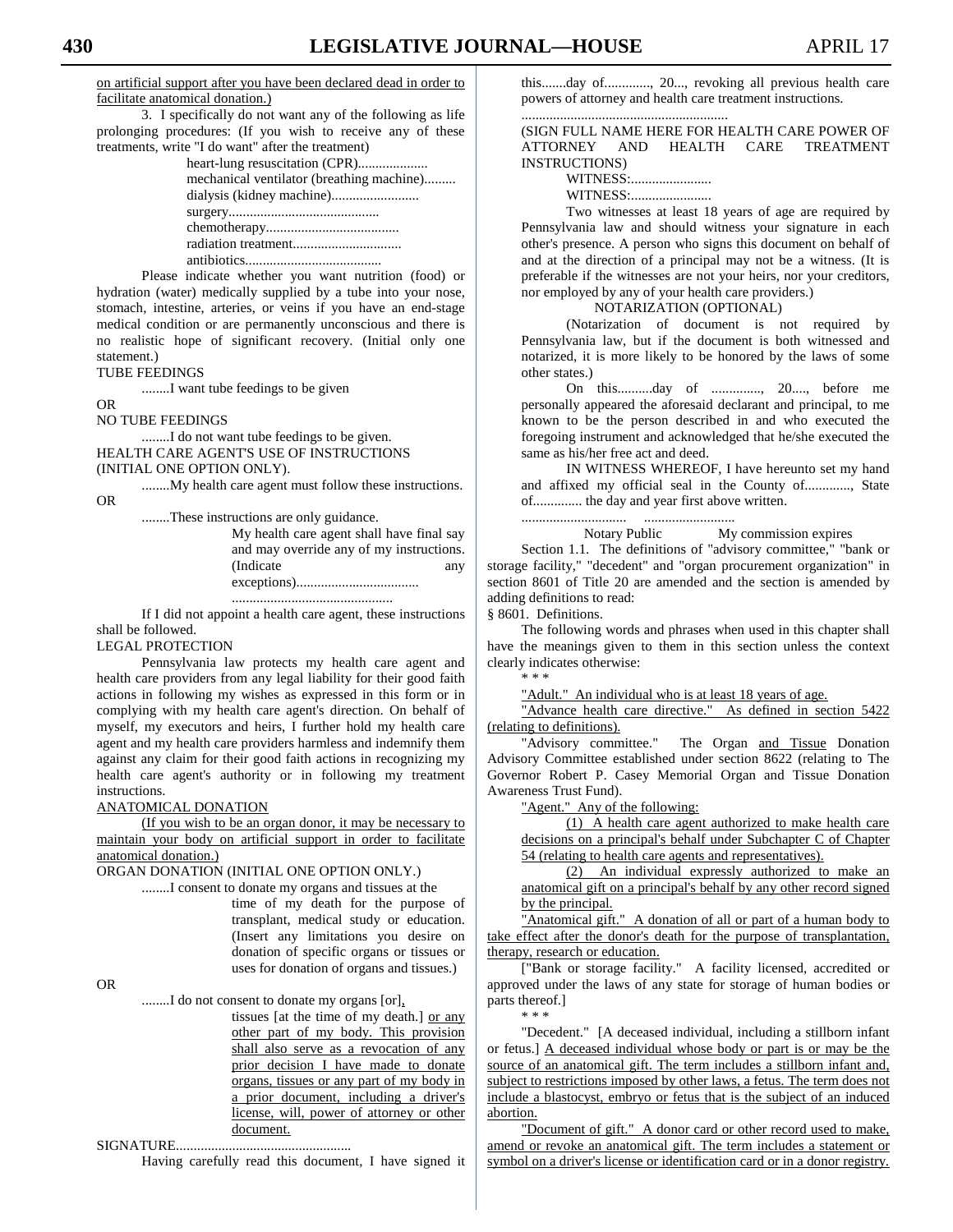on artificial support after you have been declared dead in order to facilitate anatomical donation.)

3. I specifically do not want any of the following as life prolonging procedures: (If you wish to receive any of these treatments, write "I do want" after the treatment)

heart-lung resuscitation (CPR)....................
mechanical ventilator (breathing machine).........
dialysis (kidney machine).........................
surgery...........................................
chemotherapy......................................
radiation treatment...............................
antibiotics.......................................

Please indicate whether you want nutrition (food) or hydration (water) medically supplied by a tube into your nose, stomach, intestine, arteries, or veins if you have an end-stage medical condition or are permanently unconscious and there is no realistic hope of significant recovery. (Initial only one statement.)

TUBE FEEDINGS

........I want tube feedings to be given

OR

NO TUBE FEEDINGS

........I do not want tube feedings to be given.

HEALTH CARE AGENT'S USE OF INSTRUCTIONS (INITIAL ONE OPTION ONLY).

........My health care agent must follow these instructions.

OR

........These instructions are only guidance.

My health care agent shall have final say and may override any of my instructions. (Indicate any exceptions)..................................
.............................................

If I did not appoint a health care agent, these instructions shall be followed.

LEGAL PROTECTION

Pennsylvania law protects my health care agent and health care providers from any legal liability for their good faith actions in following my wishes as expressed in this form or in complying with my health care agent's direction. On behalf of myself, my executors and heirs, I further hold my health care agent and my health care providers harmless and indemnify them against any claim for their good faith actions in recognizing my health care agent's authority or in following my treatment instructions.

ANATOMICAL DONATION

(If you wish to be an organ donor, it may be necessary to maintain your body on artificial support in order to facilitate anatomical donation.)

ORGAN DONATION (INITIAL ONE OPTION ONLY.)

........I consent to donate my organs and tissues at the time of my death for the purpose of transplant, medical study or education. (Insert any limitations you desire on donation of specific organs or tissues or uses for donation of organs and tissues.)

OR

........I do not consent to donate my organs [or], tissues [at the time of my death.] or any other part of my body. This provision shall also serve as a revocation of any prior decision I have made to donate organs, tissues or any part of my body in a prior document, including a driver's license, will, power of attorney or other document.

SIGNATURE.................................................

Having carefully read this document, I have signed it this.......day of............., 20..., revoking all previous health care powers of attorney and health care treatment instructions.

..........................................................

(SIGN FULL NAME HERE FOR HEALTH CARE POWER OF ATTORNEY AND HEALTH CARE TREATMENT INSTRUCTIONS)

WITNESS:.......................
WITNESS:.......................

Two witnesses at least 18 years of age are required by Pennsylvania law and should witness your signature in each other's presence. A person who signs this document on behalf of and at the direction of a principal may not be a witness. (It is preferable if the witnesses are not your heirs, nor your creditors, nor employed by any of your health care providers.)

NOTARIZATION (OPTIONAL)

(Notarization of document is not required by Pennsylvania law, but if the document is both witnessed and notarized, it is more likely to be honored by the laws of some other states.)

On this..........day of .............., 20...., before me personally appeared the aforesaid declarant and principal, to me known to be the person described in and who executed the foregoing instrument and acknowledged that he/she executed the same as his/her free act and deed.

IN WITNESS WHEREOF, I have hereunto set my hand and affixed my official seal in the County of............., State of.............. the day and year first above written.

.............................  ..........................
Notary Public  My commission expires

Section 1.1. The definitions of "advisory committee," "bank or storage facility," "decedent" and "organ procurement organization" in section 8601 of Title 20 are amended and the section is amended by adding definitions to read:

§ 8601. Definitions.

The following words and phrases when used in this chapter shall have the meanings given to them in this section unless the context clearly indicates otherwise:

* * *

"Adult." An individual who is at least 18 years of age.

"Advance health care directive." As defined in section 5422 (relating to definitions).

"Advisory committee." The Organ and Tissue Donation Advisory Committee established under section 8622 (relating to The Governor Robert P. Casey Memorial Organ and Tissue Donation Awareness Trust Fund).

"Agent." Any of the following:

(1) A health care agent authorized to make health care decisions on a principal's behalf under Subchapter C of Chapter 54 (relating to health care agents and representatives).

(2) An individual expressly authorized to make an anatomical gift on a principal's behalf by any other record signed by the principal.

"Anatomical gift." A donation of all or part of a human body to take effect after the donor's death for the purpose of transplantation, therapy, research or education.

["Bank or storage facility." A facility licensed, accredited or approved under the laws of any state for storage of human bodies or parts thereof.]

* * *

"Decedent." [A deceased individual, including a stillborn infant or fetus.] A deceased individual whose body or part is or may be the source of an anatomical gift. The term includes a stillborn infant and, subject to restrictions imposed by other laws, a fetus. The term does not include a blastocyst, embryo or fetus that is the subject of an induced abortion.

"Document of gift." A donor card or other record used to make, amend or revoke an anatomical gift. The term includes a statement or symbol on a driver's license or identification card or in a donor registry.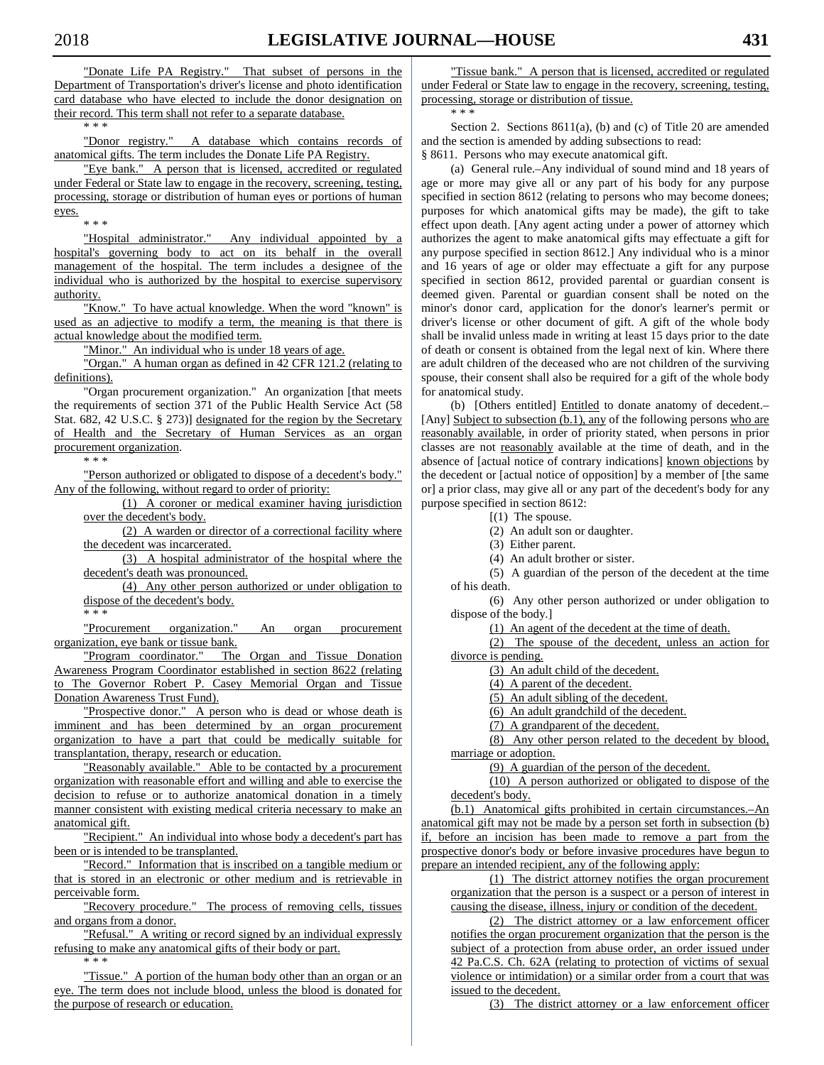"Donate Life PA Registry." That subset of persons in the Department of Transportation's driver's license and photo identification card database who have elected to include the donor designation on their record. This term shall not refer to a separate database.

\* \* \*

"Donor registry." A database which contains records of anatomical gifts. The term includes the Donate Life PA Registry.

"Eye bank." A person that is licensed, accredited or regulated under Federal or State law to engage in the recovery, screening, testing, processing, storage or distribution of human eyes or portions of human eyes.

\* \* \*

"Hospital administrator." Any individual appointed by a hospital's governing body to act on its behalf in the overall management of the hospital. The term includes a designee of the individual who is authorized by the hospital to exercise supervisory authority.

"Know." To have actual knowledge. When the word "known" is used as an adjective to modify a term, the meaning is that there is actual knowledge about the modified term.

"Minor." An individual who is under 18 years of age.

"Organ." A human organ as defined in 42 CFR 121.2 (relating to definitions).

"Organ procurement organization." An organization [that meets the requirements of section 371 of the Public Health Service Act (58 Stat. 682, 42 U.S.C. § 273)] designated for the region by the Secretary of Health and the Secretary of Human Services as an organ procurement organization.

\* \* \*

"Person authorized or obligated to dispose of a decedent's body." Any of the following, without regard to order of priority:

(1) A coroner or medical examiner having jurisdiction over the decedent's body.

(2) A warden or director of a correctional facility where the decedent was incarcerated.

(3) A hospital administrator of the hospital where the decedent's death was pronounced.

(4) Any other person authorized or under obligation to dispose of the decedent's body.

\* \* \*

"Procurement organization." An organ procurement organization, eye bank or tissue bank.

"Program coordinator." The Organ and Tissue Donation Awareness Program Coordinator established in section 8622 (relating to The Governor Robert P. Casey Memorial Organ and Tissue Donation Awareness Trust Fund).

"Prospective donor." A person who is dead or whose death is imminent and has been determined by an organ procurement organization to have a part that could be medically suitable for transplantation, therapy, research or education.

"Reasonably available." Able to be contacted by a procurement organization with reasonable effort and willing and able to exercise the decision to refuse or to authorize anatomical donation in a timely manner consistent with existing medical criteria necessary to make an anatomical gift.

"Recipient." An individual into whose body a decedent's part has been or is intended to be transplanted.

"Record." Information that is inscribed on a tangible medium or that is stored in an electronic or other medium and is retrievable in perceivable form.

"Recovery procedure." The process of removing cells, tissues and organs from a donor.

"Refusal." A writing or record signed by an individual expressly refusing to make any anatomical gifts of their body or part.

\* \* \*

"Tissue." A portion of the human body other than an organ or an eye. The term does not include blood, unless the blood is donated for the purpose of research or education.

"Tissue bank." A person that is licensed, accredited or regulated under Federal or State law to engage in the recovery, screening, testing, processing, storage or distribution of tissue.

\* \* \*

Section 2. Sections 8611(a), (b) and (c) of Title 20 are amended and the section is amended by adding subsections to read:

§ 8611. Persons who may execute anatomical gift.

(a) General rule.–Any individual of sound mind and 18 years of age or more may give all or any part of his body for any purpose specified in section 8612 (relating to persons who may become donees; purposes for which anatomical gifts may be made), the gift to take effect upon death. [Any agent acting under a power of attorney which authorizes the agent to make anatomical gifts may effectuate a gift for any purpose specified in section 8612.] Any individual who is a minor and 16 years of age or older may effectuate a gift for any purpose specified in section 8612, provided parental or guardian consent is deemed given. Parental or guardian consent shall be noted on the minor's donor card, application for the donor's learner's permit or driver's license or other document of gift. A gift of the whole body shall be invalid unless made in writing at least 15 days prior to the date of death or consent is obtained from the legal next of kin. Where there are adult children of the deceased who are not children of the surviving spouse, their consent shall also be required for a gift of the whole body for anatomical study.

(b) [Others entitled] Entitled to donate anatomy of decedent.–[Any] Subject to subsection (b.1), any of the following persons who are reasonably available, in order of priority stated, when persons in prior classes are not reasonably available at the time of death, and in the absence of [actual notice of contrary indications] known objections by the decedent or [actual notice of opposition] by a member of [the same or] a prior class, may give all or any part of the decedent's body for any purpose specified in section 8612:

[(1) The spouse.

(2) An adult son or daughter.

(3) Either parent.

(4) An adult brother or sister.

(5) A guardian of the person of the decedent at the time of his death.

(6) Any other person authorized or under obligation to dispose of the body.]

(1) An agent of the decedent at the time of death.

(2) The spouse of the decedent, unless an action for divorce is pending.

(3) An adult child of the decedent.

(4) A parent of the decedent.

(5) An adult sibling of the decedent.

(6) An adult grandchild of the decedent.

(7) A grandparent of the decedent.

(8) Any other person related to the decedent by blood, marriage or adoption.

(9) A guardian of the person of the decedent.

(10) A person authorized or obligated to dispose of the decedent's body.

(b.1) Anatomical gifts prohibited in certain circumstances.–An anatomical gift may not be made by a person set forth in subsection (b) if, before an incision has been made to remove a part from the prospective donor's body or before invasive procedures have begun to prepare an intended recipient, any of the following apply:

(1) The district attorney notifies the organ procurement organization that the person is a suspect or a person of interest in causing the disease, illness, injury or condition of the decedent.

(2) The district attorney or a law enforcement officer notifies the organ procurement organization that the person is the subject of a protection from abuse order, an order issued under 42 Pa.C.S. Ch. 62A (relating to protection of victims of sexual violence or intimidation) or a similar order from a court that was issued to the decedent.

(3) The district attorney or a law enforcement officer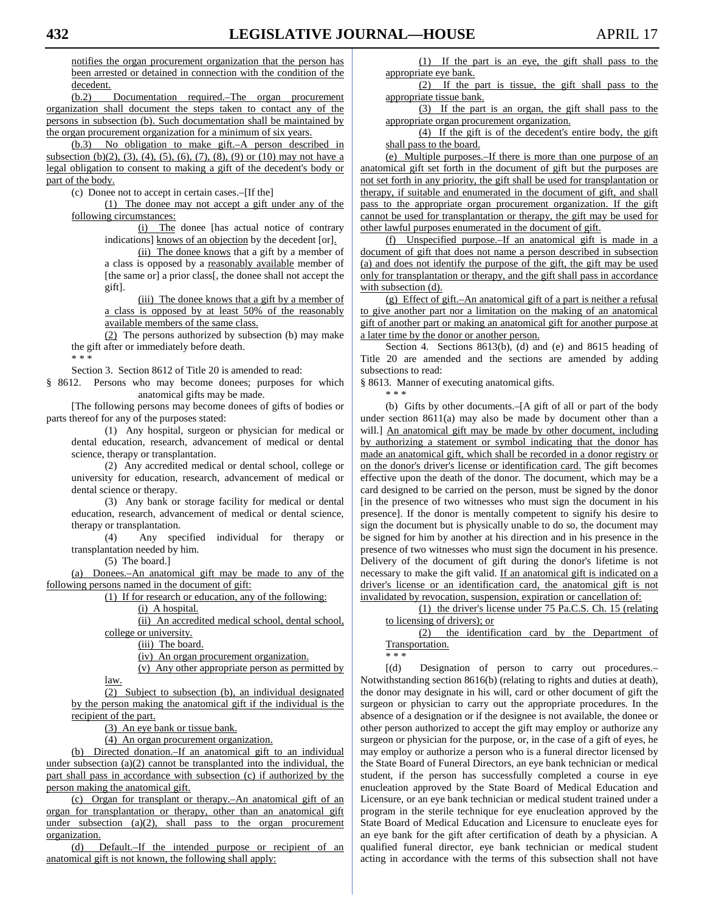notifies the organ procurement organization that the person has been arrested or detained in connection with the condition of the decedent.

(b.2) Documentation required.–The organ procurement organization shall document the steps taken to contact any of the persons in subsection (b). Such documentation shall be maintained by the organ procurement organization for a minimum of six years.

(b.3) No obligation to make gift.–A person described in subsection (b)(2), (3), (4), (5), (6), (7), (8), (9) or (10) may not have a legal obligation to consent to making a gift of the decedent's body or part of the body.

(c) Donee not to accept in certain cases.–[If the]

(1) The donee may not accept a gift under any of the following circumstances:

(i) The donee [has actual notice of contrary indications] knows of an objection by the decedent [or].

(ii) The donee knows that a gift by a member of a class is opposed by a reasonably available member of [the same or] a prior class[, the donee shall not accept the gift].

(iii) The donee knows that a gift by a member of a class is opposed by at least 50% of the reasonably available members of the same class.

(2) The persons authorized by subsection (b) may make the gift after or immediately before death.

\* \* \*

Section 3. Section 8612 of Title 20 is amended to read:

§ 8612. Persons who may become donees; purposes for which anatomical gifts may be made.

[The following persons may become donees of gifts of bodies or parts thereof for any of the purposes stated:

(1) Any hospital, surgeon or physician for medical or dental education, research, advancement of medical or dental science, therapy or transplantation.

(2) Any accredited medical or dental school, college or university for education, research, advancement of medical or dental science or therapy.

(3) Any bank or storage facility for medical or dental education, research, advancement of medical or dental science, therapy or transplantation.

(4) Any specified individual for therapy or transplantation needed by him.

(5) The board.]

(a) Donees.–An anatomical gift may be made to any of the following persons named in the document of gift:

(1) If for research or education, any of the following:

(i) A hospital.

(ii) An accredited medical school, dental school, college or university.

(iii) The board.

(iv) An organ procurement organization.

(v) Any other appropriate person as permitted by law.

(2) Subject to subsection (b), an individual designated by the person making the anatomical gift if the individual is the recipient of the part.

(3) An eye bank or tissue bank.

(4) An organ procurement organization.

(b) Directed donation.–If an anatomical gift to an individual under subsection (a)(2) cannot be transplanted into the individual, the part shall pass in accordance with subsection (c) if authorized by the person making the anatomical gift.

(c) Organ for transplant or therapy.–An anatomical gift of an organ for transplantation or therapy, other than an anatomical gift under subsection (a)(2), shall pass to the organ procurement organization.

(d) Default.–If the intended purpose or recipient of an anatomical gift is not known, the following shall apply:

(1) If the part is an eye, the gift shall pass to the appropriate eye bank.

(2) If the part is tissue, the gift shall pass to the appropriate tissue bank.

(3) If the part is an organ, the gift shall pass to the appropriate organ procurement organization.

(4) If the gift is of the decedent's entire body, the gift shall pass to the board.

(e) Multiple purposes.–If there is more than one purpose of an anatomical gift set forth in the document of gift but the purposes are not set forth in any priority, the gift shall be used for transplantation or therapy, if suitable and enumerated in the document of gift, and shall pass to the appropriate organ procurement organization. If the gift cannot be used for transplantation or therapy, the gift may be used for other lawful purposes enumerated in the document of gift.

(f) Unspecified purpose.–If an anatomical gift is made in a document of gift that does not name a person described in subsection (a) and does not identify the purpose of the gift, the gift may be used only for transplantation or therapy, and the gift shall pass in accordance with subsection (d).

(g) Effect of gift.–An anatomical gift of a part is neither a refusal to give another part nor a limitation on the making of an anatomical gift of another part or making an anatomical gift for another purpose at a later time by the donor or another person.

Section 4. Sections 8613(b), (d) and (e) and 8615 heading of Title 20 are amended and the sections are amended by adding subsections to read:

§ 8613. Manner of executing anatomical gifts.

\* \* \*

(b) Gifts by other documents.–[A gift of all or part of the body under section 8611(a) may also be made by document other than a will.] An anatomical gift may be made by other document, including by authorizing a statement or symbol indicating that the donor has made an anatomical gift, which shall be recorded in a donor registry or on the donor's driver's license or identification card. The gift becomes effective upon the death of the donor. The document, which may be a card designed to be carried on the person, must be signed by the donor [in the presence of two witnesses who must sign the document in his presence]. If the donor is mentally competent to signify his desire to sign the document but is physically unable to do so, the document may be signed for him by another at his direction and in his presence in the presence of two witnesses who must sign the document in his presence. Delivery of the document of gift during the donor's lifetime is not necessary to make the gift valid. If an anatomical gift is indicated on a driver's license or an identification card, the anatomical gift is not invalidated by revocation, suspension, expiration or cancellation of:

(1) the driver's license under 75 Pa.C.S. Ch. 15 (relating to licensing of drivers); or

(2) the identification card by the Department of Transportation.

\* \* \*

[(d) Designation of person to carry out procedures.–Notwithstanding section 8616(b) (relating to rights and duties at death), the donor may designate in his will, card or other document of gift the surgeon or physician to carry out the appropriate procedures. In the absence of a designation or if the designee is not available, the donee or other person authorized to accept the gift may employ or authorize any surgeon or physician for the purpose, or, in the case of a gift of eyes, he may employ or authorize a person who is a funeral director licensed by the State Board of Funeral Directors, an eye bank technician or medical student, if the person has successfully completed a course in eye enucleation approved by the State Board of Medical Education and Licensure, or an eye bank technician or medical student trained under a program in the sterile technique for eye enucleation approved by the State Board of Medical Education and Licensure to enucleate eyes for an eye bank for the gift after certification of death by a physician. A qualified funeral director, eye bank technician or medical student acting in accordance with the terms of this subsection shall not have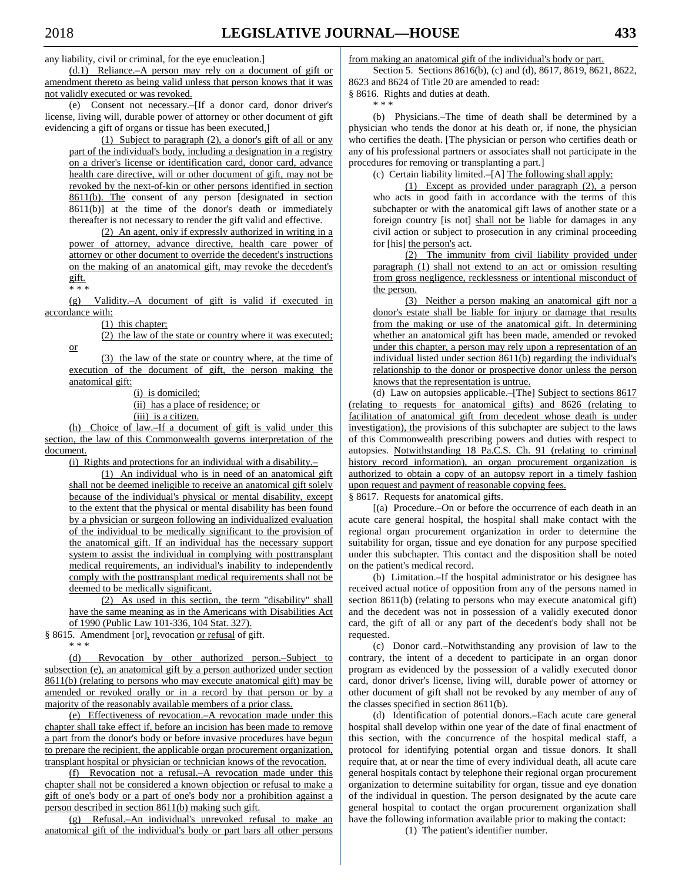any liability, civil or criminal, for the eye enucleation.]

(d.1) Reliance.–A person may rely on a document of gift or amendment thereto as being valid unless that person knows that it was not validly executed or was revoked.

(e) Consent not necessary.–[If a donor card, donor driver's license, living will, durable power of attorney or other document of gift evidencing a gift of organs or tissue has been executed,]

(1) Subject to paragraph (2), a donor's gift of all or any part of the individual's body, including a designation in a registry on a driver's license or identification card, donor card, advance health care directive, will or other document of gift, may not be revoked by the next-of-kin or other persons identified in section 8611(b). The consent of any person [designated in section 8611(b)] at the time of the donor's death or immediately thereafter is not necessary to render the gift valid and effective.

(2) An agent, only if expressly authorized in writing in a power of attorney, advance directive, health care power of attorney or other document to override the decedent's instructions on the making of an anatomical gift, may revoke the decedent's gift.

\* \* \*

(g) Validity.–A document of gift is valid if executed in accordance with:

(1) this chapter;

(2) the law of the state or country where it was executed; or

(3) the law of the state or country where, at the time of execution of the document of gift, the person making the anatomical gift:

(i) is domiciled;

(ii) has a place of residence; or

(iii) is a citizen.

(h) Choice of law.–If a document of gift is valid under this section, the law of this Commonwealth governs interpretation of the document.

(i) Rights and protections for an individual with a disability.–

(1) An individual who is in need of an anatomical gift shall not be deemed ineligible to receive an anatomical gift solely because of the individual's physical or mental disability, except to the extent that the physical or mental disability has been found by a physician or surgeon following an individualized evaluation of the individual to be medically significant to the provision of the anatomical gift. If an individual has the necessary support system to assist the individual in complying with posttransplant medical requirements, an individual's inability to independently comply with the posttransplant medical requirements shall not be deemed to be medically significant.

(2) As used in this section, the term "disability" shall have the same meaning as in the Americans with Disabilities Act of 1990 (Public Law 101-336, 104 Stat. 327).

§ 8615. Amendment [or], revocation or refusal of gift.

\* \* \*

(d) Revocation by other authorized person.–Subject to subsection (e), an anatomical gift by a person authorized under section 8611(b) (relating to persons who may execute anatomical gift) may be amended or revoked orally or in a record by that person or by a majority of the reasonably available members of a prior class.

(e) Effectiveness of revocation.–A revocation made under this chapter shall take effect if, before an incision has been made to remove a part from the donor's body or before invasive procedures have begun to prepare the recipient, the applicable organ procurement organization, transplant hospital or physician or technician knows of the revocation.

(f) Revocation not a refusal.–A revocation made under this chapter shall not be considered a known objection or refusal to make a gift of one's body or a part of one's body nor a prohibition against a person described in section 8611(b) making such gift.

(g) Refusal.–An individual's unrevoked refusal to make an anatomical gift of the individual's body or part bars all other persons from making an anatomical gift of the individual's body or part.

Section 5. Sections 8616(b), (c) and (d), 8617, 8619, 8621, 8622, 8623 and 8624 of Title 20 are amended to read:

§ 8616. Rights and duties at death.

\* \* \*

(b) Physicians.–The time of death shall be determined by a physician who tends the donor at his death or, if none, the physician who certifies the death. [The physician or person who certifies death or any of his professional partners or associates shall not participate in the procedures for removing or transplanting a part.]

(c) Certain liability limited.–[A] The following shall apply:

(1) Except as provided under paragraph (2), a person who acts in good faith in accordance with the terms of this subchapter or with the anatomical gift laws of another state or a foreign country [is not] shall not be liable for damages in any civil action or subject to prosecution in any criminal proceeding for [his] the person's act.

(2) The immunity from civil liability provided under paragraph (1) shall not extend to an act or omission resulting from gross negligence, recklessness or intentional misconduct of the person.

(3) Neither a person making an anatomical gift nor a donor's estate shall be liable for injury or damage that results from the making or use of the anatomical gift. In determining whether an anatomical gift has been made, amended or revoked under this chapter, a person may rely upon a representation of an individual listed under section 8611(b) regarding the individual's relationship to the donor or prospective donor unless the person knows that the representation is untrue.

(d) Law on autopsies applicable.–[The] Subject to sections 8617 (relating to requests for anatomical gifts) and 8626 (relating to facilitation of anatomical gift from decedent whose death is under investigation), the provisions of this subchapter are subject to the laws of this Commonwealth prescribing powers and duties with respect to autopsies. Notwithstanding 18 Pa.C.S. Ch. 91 (relating to criminal history record information), an organ procurement organization is authorized to obtain a copy of an autopsy report in a timely fashion upon request and payment of reasonable copying fees.

§ 8617. Requests for anatomical gifts.

[(a) Procedure.–On or before the occurrence of each death in an acute care general hospital, the hospital shall make contact with the regional organ procurement organization in order to determine the suitability for organ, tissue and eye donation for any purpose specified under this subchapter. This contact and the disposition shall be noted on the patient's medical record.

(b) Limitation.–If the hospital administrator or his designee has received actual notice of opposition from any of the persons named in section 8611(b) (relating to persons who may execute anatomical gift) and the decedent was not in possession of a validly executed donor card, the gift of all or any part of the decedent's body shall not be requested.

(c) Donor card.–Notwithstanding any provision of law to the contrary, the intent of a decedent to participate in an organ donor program as evidenced by the possession of a validly executed donor card, donor driver's license, living will, durable power of attorney or other document of gift shall not be revoked by any member of any of the classes specified in section 8611(b).

(d) Identification of potential donors.–Each acute care general hospital shall develop within one year of the date of final enactment of this section, with the concurrence of the hospital medical staff, a protocol for identifying potential organ and tissue donors. It shall require that, at or near the time of every individual death, all acute care general hospitals contact by telephone their regional organ procurement organization to determine suitability for organ, tissue and eye donation of the individual in question. The person designated by the acute care general hospital to contact the organ procurement organization shall have the following information available prior to making the contact:

(1) The patient's identifier number.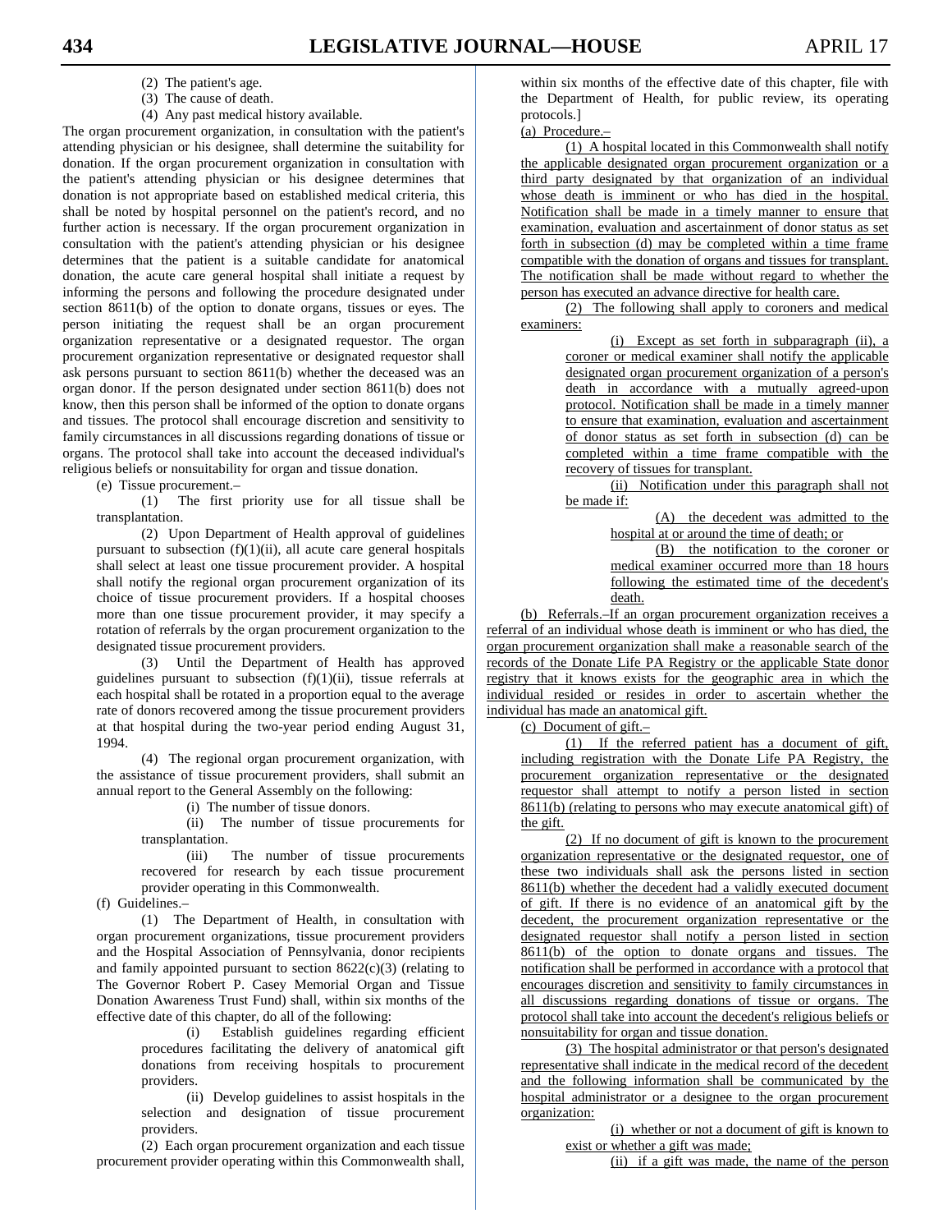(2) The patient's age.

(3) The cause of death.

(4) Any past medical history available.

The organ procurement organization, in consultation with the patient's attending physician or his designee, shall determine the suitability for donation. If the organ procurement organization in consultation with the patient's attending physician or his designee determines that donation is not appropriate based on established medical criteria, this shall be noted by hospital personnel on the patient's record, and no further action is necessary. If the organ procurement organization in consultation with the patient's attending physician or his designee determines that the patient is a suitable candidate for anatomical donation, the acute care general hospital shall initiate a request by informing the persons and following the procedure designated under section 8611(b) of the option to donate organs, tissues or eyes. The person initiating the request shall be an organ procurement organization representative or a designated requestor. The organ procurement organization representative or designated requestor shall ask persons pursuant to section 8611(b) whether the deceased was an organ donor. If the person designated under section 8611(b) does not know, then this person shall be informed of the option to donate organs and tissues. The protocol shall encourage discretion and sensitivity to family circumstances in all discussions regarding donations of tissue or organs. The protocol shall take into account the deceased individual's religious beliefs or nonsuitability for organ and tissue donation.

(e) Tissue procurement.–

(1) The first priority use for all tissue shall be transplantation.

(2) Upon Department of Health approval of guidelines pursuant to subsection (f)(1)(ii), all acute care general hospitals shall select at least one tissue procurement provider. A hospital shall notify the regional organ procurement organization of its choice of tissue procurement providers. If a hospital chooses more than one tissue procurement provider, it may specify a rotation of referrals by the organ procurement organization to the designated tissue procurement providers.

(3) Until the Department of Health has approved guidelines pursuant to subsection (f)(1)(ii), tissue referrals at each hospital shall be rotated in a proportion equal to the average rate of donors recovered among the tissue procurement providers at that hospital during the two-year period ending August 31, 1994.

(4) The regional organ procurement organization, with the assistance of tissue procurement providers, shall submit an annual report to the General Assembly on the following:

(i) The number of tissue donors.

(ii) The number of tissue procurements for transplantation.

(iii) The number of tissue procurements recovered for research by each tissue procurement provider operating in this Commonwealth.

(f) Guidelines.–

(1) The Department of Health, in consultation with organ procurement organizations, tissue procurement providers and the Hospital Association of Pennsylvania, donor recipients and family appointed pursuant to section 8622(c)(3) (relating to The Governor Robert P. Casey Memorial Organ and Tissue Donation Awareness Trust Fund) shall, within six months of the effective date of this chapter, do all of the following:

(i) Establish guidelines regarding efficient procedures facilitating the delivery of anatomical gift donations from receiving hospitals to procurement providers.

(ii) Develop guidelines to assist hospitals in the selection and designation of tissue procurement providers.

(2) Each organ procurement organization and each tissue procurement provider operating within this Commonwealth shall, within six months of the effective date of this chapter, file with the Department of Health, for public review, its operating protocols.]

(a) Procedure.–

(1) A hospital located in this Commonwealth shall notify the applicable designated organ procurement organization or a third party designated by that organization of an individual whose death is imminent or who has died in the hospital. Notification shall be made in a timely manner to ensure that examination, evaluation and ascertainment of donor status as set forth in subsection (d) may be completed within a time frame compatible with the donation of organs and tissues for transplant. The notification shall be made without regard to whether the person has executed an advance directive for health care.

(2) The following shall apply to coroners and medical examiners:

(i) Except as set forth in subparagraph (ii), a coroner or medical examiner shall notify the applicable designated organ procurement organization of a person's death in accordance with a mutually agreed-upon protocol. Notification shall be made in a timely manner to ensure that examination, evaluation and ascertainment of donor status as set forth in subsection (d) can be completed within a time frame compatible with the recovery of tissues for transplant.

(ii) Notification under this paragraph shall not be made if:

(A) the decedent was admitted to the hospital at or around the time of death; or

(B) the notification to the coroner or medical examiner occurred more than 18 hours following the estimated time of the decedent's death.

(b) Referrals.–If an organ procurement organization receives a referral of an individual whose death is imminent or who has died, the organ procurement organization shall make a reasonable search of the records of the Donate Life PA Registry or the applicable State donor registry that it knows exists for the geographic area in which the individual resided or resides in order to ascertain whether the individual has made an anatomical gift.

(c) Document of gift.–

(1) If the referred patient has a document of gift, including registration with the Donate Life PA Registry, the procurement organization representative or the designated requestor shall attempt to notify a person listed in section 8611(b) (relating to persons who may execute anatomical gift) of the gift.

(2) If no document of gift is known to the procurement organization representative or the designated requestor, one of these two individuals shall ask the persons listed in section 8611(b) whether the decedent had a validly executed document of gift. If there is no evidence of an anatomical gift by the decedent, the procurement organization representative or the designated requestor shall notify a person listed in section 8611(b) of the option to donate organs and tissues. The notification shall be performed in accordance with a protocol that encourages discretion and sensitivity to family circumstances in all discussions regarding donations of tissue or organs. The protocol shall take into account the decedent's religious beliefs or nonsuitability for organ and tissue donation.

(3) The hospital administrator or that person's designated representative shall indicate in the medical record of the decedent and the following information shall be communicated by the hospital administrator or a designee to the organ procurement organization:

(i) whether or not a document of gift is known to exist or whether a gift was made;

(ii) if a gift was made, the name of the person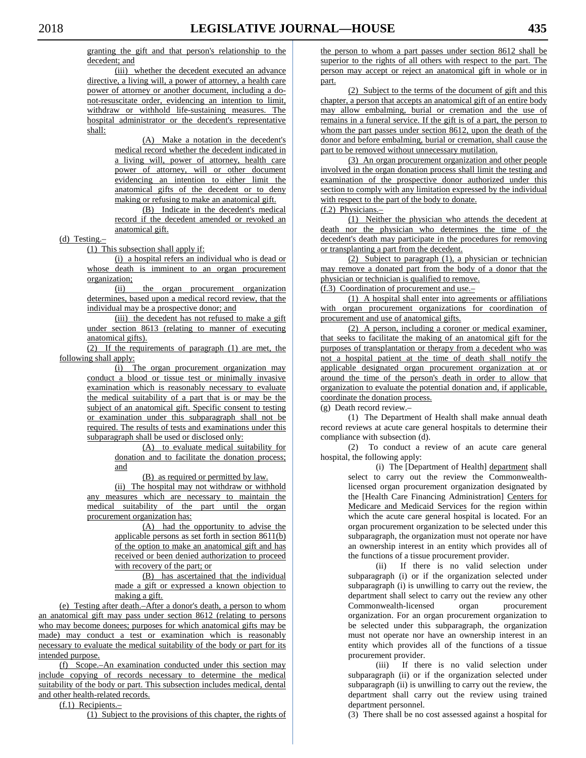granting the gift and that person's relationship to the decedent; and

(iii) whether the decedent executed an advance directive, a living will, a power of attorney, a health care power of attorney or another document, including a do-not-resuscitate order, evidencing an intention to limit, withdraw or withhold life-sustaining measures. The hospital administrator or the decedent's representative shall:

(A) Make a notation in the decedent's medical record whether the decedent indicated in a living will, power of attorney, health care power of attorney, will or other document evidencing an intention to either limit the anatomical gifts of the decedent or to deny making or refusing to make an anatomical gift.

(B) Indicate in the decedent's medical record if the decedent amended or revoked an anatomical gift.

(d) Testing.–

(1) This subsection shall apply if:

(i) a hospital refers an individual who is dead or whose death is imminent to an organ procurement organization;

(ii) the organ procurement organization determines, based upon a medical record review, that the individual may be a prospective donor; and

(iii) the decedent has not refused to make a gift under section 8613 (relating to manner of executing anatomical gifts).

(2) If the requirements of paragraph (1) are met, the following shall apply:

(i) The organ procurement organization may conduct a blood or tissue test or minimally invasive examination which is reasonably necessary to evaluate the medical suitability of a part that is or may be the subject of an anatomical gift. Specific consent to testing or examination under this subparagraph shall not be required. The results of tests and examinations under this subparagraph shall be used or disclosed only:

(A) to evaluate medical suitability for donation and to facilitate the donation process; and

(B) as required or permitted by law.

(ii) The hospital may not withdraw or withhold any measures which are necessary to maintain the medical suitability of the part until the organ procurement organization has:

(A) had the opportunity to advise the applicable persons as set forth in section 8611(b) of the option to make an anatomical gift and has received or been denied authorization to proceed with recovery of the part; or

(B) has ascertained that the individual made a gift or expressed a known objection to making a gift.

(e) Testing after death.–After a donor's death, a person to whom an anatomical gift may pass under section 8612 (relating to persons who may become donees; purposes for which anatomical gifts may be made) may conduct a test or examination which is reasonably necessary to evaluate the medical suitability of the body or part for its intended purpose.

(f) Scope.–An examination conducted under this section may include copying of records necessary to determine the medical suitability of the body or part. This subsection includes medical, dental and other health-related records.

(f.1) Recipients.–

(1) Subject to the provisions of this chapter, the rights of the person to whom a part passes under section 8612 shall be superior to the rights of all others with respect to the part. The person may accept or reject an anatomical gift in whole or in part.

(2) Subject to the terms of the document of gift and this chapter, a person that accepts an anatomical gift of an entire body may allow embalming, burial or cremation and the use of remains in a funeral service. If the gift is of a part, the person to whom the part passes under section 8612, upon the death of the donor and before embalming, burial or cremation, shall cause the part to be removed without unnecessary mutilation.

(3) An organ procurement organization and other people involved in the organ donation process shall limit the testing and examination of the prospective donor authorized under this section to comply with any limitation expressed by the individual with respect to the part of the body to donate.

(f.2) Physicians.–

(1) Neither the physician who attends the decedent at death nor the physician who determines the time of the decedent's death may participate in the procedures for removing or transplanting a part from the decedent.

(2) Subject to paragraph (1), a physician or technician may remove a donated part from the body of a donor that the physician or technician is qualified to remove.

(f.3) Coordination of procurement and use.–

(1) A hospital shall enter into agreements or affiliations with organ procurement organizations for coordination of procurement and use of anatomical gifts.

(2) A person, including a coroner or medical examiner, that seeks to facilitate the making of an anatomical gift for the purposes of transplantation or therapy from a decedent who was not a hospital patient at the time of death shall notify the applicable designated organ procurement organization at or around the time of the person's death in order to allow that organization to evaluate the potential donation and, if applicable, coordinate the donation process.

(g) Death record review.–

(1) The Department of Health shall make annual death record reviews at acute care general hospitals to determine their compliance with subsection (d).

(2) To conduct a review of an acute care general hospital, the following apply:

(i) The [Department of Health] department shall select to carry out the review the Commonwealth-licensed organ procurement organization designated by the [Health Care Financing Administration] Centers for Medicare and Medicaid Services for the region within which the acute care general hospital is located. For an organ procurement organization to be selected under this subparagraph, the organization must not operate nor have an ownership interest in an entity which provides all of the functions of a tissue procurement provider.

(ii) If there is no valid selection under subparagraph (i) or if the organization selected under subparagraph (i) is unwilling to carry out the review, the department shall select to carry out the review any other Commonwealth-licensed organ procurement organization. For an organ procurement organization to be selected under this subparagraph, the organization must not operate nor have an ownership interest in an entity which provides all of the functions of a tissue procurement provider.

(iii) If there is no valid selection under subparagraph (ii) or if the organization selected under subparagraph (ii) is unwilling to carry out the review, the department shall carry out the review using trained department personnel.

(3) There shall be no cost assessed against a hospital for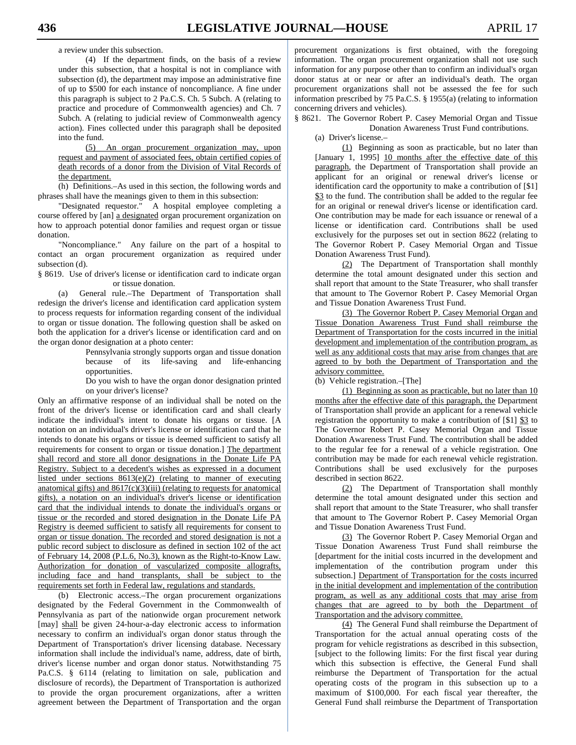a review under this subsection.

(4) If the department finds, on the basis of a review under this subsection, that a hospital is not in compliance with subsection (d), the department may impose an administrative fine of up to $500 for each instance of noncompliance. A fine under this paragraph is subject to 2 Pa.C.S. Ch. 5 Subch. A (relating to practice and procedure of Commonwealth agencies) and Ch. 7 Subch. A (relating to judicial review of Commonwealth agency action). Fines collected under this paragraph shall be deposited into the fund.

(5) An organ procurement organization may, upon request and payment of associated fees, obtain certified copies of death records of a donor from the Division of Vital Records of the department.

(h) Definitions.–As used in this section, the following words and phrases shall have the meanings given to them in this subsection:

"Designated requestor." A hospital employee completing a course offered by [an] a designated organ procurement organization on how to approach potential donor families and request organ or tissue donation.

"Noncompliance." Any failure on the part of a hospital to contact an organ procurement organization as required under subsection (d).

§ 8619. Use of driver's license or identification card to indicate organ or tissue donation.

(a) General rule.–The Department of Transportation shall redesign the driver's license and identification card application system to process requests for information regarding consent of the individual to organ or tissue donation. The following question shall be asked on both the application for a driver's license or identification card and on the organ donor designation at a photo center:

> Pennsylvania strongly supports organ and tissue donation because of its life-saving and life-enhancing opportunities.
>
> Do you wish to have the organ donor designation printed on your driver's license?

Only an affirmative response of an individual shall be noted on the front of the driver's license or identification card and shall clearly indicate the individual's intent to donate his organs or tissue. [A notation on an individual's driver's license or identification card that he intends to donate his organs or tissue is deemed sufficient to satisfy all requirements for consent to organ or tissue donation.] The department shall record and store all donor designations in the Donate Life PA Registry. Subject to a decedent's wishes as expressed in a document listed under sections 8613(e)(2) (relating to manner of executing anatomical gifts) and 8617(c)(3)(iii) (relating to requests for anatomical gifts), a notation on an individual's driver's license or identification card that the individual intends to donate the individual's organs or tissue or the recorded and stored designation in the Donate Life PA Registry is deemed sufficient to satisfy all requirements for consent to organ or tissue donation. The recorded and stored designation is not a public record subject to disclosure as defined in section 102 of the act of February 14, 2008 (P.L.6, No.3), known as the Right-to-Know Law. Authorization for donation of vascularized composite allografts, including face and hand transplants, shall be subject to the requirements set forth in Federal law, regulations and standards.

(b) Electronic access.–The organ procurement organizations designated by the Federal Government in the Commonwealth of Pennsylvania as part of the nationwide organ procurement network [may] shall be given 24-hour-a-day electronic access to information necessary to confirm an individual's organ donor status through the Department of Transportation's driver licensing database. Necessary information shall include the individual's name, address, date of birth, driver's license number and organ donor status. Notwithstanding 75 Pa.C.S. § 6114 (relating to limitation on sale, publication and disclosure of records), the Department of Transportation is authorized to provide the organ procurement organizations, after a written agreement between the Department of Transportation and the organ procurement organizations is first obtained, with the foregoing information. The organ procurement organization shall not use such information for any purpose other than to confirm an individual's organ donor status at or near or after an individual's death. The organ procurement organizations shall not be assessed the fee for such information prescribed by 75 Pa.C.S. § 1955(a) (relating to information concerning drivers and vehicles).

§ 8621. The Governor Robert P. Casey Memorial Organ and Tissue Donation Awareness Trust Fund contributions.

(a) Driver's license.–

(1) Beginning as soon as practicable, but no later than [January 1, 1995] 10 months after the effective date of this paragraph, the Department of Transportation shall provide an applicant for an original or renewal driver's license or identification card the opportunity to make a contribution of [$1] $3 to the fund. The contribution shall be added to the regular fee for an original or renewal driver's license or identification card. One contribution may be made for each issuance or renewal of a license or identification card. Contributions shall be used exclusively for the purposes set out in section 8622 (relating to The Governor Robert P. Casey Memorial Organ and Tissue Donation Awareness Trust Fund).

(2) The Department of Transportation shall monthly determine the total amount designated under this section and shall report that amount to the State Treasurer, who shall transfer that amount to The Governor Robert P. Casey Memorial Organ and Tissue Donation Awareness Trust Fund.

(3) The Governor Robert P. Casey Memorial Organ and Tissue Donation Awareness Trust Fund shall reimburse the Department of Transportation for the costs incurred in the initial development and implementation of the contribution program, as well as any additional costs that may arise from changes that are agreed to by both the Department of Transportation and the advisory committee.

(b) Vehicle registration.–[The]

(1) Beginning as soon as practicable, but no later than 10 months after the effective date of this paragraph, the Department of Transportation shall provide an applicant for a renewal vehicle registration the opportunity to make a contribution of [$1] $3 to The Governor Robert P. Casey Memorial Organ and Tissue Donation Awareness Trust Fund. The contribution shall be added to the regular fee for a renewal of a vehicle registration. One contribution may be made for each renewal vehicle registration. Contributions shall be used exclusively for the purposes described in section 8622.

(2) The Department of Transportation shall monthly determine the total amount designated under this section and shall report that amount to the State Treasurer, who shall transfer that amount to The Governor Robert P. Casey Memorial Organ and Tissue Donation Awareness Trust Fund.

(3) The Governor Robert P. Casey Memorial Organ and Tissue Donation Awareness Trust Fund shall reimburse the [department for the initial costs incurred in the development and implementation of the contribution program under this subsection.] Department of Transportation for the costs incurred in the initial development and implementation of the contribution program, as well as any additional costs that may arise from changes that are agreed to by both the Department of Transportation and the advisory committee.

(4) The General Fund shall reimburse the Department of Transportation for the actual annual operating costs of the program for vehicle registrations as described in this subsection. [subject to the following limits: For the first fiscal year during which this subsection is effective, the General Fund shall reimburse the Department of Transportation for the actual operating costs of the program in this subsection up to a maximum of $100,000. For each fiscal year thereafter, the General Fund shall reimburse the Department of Transportation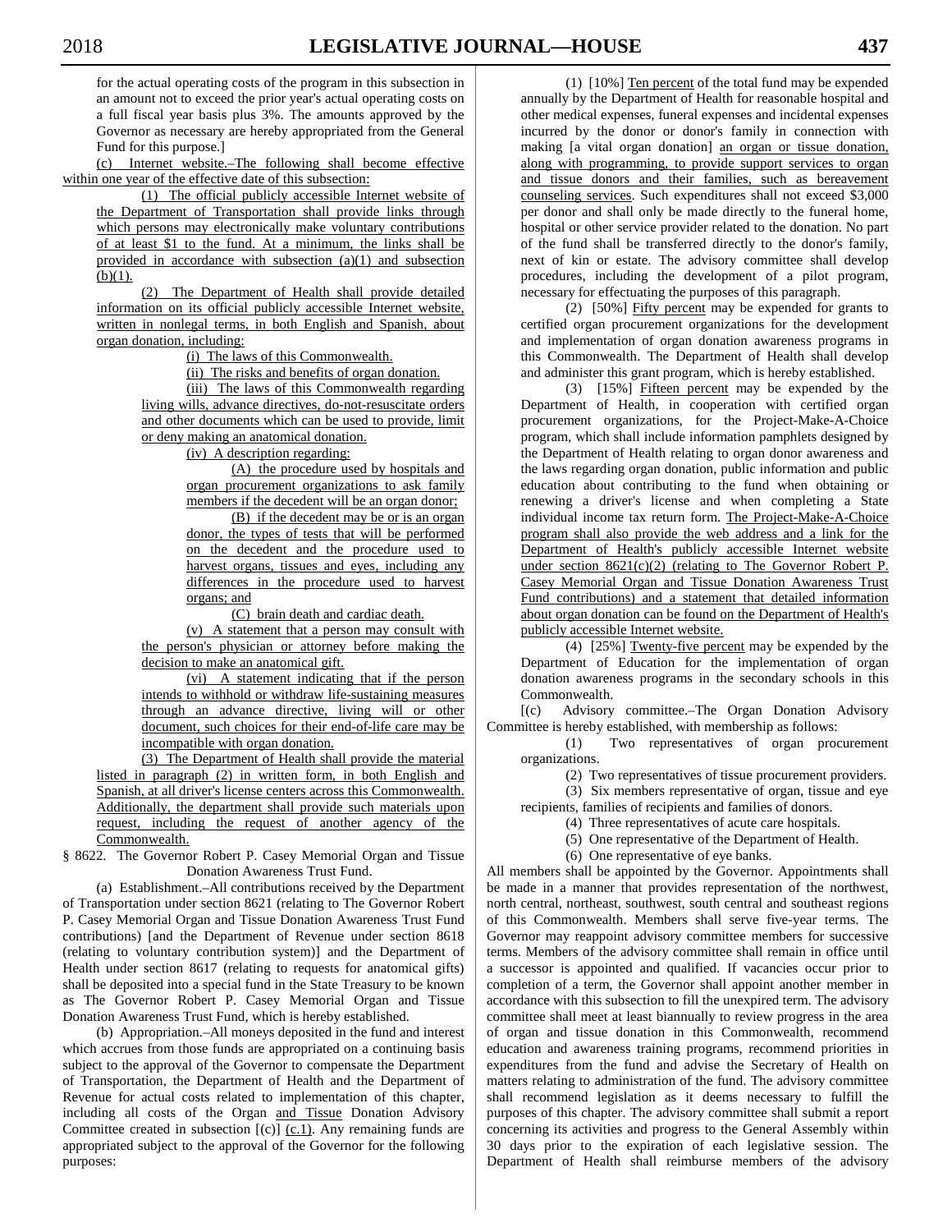for the actual operating costs of the program in this subsection in an amount not to exceed the prior year's actual operating costs on a full fiscal year basis plus 3%. The amounts approved by the Governor as necessary are hereby appropriated from the General Fund for this purpose.]

(c) Internet website.–The following shall become effective within one year of the effective date of this subsection:

(1) The official publicly accessible Internet website of the Department of Transportation shall provide links through which persons may electronically make voluntary contributions of at least $1 to the fund. At a minimum, the links shall be provided in accordance with subsection (a)(1) and subsection (b)(1).

(2) The Department of Health shall provide detailed information on its official publicly accessible Internet website, written in nonlegal terms, in both English and Spanish, about organ donation, including:

(i) The laws of this Commonwealth.

(ii) The risks and benefits of organ donation.

(iii) The laws of this Commonwealth regarding living wills, advance directives, do-not-resuscitate orders and other documents which can be used to provide, limit or deny making an anatomical donation.

(iv) A description regarding:

(A) the procedure used by hospitals and organ procurement organizations to ask family members if the decedent will be an organ donor;

(B) if the decedent may be or is an organ donor, the types of tests that will be performed on the decedent and the procedure used to harvest organs, tissues and eyes, including any differences in the procedure used to harvest organs; and

(C) brain death and cardiac death.

(v) A statement that a person may consult with the person's physician or attorney before making the decision to make an anatomical gift.

(vi) A statement indicating that if the person intends to withhold or withdraw life-sustaining measures through an advance directive, living will or other document, such choices for their end-of-life care may be incompatible with organ donation.

(3) The Department of Health shall provide the material listed in paragraph (2) in written form, in both English and Spanish, at all driver's license centers across this Commonwealth. Additionally, the department shall provide such materials upon request, including the request of another agency of the Commonwealth.

§ 8622. The Governor Robert P. Casey Memorial Organ and Tissue Donation Awareness Trust Fund.

(a) Establishment.–All contributions received by the Department of Transportation under section 8621 (relating to The Governor Robert P. Casey Memorial Organ and Tissue Donation Awareness Trust Fund contributions) [and the Department of Revenue under section 8618 (relating to voluntary contribution system)] and the Department of Health under section 8617 (relating to requests for anatomical gifts) shall be deposited into a special fund in the State Treasury to be known as The Governor Robert P. Casey Memorial Organ and Tissue Donation Awareness Trust Fund, which is hereby established.

(b) Appropriation.–All moneys deposited in the fund and interest which accrues from those funds are appropriated on a continuing basis subject to the approval of the Governor to compensate the Department of Transportation, the Department of Health and the Department of Revenue for actual costs related to implementation of this chapter, including all costs of the Organ and Tissue Donation Advisory Committee created in subsection [(c)] (c.1). Any remaining funds are appropriated subject to the approval of the Governor for the following purposes:

(1) [10%] Ten percent of the total fund may be expended annually by the Department of Health for reasonable hospital and other medical expenses, funeral expenses and incidental expenses incurred by the donor or donor's family in connection with making [a vital organ donation] an organ or tissue donation, along with programming, to provide support services to organ and tissue donors and their families, such as bereavement counseling services. Such expenditures shall not exceed $3,000 per donor and shall only be made directly to the funeral home, hospital or other service provider related to the donation. No part of the fund shall be transferred directly to the donor's family, next of kin or estate. The advisory committee shall develop procedures, including the development of a pilot program, necessary for effectuating the purposes of this paragraph.

(2) [50%] Fifty percent may be expended for grants to certified organ procurement organizations for the development and implementation of organ donation awareness programs in this Commonwealth. The Department of Health shall develop and administer this grant program, which is hereby established.

(3) [15%] Fifteen percent may be expended by the Department of Health, in cooperation with certified organ procurement organizations, for the Project-Make-A-Choice program, which shall include information pamphlets designed by the Department of Health relating to organ donor awareness and the laws regarding organ donation, public information and public education about contributing to the fund when obtaining or renewing a driver's license and when completing a State individual income tax return form. The Project-Make-A-Choice program shall also provide the web address and a link for the Department of Health's publicly accessible Internet website under section 8621(c)(2) (relating to The Governor Robert P. Casey Memorial Organ and Tissue Donation Awareness Trust Fund contributions) and a statement that detailed information about organ donation can be found on the Department of Health's publicly accessible Internet website.

(4) [25%] Twenty-five percent may be expended by the Department of Education for the implementation of organ donation awareness programs in the secondary schools in this Commonwealth.

[(c) Advisory committee.–The Organ Donation Advisory Committee is hereby established, with membership as follows:

(1) Two representatives of organ procurement organizations.

(2) Two representatives of tissue procurement providers.

(3) Six members representative of organ, tissue and eye recipients, families of recipients and families of donors.

(4) Three representatives of acute care hospitals.

(5) One representative of the Department of Health.

(6) One representative of eye banks.

All members shall be appointed by the Governor. Appointments shall be made in a manner that provides representation of the northwest, north central, northeast, southwest, south central and southeast regions of this Commonwealth. Members shall serve five-year terms. The Governor may reappoint advisory committee members for successive terms. Members of the advisory committee shall remain in office until a successor is appointed and qualified. If vacancies occur prior to completion of a term, the Governor shall appoint another member in accordance with this subsection to fill the unexpired term. The advisory committee shall meet at least biannually to review progress in the area of organ and tissue donation in this Commonwealth, recommend education and awareness training programs, recommend priorities in expenditures from the fund and advise the Secretary of Health on matters relating to administration of the fund. The advisory committee shall recommend legislation as it deems necessary to fulfill the purposes of this chapter. The advisory committee shall submit a report concerning its activities and progress to the General Assembly within 30 days prior to the expiration of each legislative session. The Department of Health shall reimburse members of the advisory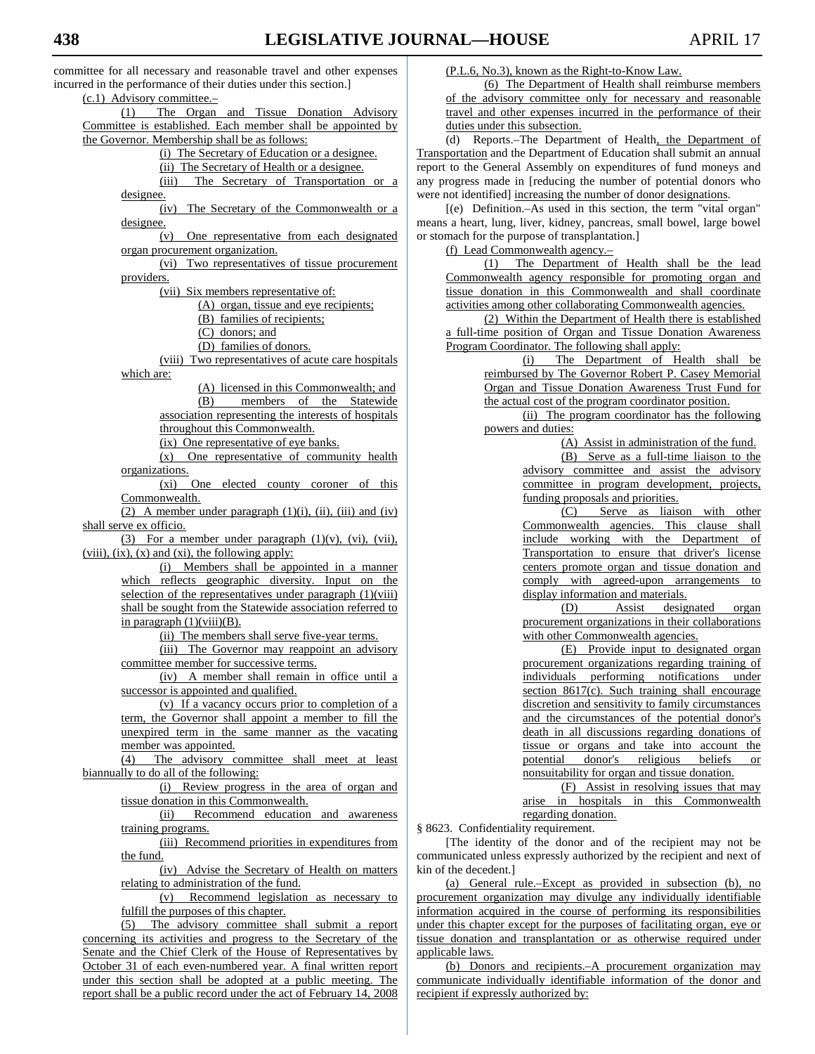committee for all necessary and reasonable travel and other expenses incurred in the performance of their duties under this section.]

(c.1) Advisory committee.–

(1) The Organ and Tissue Donation Advisory Committee is established. Each member shall be appointed by the Governor. Membership shall be as follows:

(i) The Secretary of Education or a designee.

(ii) The Secretary of Health or a designee.

(iii) The Secretary of Transportation or a designee.

(iv) The Secretary of the Commonwealth or a designee.

(v) One representative from each designated organ procurement organization.

(vi) Two representatives of tissue procurement providers.

(vii) Six members representative of:

(A) organ, tissue and eye recipients;

(B) families of recipients;

(C) donors; and

(D) families of donors.

(viii) Two representatives of acute care hospitals which are:

(A) licensed in this Commonwealth; and

(B) members of the Statewide association representing the interests of hospitals throughout this Commonwealth.

(ix) One representative of eye banks.

(x) One representative of community health organizations.

(xi) One elected county coroner of this Commonwealth.

(2) A member under paragraph (1)(i), (ii), (iii) and (iv) shall serve ex officio.

(3) For a member under paragraph (1)(v), (vi), (vii), (viii), (ix), (x) and (xi), the following apply:

(i) Members shall be appointed in a manner which reflects geographic diversity. Input on the selection of the representatives under paragraph (1)(viii) shall be sought from the Statewide association referred to in paragraph (1)(viii)(B).

(ii) The members shall serve five-year terms.

(iii) The Governor may reappoint an advisory committee member for successive terms.

(iv) A member shall remain in office until a successor is appointed and qualified.

(v) If a vacancy occurs prior to completion of a term, the Governor shall appoint a member to fill the unexpired term in the same manner as the vacating member was appointed.

(4) The advisory committee shall meet at least biannually to do all of the following:

(i) Review progress in the area of organ and tissue donation in this Commonwealth.

(ii) Recommend education and awareness training programs.

(iii) Recommend priorities in expenditures from the fund.

(iv) Advise the Secretary of Health on matters relating to administration of the fund.

(v) Recommend legislation as necessary to fulfill the purposes of this chapter.

(5) The advisory committee shall submit a report concerning its activities and progress to the Secretary of the Senate and the Chief Clerk of the House of Representatives by October 31 of each even-numbered year. A final written report under this section shall be adopted at a public meeting. The report shall be a public record under the act of February 14, 2008 (P.L.6, No.3), known as the Right-to-Know Law.

(6) The Department of Health shall reimburse members of the advisory committee only for necessary and reasonable travel and other expenses incurred in the performance of their duties under this subsection.

(d) Reports.–The Department of Health, the Department of Transportation and the Department of Education shall submit an annual report to the General Assembly on expenditures of fund moneys and any progress made in [reducing the number of potential donors who were not identified] increasing the number of donor designations.

[(e) Definition.–As used in this section, the term "vital organ" means a heart, lung, liver, kidney, pancreas, small bowel, large bowel or stomach for the purpose of transplantation.]

(f) Lead Commonwealth agency.–

(1) The Department of Health shall be the lead Commonwealth agency responsible for promoting organ and tissue donation in this Commonwealth and shall coordinate activities among other collaborating Commonwealth agencies.

(2) Within the Department of Health there is established a full-time position of Organ and Tissue Donation Awareness Program Coordinator. The following shall apply:

(i) The Department of Health shall be reimbursed by The Governor Robert P. Casey Memorial Organ and Tissue Donation Awareness Trust Fund for the actual cost of the program coordinator position.

(ii) The program coordinator has the following powers and duties:

(A) Assist in administration of the fund.

(B) Serve as a full-time liaison to the advisory committee and assist the advisory committee in program development, projects, funding proposals and priorities.

(C) Serve as liaison with other Commonwealth agencies. This clause shall include working with the Department of Transportation to ensure that driver's license centers promote organ and tissue donation and comply with agreed-upon arrangements to display information and materials.

(D) Assist designated organ procurement organizations in their collaborations with other Commonwealth agencies.

(E) Provide input to designated organ procurement organizations regarding training of individuals performing notifications under section 8617(c). Such training shall encourage discretion and sensitivity to family circumstances and the circumstances of the potential donor's death in all discussions regarding donations of tissue or organs and take into account the potential donor's religious beliefs or nonsuitability for organ and tissue donation.

(F) Assist in resolving issues that may arise in hospitals in this Commonwealth regarding donation.

§ 8623. Confidentiality requirement.

[The identity of the donor and of the recipient may not be communicated unless expressly authorized by the recipient and next of kin of the decedent.]

(a) General rule.–Except as provided in subsection (b), no procurement organization may divulge any individually identifiable information acquired in the course of performing its responsibilities under this chapter except for the purposes of facilitating organ, eye or tissue donation and transplantation or as otherwise required under applicable laws.

(b) Donors and recipients.–A procurement organization may communicate individually identifiable information of the donor and recipient if expressly authorized by: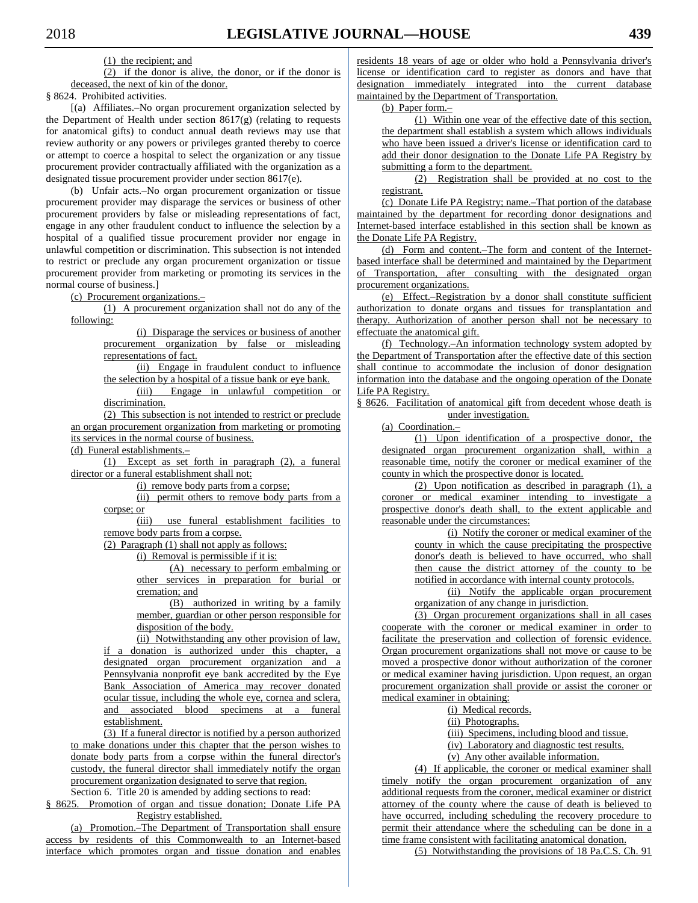(1) the recipient; and

(2) if the donor is alive, the donor, or if the donor is deceased, the next of kin of the donor.

§ 8624. Prohibited activities.

[(a) Affiliates.–No organ procurement organization selected by the Department of Health under section 8617(g) (relating to requests for anatomical gifts) to conduct annual death reviews may use that review authority or any powers or privileges granted thereby to coerce or attempt to coerce a hospital to select the organization or any tissue procurement provider contractually affiliated with the organization as a designated tissue procurement provider under section 8617(e).

(b) Unfair acts.–No organ procurement organization or tissue procurement provider may disparage the services or business of other procurement providers by false or misleading representations of fact, engage in any other fraudulent conduct to influence the selection by a hospital of a qualified tissue procurement provider nor engage in unlawful competition or discrimination. This subsection is not intended to restrict or preclude any organ procurement organization or tissue procurement provider from marketing or promoting its services in the normal course of business.]

(c) Procurement organizations.–

(1) A procurement organization shall not do any of the following:

(i) Disparage the services or business of another procurement organization by false or misleading representations of fact.

(ii) Engage in fraudulent conduct to influence the selection by a hospital of a tissue bank or eye bank.

(iii) Engage in unlawful competition or discrimination.

(2) This subsection is not intended to restrict or preclude an organ procurement organization from marketing or promoting its services in the normal course of business.

(d) Funeral establishments.–

(1) Except as set forth in paragraph (2), a funeral director or a funeral establishment shall not:

(i) remove body parts from a corpse;

(ii) permit others to remove body parts from a corpse; or

(iii) use funeral establishment facilities to remove body parts from a corpse.

(2) Paragraph (1) shall not apply as follows:

(i) Removal is permissible if it is:

(A) necessary to perform embalming or other services in preparation for burial or cremation; and

(B) authorized in writing by a family member, guardian or other person responsible for disposition of the body.

(ii) Notwithstanding any other provision of law, if a donation is authorized under this chapter, a designated organ procurement organization and a Pennsylvania nonprofit eye bank accredited by the Eye Bank Association of America may recover donated ocular tissue, including the whole eye, cornea and sclera, and associated blood specimens at a funeral establishment.

(3) If a funeral director is notified by a person authorized to make donations under this chapter that the person wishes to donate body parts from a corpse within the funeral director's custody, the funeral director shall immediately notify the organ procurement organization designated to serve that region.

Section 6. Title 20 is amended by adding sections to read:

§ 8625. Promotion of organ and tissue donation; Donate Life PA Registry established.

(a) Promotion.–The Department of Transportation shall ensure access by residents of this Commonwealth to an Internet-based interface which promotes organ and tissue donation and enables residents 18 years of age or older who hold a Pennsylvania driver's license or identification card to register as donors and have that designation immediately integrated into the current database maintained by the Department of Transportation.

(b) Paper form.–

(1) Within one year of the effective date of this section, the department shall establish a system which allows individuals who have been issued a driver's license or identification card to add their donor designation to the Donate Life PA Registry by submitting a form to the department.

(2) Registration shall be provided at no cost to the registrant.

(c) Donate Life PA Registry; name.–That portion of the database maintained by the department for recording donor designations and Internet-based interface established in this section shall be known as the Donate Life PA Registry.

(d) Form and content.–The form and content of the Internet-based interface shall be determined and maintained by the Department of Transportation, after consulting with the designated organ procurement organizations.

(e) Effect.–Registration by a donor shall constitute sufficient authorization to donate organs and tissues for transplantation and therapy. Authorization of another person shall not be necessary to effectuate the anatomical gift.

(f) Technology.–An information technology system adopted by the Department of Transportation after the effective date of this section shall continue to accommodate the inclusion of donor designation information into the database and the ongoing operation of the Donate Life PA Registry.

§ 8626. Facilitation of anatomical gift from decedent whose death is under investigation.

(a) Coordination.–

(1) Upon identification of a prospective donor, the designated organ procurement organization shall, within a reasonable time, notify the coroner or medical examiner of the county in which the prospective donor is located.

(2) Upon notification as described in paragraph (1), a coroner or medical examiner intending to investigate a prospective donor's death shall, to the extent applicable and reasonable under the circumstances:

(i) Notify the coroner or medical examiner of the county in which the cause precipitating the prospective donor's death is believed to have occurred, who shall then cause the district attorney of the county to be notified in accordance with internal county protocols.

(ii) Notify the applicable organ procurement organization of any change in jurisdiction.

(3) Organ procurement organizations shall in all cases cooperate with the coroner or medical examiner in order to facilitate the preservation and collection of forensic evidence. Organ procurement organizations shall not move or cause to be moved a prospective donor without authorization of the coroner or medical examiner having jurisdiction. Upon request, an organ procurement organization shall provide or assist the coroner or medical examiner in obtaining:

(i) Medical records.

(ii) Photographs.

(iii) Specimens, including blood and tissue.

(iv) Laboratory and diagnostic test results.

(v) Any other available information.

(4) If applicable, the coroner or medical examiner shall timely notify the organ procurement organization of any additional requests from the coroner, medical examiner or district attorney of the county where the cause of death is believed to have occurred, including scheduling the recovery procedure to permit their attendance where the scheduling can be done in a time frame consistent with facilitating anatomical donation.

(5) Notwithstanding the provisions of 18 Pa.C.S. Ch. 91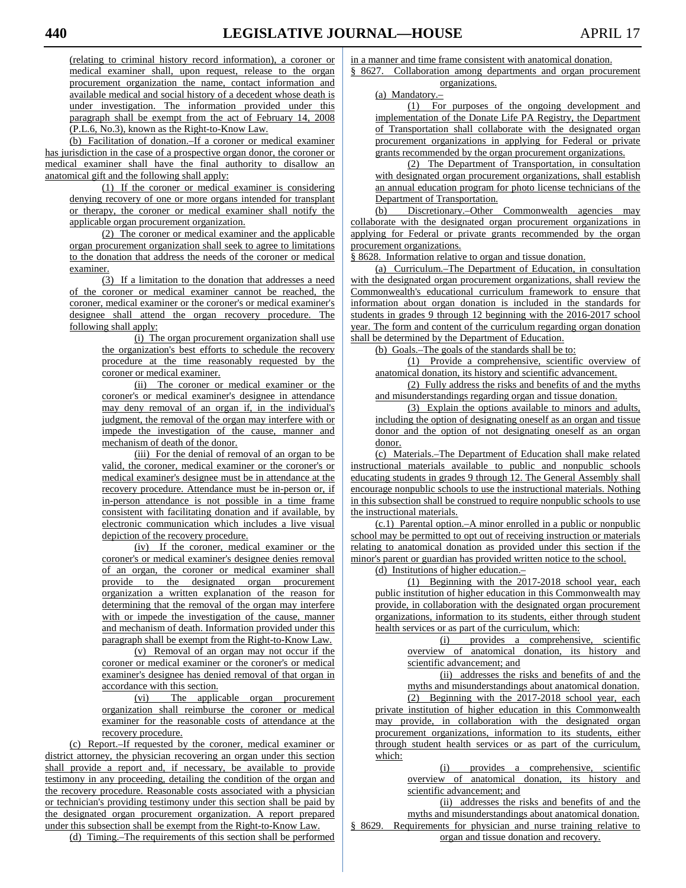(relating to criminal history record information), a coroner or medical examiner shall, upon request, release to the organ procurement organization the name, contact information and available medical and social history of a decedent whose death is under investigation. The information provided under this paragraph shall be exempt from the act of February 14, 2008 (P.L.6, No.3), known as the Right-to-Know Law.

(b) Facilitation of donation.–If a coroner or medical examiner has jurisdiction in the case of a prospective organ donor, the coroner or medical examiner shall have the final authority to disallow an anatomical gift and the following shall apply:

(1) If the coroner or medical examiner is considering denying recovery of one or more organs intended for transplant or therapy, the coroner or medical examiner shall notify the applicable organ procurement organization.

(2) The coroner or medical examiner and the applicable organ procurement organization shall seek to agree to limitations to the donation that address the needs of the coroner or medical examiner.

(3) If a limitation to the donation that addresses a need of the coroner or medical examiner cannot be reached, the coroner, medical examiner or the coroner's or medical examiner's designee shall attend the organ recovery procedure. The following shall apply:

(i) The organ procurement organization shall use the organization's best efforts to schedule the recovery procedure at the time reasonably requested by the coroner or medical examiner.

(ii) The coroner or medical examiner or the coroner's or medical examiner's designee in attendance may deny removal of an organ if, in the individual's judgment, the removal of the organ may interfere with or impede the investigation of the cause, manner and mechanism of death of the donor.

(iii) For the denial of removal of an organ to be valid, the coroner, medical examiner or the coroner's or medical examiner's designee must be in attendance at the recovery procedure. Attendance must be in-person or, if in-person attendance is not possible in a time frame consistent with facilitating donation and if available, by electronic communication which includes a live visual depiction of the recovery procedure.

(iv) If the coroner, medical examiner or the coroner's or medical examiner's designee denies removal of an organ, the coroner or medical examiner shall provide to the designated organ procurement organization a written explanation of the reason for determining that the removal of the organ may interfere with or impede the investigation of the cause, manner and mechanism of death. Information provided under this paragraph shall be exempt from the Right-to-Know Law.

(v) Removal of an organ may not occur if the coroner or medical examiner or the coroner's or medical examiner's designee has denied removal of that organ in accordance with this section.

(vi) The applicable organ procurement organization shall reimburse the coroner or medical examiner for the reasonable costs of attendance at the recovery procedure.

(c) Report.–If requested by the coroner, medical examiner or district attorney, the physician recovering an organ under this section shall provide a report and, if necessary, be available to provide testimony in any proceeding, detailing the condition of the organ and the recovery procedure. Reasonable costs associated with a physician or technician's providing testimony under this section shall be paid by the designated organ procurement organization. A report prepared under this subsection shall be exempt from the Right-to-Know Law.

(d) Timing.–The requirements of this section shall be performed in a manner and time frame consistent with anatomical donation.

§ 8627. Collaboration among departments and organ procurement organizations.

(a) Mandatory.–

(1) For purposes of the ongoing development and implementation of the Donate Life PA Registry, the Department of Transportation shall collaborate with the designated organ procurement organizations in applying for Federal or private grants recommended by the organ procurement organizations.

(2) The Department of Transportation, in consultation with designated organ procurement organizations, shall establish an annual education program for photo license technicians of the Department of Transportation.

(b) Discretionary.–Other Commonwealth agencies may collaborate with the designated organ procurement organizations in applying for Federal or private grants recommended by the organ procurement organizations.

§ 8628. Information relative to organ and tissue donation.

(a) Curriculum.–The Department of Education, in consultation with the designated organ procurement organizations, shall review the Commonwealth's educational curriculum framework to ensure that information about organ donation is included in the standards for students in grades 9 through 12 beginning with the 2016-2017 school year. The form and content of the curriculum regarding organ donation shall be determined by the Department of Education.

(b) Goals.–The goals of the standards shall be to:

(1) Provide a comprehensive, scientific overview of anatomical donation, its history and scientific advancement.

(2) Fully address the risks and benefits of and the myths and misunderstandings regarding organ and tissue donation.

(3) Explain the options available to minors and adults, including the option of designating oneself as an organ and tissue donor and the option of not designating oneself as an organ donor.

(c) Materials.–The Department of Education shall make related instructional materials available to public and nonpublic schools educating students in grades 9 through 12. The General Assembly shall encourage nonpublic schools to use the instructional materials. Nothing in this subsection shall be construed to require nonpublic schools to use the instructional materials.

(c.1) Parental option.–A minor enrolled in a public or nonpublic school may be permitted to opt out of receiving instruction or materials relating to anatomical donation as provided under this section if the minor's parent or guardian has provided written notice to the school.

(d) Institutions of higher education.–

(1) Beginning with the 2017-2018 school year, each public institution of higher education in this Commonwealth may provide, in collaboration with the designated organ procurement organizations, information to its students, either through student health services or as part of the curriculum, which:

(i) provides a comprehensive, scientific overview of anatomical donation, its history and scientific advancement; and

(ii) addresses the risks and benefits of and the myths and misunderstandings about anatomical donation.

(2) Beginning with the 2017-2018 school year, each private institution of higher education in this Commonwealth may provide, in collaboration with the designated organ procurement organizations, information to its students, either through student health services or as part of the curriculum, which:

(i) provides a comprehensive, scientific overview of anatomical donation, its history and scientific advancement; and

(ii) addresses the risks and benefits of and the myths and misunderstandings about anatomical donation.

§ 8629. Requirements for physician and nurse training relative to organ and tissue donation and recovery.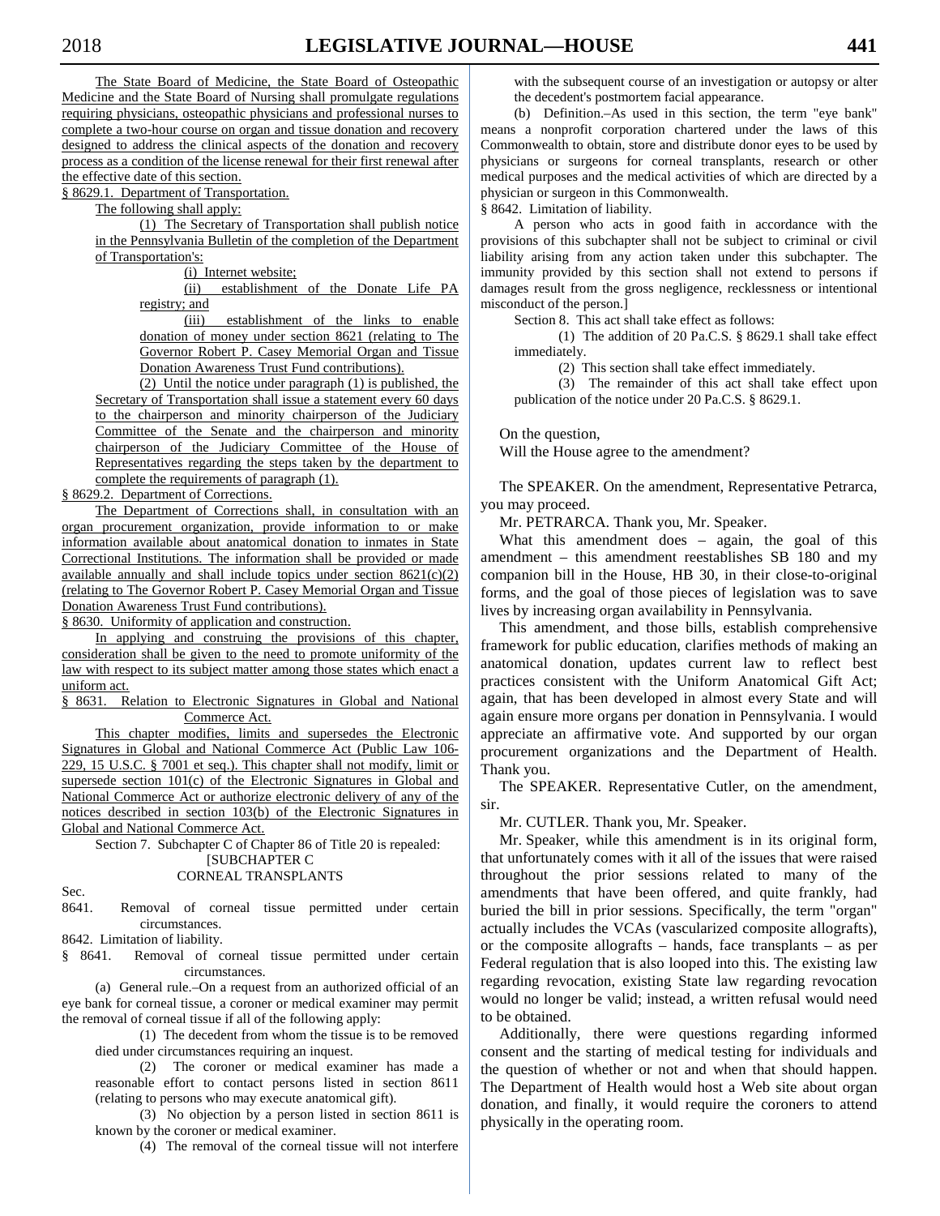The State Board of Medicine, the State Board of Osteopathic Medicine and the State Board of Nursing shall promulgate regulations requiring physicians, osteopathic physicians and professional nurses to complete a two-hour course on organ and tissue donation and recovery designed to address the clinical aspects of the donation and recovery process as a condition of the license renewal for their first renewal after the effective date of this section.

§ 8629.1. Department of Transportation.

The following shall apply:

(1) The Secretary of Transportation shall publish notice in the Pennsylvania Bulletin of the completion of the Department of Transportation's:

(i) Internet website;

(ii) establishment of the Donate Life PA registry; and

(iii) establishment of the links to enable donation of money under section 8621 (relating to The Governor Robert P. Casey Memorial Organ and Tissue Donation Awareness Trust Fund contributions).

(2) Until the notice under paragraph (1) is published, the Secretary of Transportation shall issue a statement every 60 days to the chairperson and minority chairperson of the Judiciary Committee of the Senate and the chairperson and minority chairperson of the Judiciary Committee of the House of Representatives regarding the steps taken by the department to complete the requirements of paragraph (1).

§ 8629.2. Department of Corrections.

The Department of Corrections shall, in consultation with an organ procurement organization, provide information to or make information available about anatomical donation to inmates in State Correctional Institutions. The information shall be provided or made available annually and shall include topics under section 8621(c)(2) (relating to The Governor Robert P. Casey Memorial Organ and Tissue Donation Awareness Trust Fund contributions).

§ 8630. Uniformity of application and construction.

In applying and construing the provisions of this chapter, consideration shall be given to the need to promote uniformity of the law with respect to its subject matter among those states which enact a uniform act.

§ 8631. Relation to Electronic Signatures in Global and National Commerce Act.

This chapter modifies, limits and supersedes the Electronic Signatures in Global and National Commerce Act (Public Law 106-229, 15 U.S.C. § 7001 et seq.). This chapter shall not modify, limit or supersede section 101(c) of the Electronic Signatures in Global and National Commerce Act or authorize electronic delivery of any of the notices described in section 103(b) of the Electronic Signatures in Global and National Commerce Act.

Section 7. Subchapter C of Chapter 86 of Title 20 is repealed:

[SUBCHAPTER C
CORNEAL TRANSPLANTS

Sec.
8641. Removal of corneal tissue permitted under certain circumstances.
8642. Limitation of liability.

§ 8641. Removal of corneal tissue permitted under certain circumstances.

(a) General rule.–On a request from an authorized official of an eye bank for corneal tissue, a coroner or medical examiner may permit the removal of corneal tissue if all of the following apply:

(1) The decedent from whom the tissue is to be removed died under circumstances requiring an inquest.

(2) The coroner or medical examiner has made a reasonable effort to contact persons listed in section 8611 (relating to persons who may execute anatomical gift).

(3) No objection by a person listed in section 8611 is known by the coroner or medical examiner.

(4) The removal of the corneal tissue will not interfere with the subsequent course of an investigation or autopsy or alter the decedent's postmortem facial appearance.

(b) Definition.–As used in this section, the term "eye bank" means a nonprofit corporation chartered under the laws of this Commonwealth to obtain, store and distribute donor eyes to be used by physicians or surgeons for corneal transplants, research or other medical purposes and the medical activities of which are directed by a physician or surgeon in this Commonwealth.

§ 8642. Limitation of liability.

A person who acts in good faith in accordance with the provisions of this subchapter shall not be subject to criminal or civil liability arising from any action taken under this subchapter. The immunity provided by this section shall not extend to persons if damages result from the gross negligence, recklessness or intentional misconduct of the person.]

Section 8. This act shall take effect as follows:

(1) The addition of 20 Pa.C.S. § 8629.1 shall take effect immediately.

(2) This section shall take effect immediately.

(3) The remainder of this act shall take effect upon publication of the notice under 20 Pa.C.S. § 8629.1.

On the question,
Will the House agree to the amendment?

The SPEAKER. On the amendment, Representative Petrarca, you may proceed.

Mr. PETRARCA. Thank you, Mr. Speaker.

What this amendment does – again, the goal of this amendment – this amendment reestablishes SB 180 and my companion bill in the House, HB 30, in their close-to-original forms, and the goal of those pieces of legislation was to save lives by increasing organ availability in Pennsylvania.

This amendment, and those bills, establish comprehensive framework for public education, clarifies methods of making an anatomical donation, updates current law to reflect best practices consistent with the Uniform Anatomical Gift Act; again, that has been developed in almost every State and will again ensure more organs per donation in Pennsylvania. I would appreciate an affirmative vote. And supported by our organ procurement organizations and the Department of Health. Thank you.

The SPEAKER. Representative Cutler, on the amendment, sir.

Mr. CUTLER. Thank you, Mr. Speaker.

Mr. Speaker, while this amendment is in its original form, that unfortunately comes with it all of the issues that were raised throughout the prior sessions related to many of the amendments that have been offered, and quite frankly, had buried the bill in prior sessions. Specifically, the term "organ" actually includes the VCAs (vascularized composite allografts), or the composite allografts – hands, face transplants – as per Federal regulation that is also looped into this. The existing law regarding revocation, existing State law regarding revocation would no longer be valid; instead, a written refusal would need to be obtained.

Additionally, there were questions regarding informed consent and the starting of medical testing for individuals and the question of whether or not and when that should happen. The Department of Health would host a Web site about organ donation, and finally, it would require the coroners to attend physically in the operating room.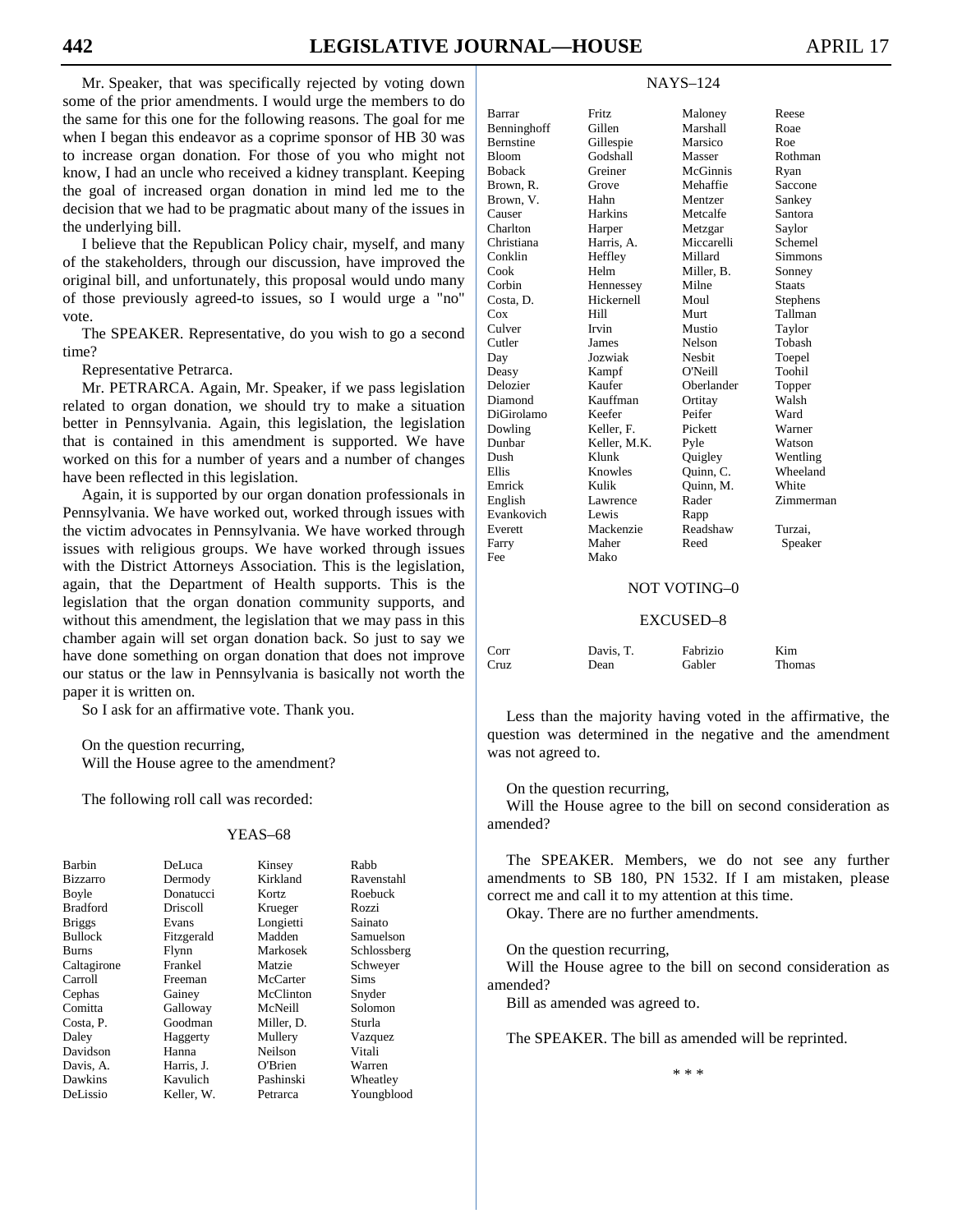Mr. Speaker, that was specifically rejected by voting down some of the prior amendments. I would urge the members to do the same for this one for the following reasons. The goal for me when I began this endeavor as a coprime sponsor of HB 30 was to increase organ donation. For those of you who might not know, I had an uncle who received a kidney transplant. Keeping the goal of increased organ donation in mind led me to the decision that we had to be pragmatic about many of the issues in the underlying bill.

I believe that the Republican Policy chair, myself, and many of the stakeholders, through our discussion, have improved the original bill, and unfortunately, this proposal would undo many of those previously agreed-to issues, so I would urge a "no" vote.

The SPEAKER. Representative, do you wish to go a second time?

Representative Petrarca.

Mr. PETRARCA. Again, Mr. Speaker, if we pass legislation related to organ donation, we should try to make a situation better in Pennsylvania. Again, this legislation, the legislation that is contained in this amendment is supported. We have worked on this for a number of years and a number of changes have been reflected in this legislation.

Again, it is supported by our organ donation professionals in Pennsylvania. We have worked out, worked through issues with the victim advocates in Pennsylvania. We have worked through issues with religious groups. We have worked through issues with the District Attorneys Association. This is the legislation, again, that the Department of Health supports. This is the legislation that the organ donation community supports, and without this amendment, the legislation that we may pass in this chamber again will set organ donation back. So just to say we have done something on organ donation that does not improve our status or the law in Pennsylvania is basically not worth the paper it is written on.

So I ask for an affirmative vote. Thank you.

On the question recurring,
Will the House agree to the amendment?

The following roll call was recorded:

YEAS–68

| | | | |
|---|---|---|---|
| Barbin | DeLuca | Kinsey | Rabb |
| Bizzarro | Dermody | Kirkland | Ravenstahl |
| Boyle | Donatucci | Kortz | Roebuck |
| Bradford | Driscoll | Krueger | Rozzi |
| Briggs | Evans | Longietti | Sainato |
| Bullock | Fitzgerald | Madden | Samuelson |
| Burns | Flynn | Markosek | Schlossberg |
| Caltagirone | Frankel | Matzie | Schweyer |
| Carroll | Freeman | McCarter | Sims |
| Cephas | Gainey | McClinton | Snyder |
| Comitta | Galloway | McNeill | Solomon |
| Costa, P. | Goodman | Miller, D. | Sturla |
| Daley | Haggerty | Mullery | Vazquez |
| Davidson | Hanna | Neilson | Vitali |
| Davis, A. | Harris, J. | O'Brien | Warren |
| Dawkins | Kavulich | Pashinski | Wheatley |
| DeLissio | Keller, W. | Petrarca | Youngblood |

NAYS–124

| | | | |
|---|---|---|---|
| Barrar | Fritz | Maloney | Reese |
| Benninghoff | Gillen | Marshall | Roae |
| Bernstine | Gillespie | Marsico | Roe |
| Bloom | Godshall | Masser | Rothman |
| Boback | Greiner | McGinnis | Ryan |
| Brown, R. | Grove | Mehaffie | Saccone |
| Brown, V. | Hahn | Mentzer | Sankey |
| Causer | Harkins | Metcalfe | Santora |
| Charlton | Harper | Metzgar | Saylor |
| Christiana | Harris, A. | Miccarelli | Schemel |
| Conklin | Heffley | Millard | Simmons |
| Cook | Helm | Miller, B. | Sonney |
| Corbin | Hennessey | Milne | Staats |
| Costa, D. | Hickernell | Moul | Stephens |
| Cox | Hill | Murt | Tallman |
| Culver | Irvin | Mustio | Taylor |
| Cutler | James | Nelson | Tobash |
| Day | Jozwiak | Nesbit | Toepel |
| Deasy | Kampf | O'Neill | Toohil |
| Delozier | Kaufer | Oberlander | Topper |
| Diamond | Kauffman | Ortitay | Walsh |
| DiGirolamo | Keefer | Peifer | Ward |
| Dowling | Keller, F. | Pickett | Warner |
| Dunbar | Keller, M.K. | Pyle | Watson |
| Dush | Klunk | Quigley | Wentling |
| Ellis | Knowles | Quinn, C. | Wheeland |
| Emrick | Kulik | Quinn, M. | White |
| English | Lawrence | Rader | Zimmerman |
| Evankovich | Lewis | Rapp | |
| Everett | Mackenzie | Readshaw | Turzai, |
| Farry | Maher | Reed | Speaker |
| Fee | Mako | | |

NOT VOTING–0

EXCUSED–8

| | | | |
|---|---|---|---|
| Corr | Davis, T. | Fabrizio | Kim |
| Cruz | Dean | Gabler | Thomas |

Less than the majority having voted in the affirmative, the question was determined in the negative and the amendment was not agreed to.

On the question recurring,
Will the House agree to the bill on second consideration as amended?

The SPEAKER. Members, we do not see any further amendments to SB 180, PN 1532. If I am mistaken, please correct me and call it to my attention at this time.

Okay. There are no further amendments.

On the question recurring,
Will the House agree to the bill on second consideration as amended?

Bill as amended was agreed to.

The SPEAKER. The bill as amended will be reprinted.

\* \* \*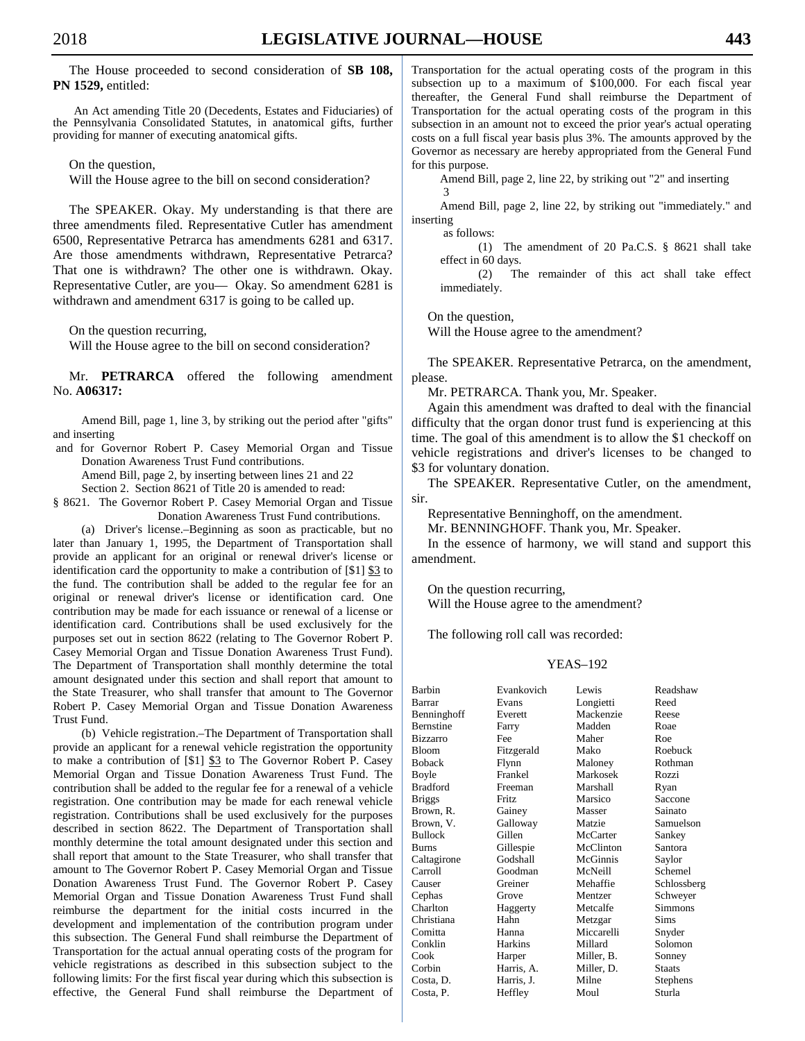The House proceeded to second consideration of **SB 108, PN 1529,** entitled:

An Act amending Title 20 (Decedents, Estates and Fiduciaries) of the Pennsylvania Consolidated Statutes, in anatomical gifts, further providing for manner of executing anatomical gifts.

On the question,
Will the House agree to the bill on second consideration?

The SPEAKER. Okay. My understanding is that there are three amendments filed. Representative Cutler has amendment 6500, Representative Petrarca has amendments 6281 and 6317. Are those amendments withdrawn, Representative Petrarca? That one is withdrawn? The other one is withdrawn. Okay. Representative Cutler, are you— Okay. So amendment 6281 is withdrawn and amendment 6317 is going to be called up.

On the question recurring,
Will the House agree to the bill on second consideration?

Mr. **PETRARCA** offered the following amendment No. **A06317:**

Amend Bill, page 1, line 3, by striking out the period after "gifts" and inserting
and for Governor Robert P. Casey Memorial Organ and Tissue Donation Awareness Trust Fund contributions.
Amend Bill, page 2, by inserting between lines 21 and 22
Section 2. Section 8621 of Title 20 is amended to read:
§ 8621. The Governor Robert P. Casey Memorial Organ and Tissue Donation Awareness Trust Fund contributions.

(a) Driver's license.–Beginning as soon as practicable, but no later than January 1, 1995, the Department of Transportation shall provide an applicant for an original or renewal driver's license or identification card the opportunity to make a contribution of [$1] $3 to the fund. The contribution shall be added to the regular fee for an original or renewal driver's license or identification card. One contribution may be made for each issuance or renewal of a license or identification card. Contributions shall be used exclusively for the purposes set out in section 8622 (relating to The Governor Robert P. Casey Memorial Organ and Tissue Donation Awareness Trust Fund). The Department of Transportation shall monthly determine the total amount designated under this section and shall report that amount to the State Treasurer, who shall transfer that amount to The Governor Robert P. Casey Memorial Organ and Tissue Donation Awareness Trust Fund.

(b) Vehicle registration.–The Department of Transportation shall provide an applicant for a renewal vehicle registration the opportunity to make a contribution of [$1] $3 to The Governor Robert P. Casey Memorial Organ and Tissue Donation Awareness Trust Fund. The contribution shall be added to the regular fee for a renewal of a vehicle registration. One contribution may be made for each renewal vehicle registration. Contributions shall be used exclusively for the purposes described in section 8622. The Department of Transportation shall monthly determine the total amount designated under this section and shall report that amount to the State Treasurer, who shall transfer that amount to The Governor Robert P. Casey Memorial Organ and Tissue Donation Awareness Trust Fund. The Governor Robert P. Casey Memorial Organ and Tissue Donation Awareness Trust Fund shall reimburse the department for the initial costs incurred in the development and implementation of the contribution program under this subsection. The General Fund shall reimburse the Department of Transportation for the actual annual operating costs of the program for vehicle registrations as described in this subsection subject to the following limits: For the first fiscal year during which this subsection is effective, the General Fund shall reimburse the Department of Transportation for the actual operating costs of the program in this subsection up to a maximum of $100,000. For each fiscal year thereafter, the General Fund shall reimburse the Department of Transportation for the actual operating costs of the program in this subsection in an amount not to exceed the prior year's actual operating costs on a full fiscal year basis plus 3%. The amounts approved by the Governor as necessary are hereby appropriated from the General Fund for this purpose.

Amend Bill, page 2, line 22, by striking out "2" and inserting
3

Amend Bill, page 2, line 22, by striking out "immediately." and inserting
as follows:
(1) The amendment of 20 Pa.C.S. § 8621 shall take effect in 60 days.
(2) The remainder of this act shall take effect immediately.

On the question,
Will the House agree to the amendment?

The SPEAKER. Representative Petrarca, on the amendment, please.

Mr. PETRARCA. Thank you, Mr. Speaker.

Again this amendment was drafted to deal with the financial difficulty that the organ donor trust fund is experiencing at this time. The goal of this amendment is to allow the $1 checkoff on vehicle registrations and driver's licenses to be changed to $3 for voluntary donation.

The SPEAKER. Representative Cutler, on the amendment, sir.

Representative Benninghoff, on the amendment.

Mr. BENNINGHOFF. Thank you, Mr. Speaker.

In the essence of harmony, we will stand and support this amendment.

On the question recurring,
Will the House agree to the amendment?

The following roll call was recorded:

YEAS–192

| | | | |
|---|---|---|---|
| Barbin | Evankovich | Lewis | Readshaw |
| Barrar | Evans | Longietti | Reed |
| Benninghoff | Everett | Mackenzie | Reese |
| Bernstine | Farry | Madden | Roae |
| Bizzarro | Fee | Maher | Roe |
| Bloom | Fitzgerald | Mako | Roebuck |
| Boback | Flynn | Maloney | Rothman |
| Boyle | Frankel | Markosek | Rozzi |
| Bradford | Freeman | Marshall | Ryan |
| Briggs | Fritz | Marsico | Saccone |
| Brown, R. | Gainey | Masser | Sainato |
| Brown, V. | Galloway | Matzie | Samuelson |
| Bullock | Gillen | McCarter | Sankey |
| Burns | Gillespie | McClinton | Santora |
| Caltagirone | Godshall | McGinnis | Saylor |
| Carroll | Goodman | McNeill | Schemel |
| Causer | Greiner | Mehaffie | Schlossberg |
| Cephas | Grove | Mentzer | Schweyer |
| Charlton | Haggerty | Metcalfe | Simmons |
| Christiana | Hahn | Metzgar | Sims |
| Comitta | Hanna | Miccarelli | Snyder |
| Conklin | Harkins | Millard | Solomon |
| Cook | Harper | Miller, B. | Sonney |
| Corbin | Harris, A. | Miller, D. | Staats |
| Costa, D. | Harris, J. | Milne | Stephens |
| Costa, P. | Heffley | Moul | Sturla |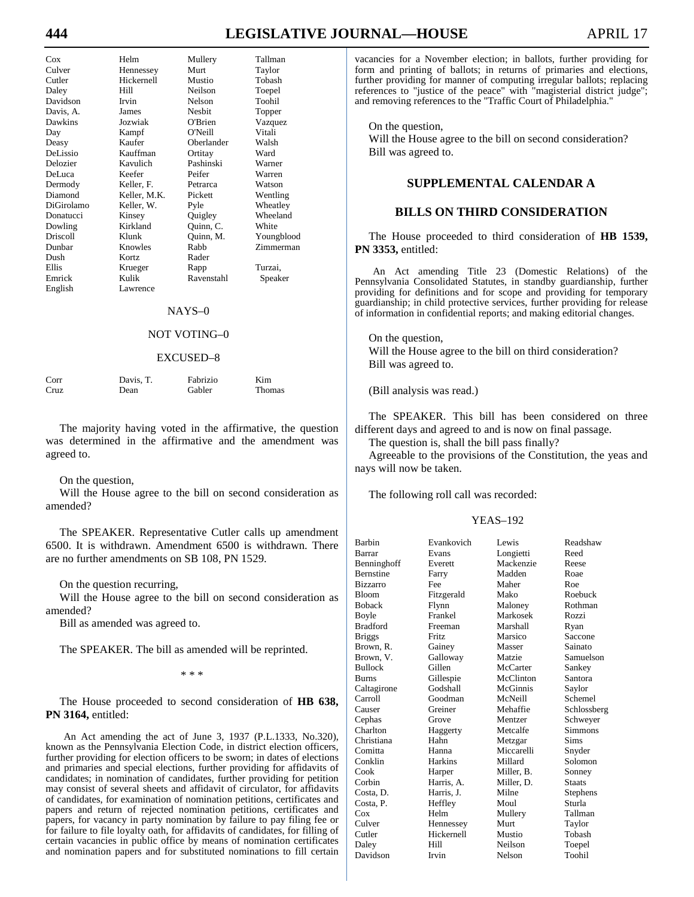| | | | |
|---|---|---|---|
| Cox | Helm | Mullery | Tallman |
| Culver | Hennessey | Murt | Taylor |
| Cutler | Hickernell | Mustio | Tobash |
| Daley | Hill | Neilson | Toepel |
| Davidson | Irvin | Nelson | Toohil |
| Davis, A. | James | Nesbit | Topper |
| Dawkins | Jozwiak | O'Brien | Vazquez |
| Day | Kampf | O'Neill | Vitali |
| Deasy | Kaufer | Oberlander | Walsh |
| DeLissio | Kauffman | Ortitay | Ward |
| Delozier | Kavulich | Pashinski | Warner |
| DeLuca | Keefer | Peifer | Warren |
| Dermody | Keller, F. | Petrarca | Watson |
| Diamond | Keller, M.K. | Pickett | Wentling |
| DiGirolamo | Keller, W. | Pyle | Wheatley |
| Donatucci | Kinsey | Quigley | Wheeland |
| Dowling | Kirkland | Quinn, C. | White |
| Driscoll | Klunk | Quinn, M. | Youngblood |
| Dunbar | Knowles | Rabb | Zimmerman |
| Dush | Kortz | Rader | |
| Ellis | Krueger | Rapp | Turzai, |
| Emrick | Kulik | Ravenstahl | Speaker |
| English | Lawrence | | |

NAYS–0

NOT VOTING–0

EXCUSED–8

| | | | |
|---|---|---|---|
| Corr | Davis, T. | Fabrizio | Kim |
| Cruz | Dean | Gabler | Thomas |

The majority having voted in the affirmative, the question was determined in the affirmative and the amendment was agreed to.

On the question,
Will the House agree to the bill on second consideration as amended?

The SPEAKER. Representative Cutler calls up amendment 6500. It is withdrawn. Amendment 6500 is withdrawn. There are no further amendments on SB 108, PN 1529.

On the question recurring,
Will the House agree to the bill on second consideration as amended?
Bill as amended was agreed to.

The SPEAKER. The bill as amended will be reprinted.

\* \* \*

The House proceeded to second consideration of **HB 638, PN 3164,** entitled:

An Act amending the act of June 3, 1937 (P.L.1333, No.320), known as the Pennsylvania Election Code, in district election officers, further providing for election officers to be sworn; in dates of elections and primaries and special elections, further providing for affidavits of candidates; in nomination of candidates, further providing for petition may consist of several sheets and affidavit of circulator, for affidavits of candidates, for examination of nomination petitions, certificates and papers and return of rejected nomination petitions, certificates and papers, for vacancy in party nomination by failure to pay filing fee or for failure to file loyalty oath, for affidavits of candidates, for filling of certain vacancies in public office by means of nomination certificates and nomination papers and for substituted nominations to fill certain vacancies for a November election; in ballots, further providing for form and printing of ballots; in returns of primaries and elections, further providing for manner of computing irregular ballots; replacing references to "justice of the peace" with "magisterial district judge"; and removing references to the "Traffic Court of Philadelphia."

On the question,
Will the House agree to the bill on second consideration?
Bill was agreed to.

## SUPPLEMENTAL CALENDAR A

## BILLS ON THIRD CONSIDERATION

The House proceeded to third consideration of **HB 1539, PN 3353,** entitled:

An Act amending Title 23 (Domestic Relations) of the Pennsylvania Consolidated Statutes, in standby guardianship, further providing for definitions and for scope and providing for temporary guardianship; in child protective services, further providing for release of information in confidential reports; and making editorial changes.

On the question,
Will the House agree to the bill on third consideration?
Bill was agreed to.

(Bill analysis was read.)

The SPEAKER. This bill has been considered on three different days and agreed to and is now on final passage.
The question is, shall the bill pass finally?
Agreeable to the provisions of the Constitution, the yeas and nays will now be taken.

The following roll call was recorded:

YEAS–192

| | | | |
|---|---|---|---|
| Barbin | Evankovich | Lewis | Readshaw |
| Barrar | Evans | Longietti | Reed |
| Benninghoff | Everett | Mackenzie | Reese |
| Bernstine | Farry | Madden | Roae |
| Bizzarro | Fee | Maher | Roe |
| Bloom | Fitzgerald | Mako | Roebuck |
| Boback | Flynn | Maloney | Rothman |
| Boyle | Frankel | Markosek | Rozzi |
| Bradford | Freeman | Marshall | Ryan |
| Briggs | Fritz | Marsico | Saccone |
| Brown, R. | Gainey | Masser | Sainato |
| Brown, V. | Galloway | Matzie | Samuelson |
| Bullock | Gillen | McCarter | Sankey |
| Burns | Gillespie | McClinton | Santora |
| Caltagirone | Godshall | McGinnis | Saylor |
| Carroll | Goodman | McNeill | Schemel |
| Causer | Greiner | Mehaffie | Schlossberg |
| Cephas | Grove | Mentzer | Schweyer |
| Charlton | Haggerty | Metcalfe | Simmons |
| Christiana | Hahn | Metzgar | Sims |
| Comitta | Hanna | Miccarelli | Snyder |
| Conklin | Harkins | Millard | Solomon |
| Cook | Harper | Miller, B. | Sonney |
| Corbin | Harris, A. | Miller, D. | Staats |
| Costa, D. | Harris, J. | Milne | Stephens |
| Costa, P. | Heffley | Moul | Sturla |
| Cox | Helm | Mullery | Tallman |
| Culver | Hennessey | Murt | Taylor |
| Cutler | Hickernell | Mustio | Tobash |
| Daley | Hill | Neilson | Toepel |
| Davidson | Irvin | Nelson | Toohil |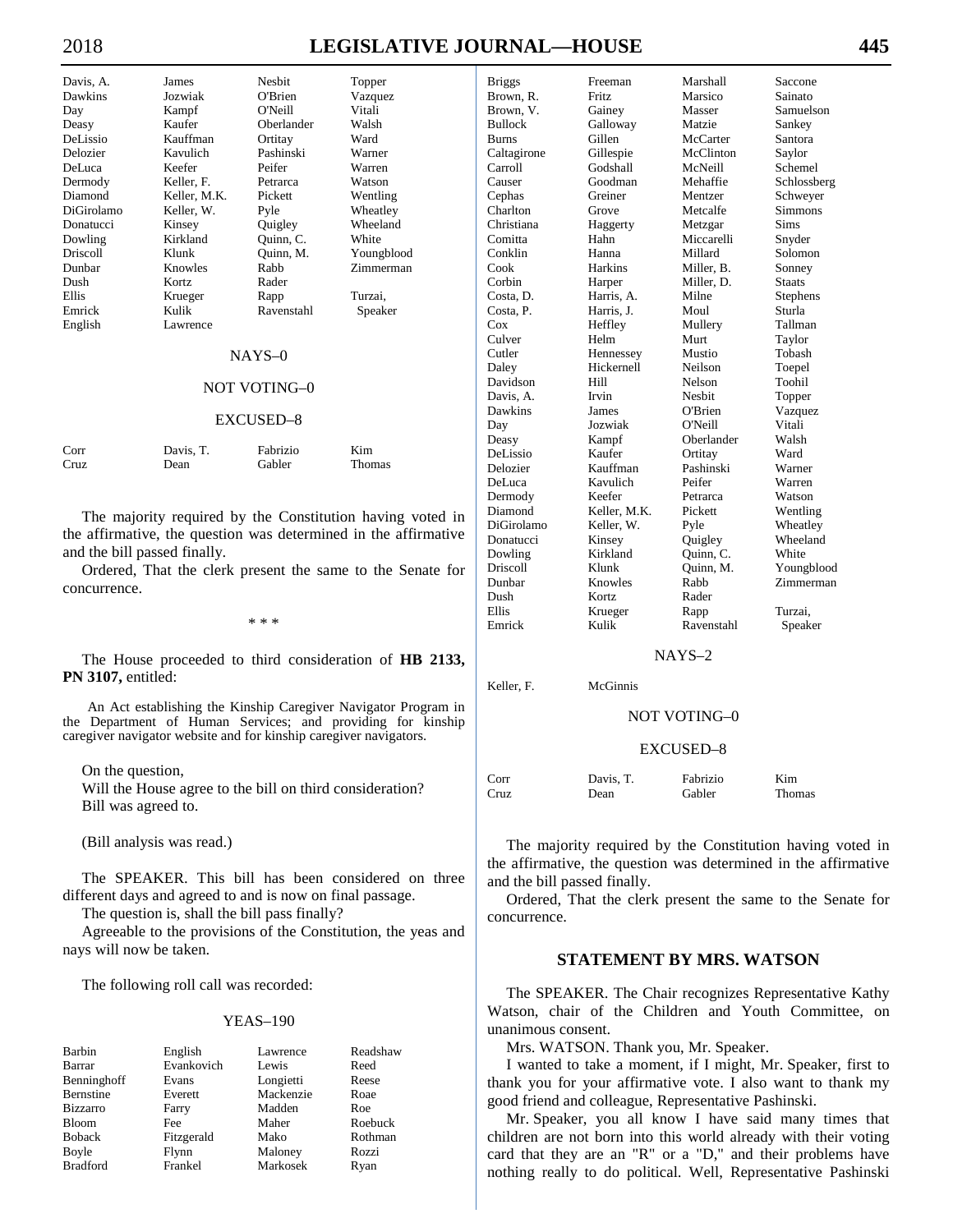| | | | |
|---|---|---|---|
| Davis, A. | James | Nesbit | Topper |
| Dawkins | Jozwiak | O'Brien | Vazquez |
| Day | Kampf | O'Neill | Vitali |
| Deasy | Kaufer | Oberlander | Walsh |
| DeLissio | Kauffman | Ortitay | Ward |
| Delozier | Kavulich | Pashinski | Warner |
| DeLuca | Keefer | Peifer | Warren |
| Dermody | Keller, F. | Petrarca | Watson |
| Diamond | Keller, M.K. | Pickett | Wentling |
| DiGirolamo | Keller, W. | Pyle | Wheatley |
| Donatucci | Kinsey | Quigley | Wheeland |
| Dowling | Kirkland | Quinn, C. | White |
| Driscoll | Klunk | Quinn, M. | Youngblood |
| Dunbar | Knowles | Rabb | Zimmerman |
| Dush | Kortz | Rader | |
| Ellis | Krueger | Rapp | Turzai, |
| Emrick | Kulik | Ravenstahl | Speaker |
| English | Lawrence | | |

NAYS–0

NOT VOTING–0

EXCUSED–8

| | | | |
|---|---|---|---|
| Corr | Davis, T. | Fabrizio | Kim |
| Cruz | Dean | Gabler | Thomas |

The majority required by the Constitution having voted in the affirmative, the question was determined in the affirmative and the bill passed finally.

Ordered, That the clerk present the same to the Senate for concurrence.

\* \* \*

The House proceeded to third consideration of **HB 2133, PN 3107,** entitled:

An Act establishing the Kinship Caregiver Navigator Program in the Department of Human Services; and providing for kinship caregiver navigator website and for kinship caregiver navigators.

On the question,
Will the House agree to the bill on third consideration?
Bill was agreed to.

(Bill analysis was read.)

The SPEAKER. This bill has been considered on three different days and agreed to and is now on final passage.

The question is, shall the bill pass finally?

Agreeable to the provisions of the Constitution, the yeas and nays will now be taken.

The following roll call was recorded:

YEAS–190

| | | | |
|---|---|---|---|
| Barbin | English | Lawrence | Readshaw |
| Barrar | Evankovich | Lewis | Reed |
| Benninghoff | Evans | Longietti | Reese |
| Bernstine | Everett | Mackenzie | Roae |
| Bizzarro | Farry | Madden | Roe |
| Bloom | Fee | Maher | Roebuck |
| Boback | Fitzgerald | Mako | Rothman |
| Boyle | Flynn | Maloney | Rozzi |
| Bradford | Frankel | Markosek | Ryan |
| Briggs | Freeman | Marshall | Saccone |
| Brown, R. | Fritz | Marsico | Sainato |
| Brown, V. | Gainey | Masser | Samuelson |
| Bullock | Galloway | Matzie | Sankey |
| Burns | Gillen | McCarter | Santora |
| Caltagirone | Gillespie | McClinton | Saylor |
| Carroll | Godshall | McNeill | Schemel |
| Causer | Goodman | Mehaffie | Schlossberg |
| Cephas | Greiner | Mentzer | Schweyer |
| Charlton | Grove | Metcalfe | Simmons |
| Christiana | Haggerty | Metzgar | Sims |
| Comitta | Hahn | Miccarelli | Snyder |
| Conklin | Hanna | Millard | Solomon |
| Cook | Harkins | Miller, B. | Sonney |
| Corbin | Harper | Miller, D. | Staats |
| Costa, D. | Harris, A. | Milne | Stephens |
| Costa, P. | Harris, J. | Moul | Sturla |
| Cox | Heffley | Mullery | Tallman |
| Culver | Helm | Murt | Taylor |
| Cutler | Hennessey | Mustio | Tobash |
| Daley | Hickernell | Neilson | Toepel |
| Davidson | Hill | Nelson | Toohil |
| Davis, A. | Irvin | Nesbit | Topper |
| Dawkins | James | O'Brien | Vazquez |
| Day | Jozwiak | O'Neill | Vitali |
| Deasy | Kampf | Oberlander | Walsh |
| DeLissio | Kaufer | Ortitay | Ward |
| Delozier | Kauffman | Pashinski | Warner |
| DeLuca | Kavulich | Peifer | Warren |
| Dermody | Keefer | Petrarca | Watson |
| Diamond | Keller, M.K. | Pickett | Wentling |
| DiGirolamo | Keller, W. | Pyle | Wheatley |
| Donatucci | Kinsey | Quigley | Wheeland |
| Dowling | Kirkland | Quinn, C. | White |
| Driscoll | Klunk | Quinn, M. | Youngblood |
| Dunbar | Knowles | Rabb | Zimmerman |
| Dush | Kortz | Rader | |
| Ellis | Krueger | Rapp | Turzai, |
| Emrick | Kulik | Ravenstahl | Speaker |

NAYS–2

| | |
|---|---|
| Keller, F. | McGinnis |

NOT VOTING–0

EXCUSED–8

| | | | |
|---|---|---|---|
| Corr | Davis, T. | Fabrizio | Kim |
| Cruz | Dean | Gabler | Thomas |

The majority required by the Constitution having voted in the affirmative, the question was determined in the affirmative and the bill passed finally.

Ordered, That the clerk present the same to the Senate for concurrence.

## STATEMENT BY MRS. WATSON

The SPEAKER. The Chair recognizes Representative Kathy Watson, chair of the Children and Youth Committee, on unanimous consent.

Mrs. WATSON. Thank you, Mr. Speaker.

I wanted to take a moment, if I might, Mr. Speaker, first to thank you for your affirmative vote. I also want to thank my good friend and colleague, Representative Pashinski.

Mr. Speaker, you all know I have said many times that children are not born into this world already with their voting card that they are an "R" or a "D," and their problems have nothing really to do political. Well, Representative Pashinski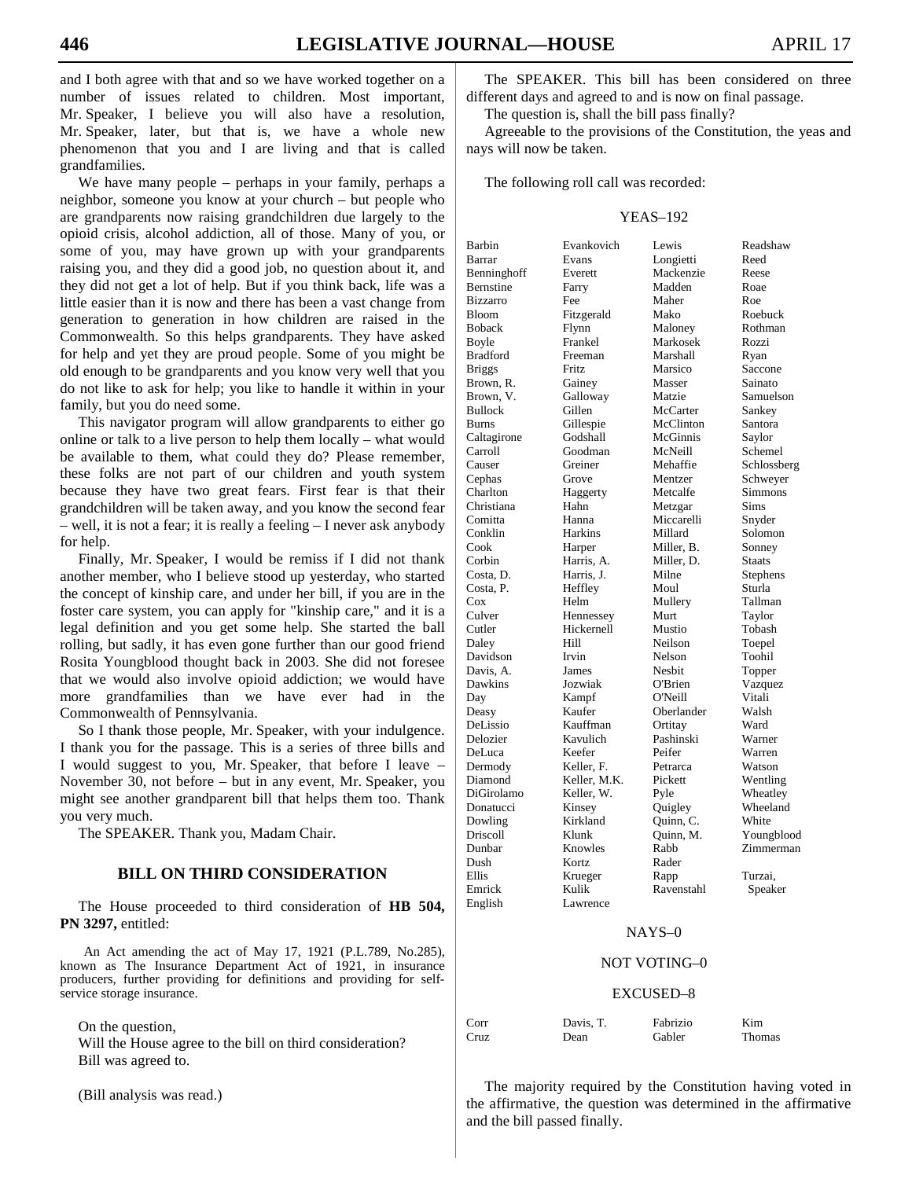and I both agree with that and so we have worked together on a number of issues related to children. Most important, Mr. Speaker, I believe you will also have a resolution, Mr. Speaker, later, but that is, we have a whole new phenomenon that you and I are living and that is called grandfamilies.

We have many people – perhaps in your family, perhaps a neighbor, someone you know at your church – but people who are grandparents now raising grandchildren due largely to the opioid crisis, alcohol addiction, all of those. Many of you, or some of you, may have grown up with your grandparents raising you, and they did a good job, no question about it, and they did not get a lot of help. But if you think back, life was a little easier than it is now and there has been a vast change from generation to generation in how children are raised in the Commonwealth. So this helps grandparents. They have asked for help and yet they are proud people. Some of you might be old enough to be grandparents and you know very well that you do not like to ask for help; you like to handle it within in your family, but you do need some.

This navigator program will allow grandparents to either go online or talk to a live person to help them locally – what would be available to them, what could they do? Please remember, these folks are not part of our children and youth system because they have two great fears. First fear is that their grandchildren will be taken away, and you know the second fear – well, it is not a fear; it is really a feeling – I never ask anybody for help.

Finally, Mr. Speaker, I would be remiss if I did not thank another member, who I believe stood up yesterday, who started the concept of kinship care, and under her bill, if you are in the foster care system, you can apply for "kinship care," and it is a legal definition and you get some help. She started the ball rolling, but sadly, it has even gone further than our good friend Rosita Youngblood thought back in 2003. She did not foresee that we would also involve opioid addiction; we would have more grandfamilies than we have ever had in the Commonwealth of Pennsylvania.

So I thank those people, Mr. Speaker, with your indulgence. I thank you for the passage. This is a series of three bills and I would suggest to you, Mr. Speaker, that before I leave – November 30, not before – but in any event, Mr. Speaker, you might see another grandparent bill that helps them too. Thank you very much.

The SPEAKER. Thank you, Madam Chair.

## BILL ON THIRD CONSIDERATION

The House proceeded to third consideration of **HB 504, PN 3297,** entitled:

An Act amending the act of May 17, 1921 (P.L.789, No.285), known as The Insurance Department Act of 1921, in insurance producers, further providing for definitions and providing for self-service storage insurance.

On the question,
Will the House agree to the bill on third consideration?
Bill was agreed to.

(Bill analysis was read.)

The SPEAKER. This bill has been considered on three different days and agreed to and is now on final passage.

The question is, shall the bill pass finally?

Agreeable to the provisions of the Constitution, the yeas and nays will now be taken.

The following roll call was recorded:

YEAS–192

| | | | |
|---|---|---|---|
| Barbin | Evankovich | Lewis | Readshaw |
| Barrar | Evans | Longietti | Reed |
| Benninghoff | Everett | Mackenzie | Reese |
| Bernstine | Farry | Madden | Roae |
| Bizzarro | Fee | Maher | Roe |
| Bloom | Fitzgerald | Mako | Roebuck |
| Boback | Flynn | Maloney | Rothman |
| Boyle | Frankel | Markosek | Rozzi |
| Bradford | Freeman | Marshall | Ryan |
| Briggs | Fritz | Marsico | Saccone |
| Brown, R. | Gainey | Masser | Sainato |
| Brown, V. | Galloway | Matzie | Samuelson |
| Bullock | Gillen | McCarter | Sankey |
| Burns | Gillespie | McClinton | Santora |
| Caltagirone | Godshall | McGinnis | Saylor |
| Carroll | Goodman | McNeill | Schemel |
| Causer | Greiner | Mehaffie | Schlossberg |
| Cephas | Grove | Mentzer | Schweyer |
| Charlton | Haggerty | Metcalfe | Simmons |
| Christiana | Hahn | Metzgar | Sims |
| Comitta | Hanna | Miccarelli | Snyder |
| Conklin | Harkins | Millard | Solomon |
| Cook | Harper | Miller, B. | Sonney |
| Corbin | Harris, A. | Miller, D. | Staats |
| Costa, D. | Harris, J. | Milne | Stephens |
| Costa, P. | Heffley | Moul | Sturla |
| Cox | Helm | Mullery | Tallman |
| Culver | Hennessey | Murt | Taylor |
| Cutler | Hickernell | Mustio | Tobash |
| Daley | Hill | Neilson | Toepel |
| Davidson | Irvin | Nelson | Toohil |
| Davis, A. | James | Nesbit | Topper |
| Dawkins | Jozwiak | O'Brien | Vazquez |
| Day | Kampf | O'Neill | Vitali |
| Deasy | Kaufer | Oberlander | Walsh |
| DeLissio | Kauffman | Ortitay | Ward |
| Delozier | Kavulich | Pashinski | Warner |
| DeLuca | Keefer | Peifer | Warren |
| Dermody | Keller, F. | Petrarca | Watson |
| Diamond | Keller, M.K. | Pickett | Wentling |
| DiGirolamo | Keller, W. | Pyle | Wheatley |
| Donatucci | Kinsey | Quigley | Wheeland |
| Dowling | Kirkland | Quinn, C. | White |
| Driscoll | Klunk | Quinn, M. | Youngblood |
| Dunbar | Knowles | Rabb | Zimmerman |
| Dush | Kortz | Rader | |
| Ellis | Krueger | Rapp | Turzai, |
| Emrick | Kulik | Ravenstahl | Speaker |
| English | Lawrence | | |

NAYS–0

NOT VOTING–0

EXCUSED–8

| | | | |
|---|---|---|---|
| Corr | Davis, T. | Fabrizio | Kim |
| Cruz | Dean | Gabler | Thomas |

The majority required by the Constitution having voted in the affirmative, the question was determined in the affirmative and the bill passed finally.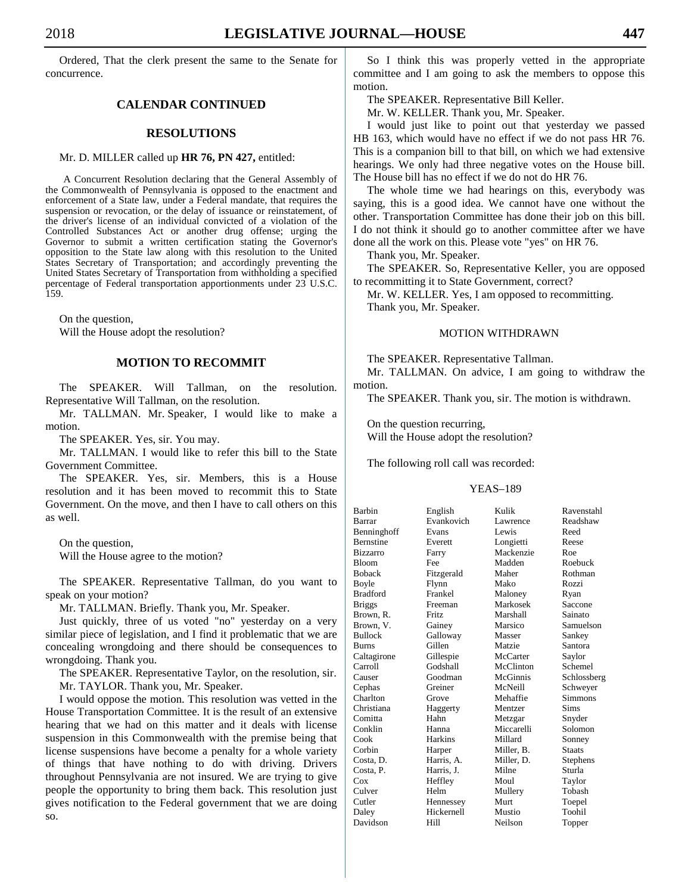Ordered, That the clerk present the same to the Senate for concurrence.

## CALENDAR CONTINUED

## RESOLUTIONS

Mr. D. MILLER called up **HR 76, PN 427,** entitled:

A Concurrent Resolution declaring that the General Assembly of the Commonwealth of Pennsylvania is opposed to the enactment and enforcement of a State law, under a Federal mandate, that requires the suspension or revocation, or the delay of issuance or reinstatement, of the driver's license of an individual convicted of a violation of the Controlled Substances Act or another drug offense; urging the Governor to submit a written certification stating the Governor's opposition to the State law along with this resolution to the United States Secretary of Transportation; and accordingly preventing the United States Secretary of Transportation from withholding a specified percentage of Federal transportation apportionments under 23 U.S.C. 159.

On the question,
Will the House adopt the resolution?

## MOTION TO RECOMMIT

The SPEAKER. Will Tallman, on the resolution. Representative Will Tallman, on the resolution.

Mr. TALLMAN. Mr. Speaker, I would like to make a motion.

The SPEAKER. Yes, sir. You may.

Mr. TALLMAN. I would like to refer this bill to the State Government Committee.

The SPEAKER. Yes, sir. Members, this is a House resolution and it has been moved to recommit this to State Government. On the move, and then I have to call others on this as well.

On the question,
Will the House agree to the motion?

The SPEAKER. Representative Tallman, do you want to speak on your motion?

Mr. TALLMAN. Briefly. Thank you, Mr. Speaker.

Just quickly, three of us voted "no" yesterday on a very similar piece of legislation, and I find it problematic that we are concealing wrongdoing and there should be consequences to wrongdoing. Thank you.

The SPEAKER. Representative Taylor, on the resolution, sir.

Mr. TAYLOR. Thank you, Mr. Speaker.

I would oppose the motion. This resolution was vetted in the House Transportation Committee. It is the result of an extensive hearing that we had on this matter and it deals with license suspension in this Commonwealth with the premise being that license suspensions have become a penalty for a whole variety of things that have nothing to do with driving. Drivers throughout Pennsylvania are not insured. We are trying to give people the opportunity to bring them back. This resolution just gives notification to the Federal government that we are doing so.

So I think this was properly vetted in the appropriate committee and I am going to ask the members to oppose this motion.

The SPEAKER. Representative Bill Keller.

Mr. W. KELLER. Thank you, Mr. Speaker.

I would just like to point out that yesterday we passed HB 163, which would have no effect if we do not pass HR 76. This is a companion bill to that bill, on which we had extensive hearings. We only had three negative votes on the House bill. The House bill has no effect if we do not do HR 76.

The whole time we had hearings on this, everybody was saying, this is a good idea. We cannot have one without the other. Transportation Committee has done their job on this bill. I do not think it should go to another committee after we have done all the work on this. Please vote "yes" on HR 76.

Thank you, Mr. Speaker.

The SPEAKER. So, Representative Keller, you are opposed to recommitting it to State Government, correct?

Mr. W. KELLER. Yes, I am opposed to recommitting.

Thank you, Mr. Speaker.

MOTION WITHDRAWN

The SPEAKER. Representative Tallman.

Mr. TALLMAN. On advice, I am going to withdraw the motion.

The SPEAKER. Thank you, sir. The motion is withdrawn.

On the question recurring,
Will the House adopt the resolution?

The following roll call was recorded:

YEAS–189

| | | | |
|---|---|---|---|
| Barbin | English | Kulik | Ravenstahl |
| Barrar | Evankovich | Lawrence | Readshaw |
| Benninghoff | Evans | Lewis | Reed |
| Bernstine | Everett | Longietti | Reese |
| Bizzarro | Farry | Mackenzie | Roe |
| Bloom | Fee | Madden | Roebuck |
| Boback | Fitzgerald | Maher | Rothman |
| Boyle | Flynn | Mako | Rozzi |
| Bradford | Frankel | Maloney | Ryan |
| Briggs | Freeman | Markosek | Saccone |
| Brown, R. | Fritz | Marshall | Sainato |
| Brown, V. | Gainey | Marsico | Samuelson |
| Bullock | Galloway | Masser | Sankey |
| Burns | Gillen | Matzie | Santora |
| Caltagirone | Gillespie | McCarter | Saylor |
| Carroll | Godshall | McClinton | Schemel |
| Causer | Goodman | McGinnis | Schlossberg |
| Cephas | Greiner | McNeill | Schweyer |
| Charlton | Grove | Mehaffie | Simmons |
| Christiana | Haggerty | Mentzer | Sims |
| Comitta | Hahn | Metzgar | Snyder |
| Conklin | Hanna | Miccarelli | Solomon |
| Cook | Harkins | Millard | Sonney |
| Corbin | Harper | Miller, B. | Staats |
| Costa, D. | Harris, A. | Miller, D. | Stephens |
| Costa, P. | Harris, J. | Milne | Sturla |
| Cox | Heffley | Moul | Taylor |
| Culver | Helm | Mullery | Tobash |
| Cutler | Hennessey | Murt | Toepel |
| Daley | Hickernell | Mustio | Toohil |
| Davidson | Hill | Neilson | Topper |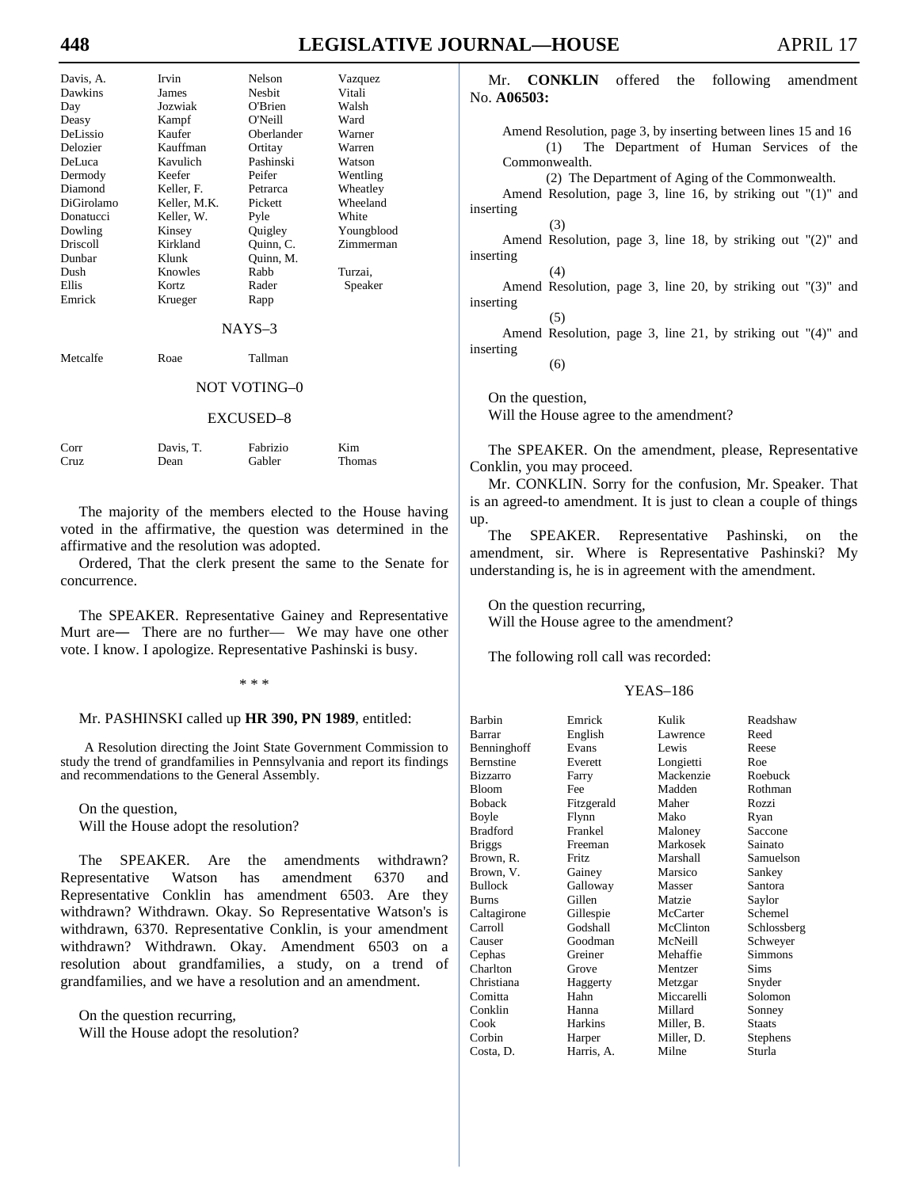| | | | |
|---|---|---|---|
| Davis, A. | Irvin | Nelson | Vazquez |
| Dawkins | James | Nesbit | Vitali |
| Day | Jozwiak | O'Brien | Walsh |
| Deasy | Kampf | O'Neill | Ward |
| DeLissio | Kaufer | Oberlander | Warner |
| Delozier | Kauffman | Ortitay | Warren |
| DeLuca | Kavulich | Pashinski | Watson |
| Dermody | Keefer | Peifer | Wentling |
| Diamond | Keller, F. | Petrarca | Wheatley |
| DiGirolamo | Keller, M.K. | Pickett | Wheeland |
| Donatucci | Keller, W. | Pyle | White |
| Dowling | Kinsey | Quigley | Youngblood |
| Driscoll | Kirkland | Quinn, C. | Zimmerman |
| Dunbar | Klunk | Quinn, M. | |
| Dush | Knowles | Rabb | Turzai, |
| Ellis | Kortz | Rader | Speaker |
| Emrick | Krueger | Rapp | |

NAYS–3

| | | |
|---|---|---|
| Metcalfe | Roae | Tallman |

NOT VOTING–0

EXCUSED–8

| | | | |
|---|---|---|---|
| Corr | Davis, T. | Fabrizio | Kim |
| Cruz | Dean | Gabler | Thomas |

The majority of the members elected to the House having voted in the affirmative, the question was determined in the affirmative and the resolution was adopted.

Ordered, That the clerk present the same to the Senate for concurrence.

The SPEAKER. Representative Gainey and Representative Murt are— There are no further— We may have one other vote. I know. I apologize. Representative Pashinski is busy.

\* \* \*

Mr. PASHINSKI called up **HR 390, PN 1989**, entitled:

A Resolution directing the Joint State Government Commission to study the trend of grandfamilies in Pennsylvania and report its findings and recommendations to the General Assembly.

On the question,
Will the House adopt the resolution?

The SPEAKER. Are the amendments withdrawn? Representative Watson has amendment 6370 and Representative Conklin has amendment 6503. Are they withdrawn? Withdrawn. Okay. So Representative Watson's is withdrawn, 6370. Representative Conklin, is your amendment withdrawn? Withdrawn. Okay. Amendment 6503 on a resolution about grandfamilies, a study, on a trend of grandfamilies, and we have a resolution and an amendment.

On the question recurring,
Will the House adopt the resolution?

Mr. **CONKLIN** offered the following amendment No. **A06503:**

Amend Resolution, page 3, by inserting between lines 15 and 16
(1) The Department of Human Services of the Commonwealth.
(2) The Department of Aging of the Commonwealth.
Amend Resolution, page 3, line 16, by striking out "(1)" and inserting
(3)
Amend Resolution, page 3, line 18, by striking out "(2)" and inserting
(4)
Amend Resolution, page 3, line 20, by striking out "(3)" and inserting
(5)
Amend Resolution, page 3, line 21, by striking out "(4)" and inserting
(6)

On the question,
Will the House agree to the amendment?

The SPEAKER. On the amendment, please, Representative Conklin, you may proceed.

Mr. CONKLIN. Sorry for the confusion, Mr. Speaker. That is an agreed-to amendment. It is just to clean a couple of things up.

The SPEAKER. Representative Pashinski, on the amendment, sir. Where is Representative Pashinski? My understanding is, he is in agreement with the amendment.

On the question recurring,
Will the House agree to the amendment?

The following roll call was recorded:

YEAS–186

| | | | |
|---|---|---|---|
| Barbin | Emrick | Kulik | Readshaw |
| Barrar | English | Lawrence | Reed |
| Benninghoff | Evans | Lewis | Reese |
| Bernstine | Everett | Longietti | Roe |
| Bizzarro | Farry | Mackenzie | Roebuck |
| Bloom | Fee | Madden | Rothman |
| Boback | Fitzgerald | Maher | Rozzi |
| Boyle | Flynn | Mako | Ryan |
| Bradford | Frankel | Maloney | Saccone |
| Briggs | Freeman | Markosek | Sainato |
| Brown, R. | Fritz | Marshall | Samuelson |
| Brown, V. | Gainey | Marsico | Sankey |
| Bullock | Galloway | Masser | Santora |
| Burns | Gillen | Matzie | Saylor |
| Caltagirone | Gillespie | McCarter | Schemel |
| Carroll | Godshall | McClinton | Schlossberg |
| Causer | Goodman | McNeill | Schweyer |
| Cephas | Greiner | Mehaffie | Simmons |
| Charlton | Grove | Mentzer | Sims |
| Christiana | Haggerty | Metzgar | Snyder |
| Comitta | Hahn | Miccarelli | Solomon |
| Conklin | Hanna | Millard | Sonney |
| Cook | Harkins | Miller, B. | Staats |
| Corbin | Harper | Miller, D. | Stephens |
| Costa, D. | Harris, A. | Milne | Sturla |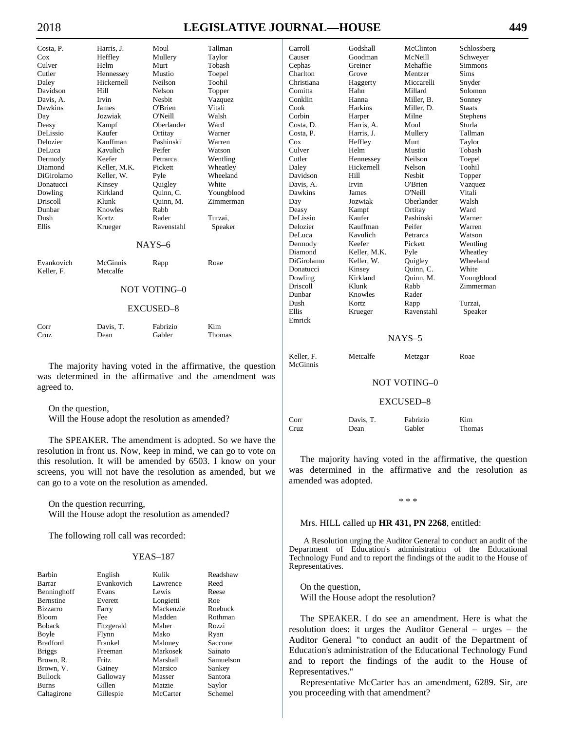| | | | |
|---|---|---|---|
| Costa, P. | Harris, J. | Moul | Tallman |
| Cox | Heffley | Mullery | Taylor |
| Culver | Helm | Murt | Tobash |
| Cutler | Hennessey | Mustio | Toepel |
| Daley | Hickernell | Neilson | Toohil |
| Davidson | Hill | Nelson | Topper |
| Davis, A. | Irvin | Nesbit | Vazquez |
| Dawkins | James | O'Brien | Vitali |
| Day | Jozwiak | O'Neill | Walsh |
| Deasy | Kampf | Oberlander | Ward |
| DeLissio | Kaufer | Ortitay | Warner |
| Delozier | Kauffman | Pashinski | Warren |
| DeLuca | Kavulich | Peifer | Watson |
| Dermody | Keefer | Petrarca | Wentling |
| Diamond | Keller, M.K. | Pickett | Wheatley |
| DiGirolamo | Keller, W. | Pyle | Wheeland |
| Donatucci | Kinsey | Quigley | White |
| Dowling | Kirkland | Quinn, C. | Youngblood |
| Driscoll | Klunk | Quinn, M. | Zimmerman |
| Dunbar | Knowles | Rabb | |
| Dush | Kortz | Rader | Turzai, |
| Ellis | Krueger | Ravenstahl | Speaker |

NAYS–6

| | | | |
|---|---|---|---|
| Evankovich | McGinnis | Rapp | Roae |
| Keller, F. | Metcalfe | | |

NOT VOTING–0

EXCUSED–8

| | | | |
|---|---|---|---|
| Corr | Davis, T. | Fabrizio | Kim |
| Cruz | Dean | Gabler | Thomas |

The majority having voted in the affirmative, the question was determined in the affirmative and the amendment was agreed to.

On the question,
Will the House adopt the resolution as amended?

The SPEAKER. The amendment is adopted. So we have the resolution in front us. Now, keep in mind, we can go to vote on this resolution. It will be amended by 6503. I know on your screens, you will not have the resolution as amended, but we can go to a vote on the resolution as amended.

On the question recurring,
Will the House adopt the resolution as amended?

The following roll call was recorded:

YEAS–187

| | | | |
|---|---|---|---|
| Barbin | English | Kulik | Readshaw |
| Barrar | Evankovich | Lawrence | Reed |
| Benninghoff | Evans | Lewis | Reese |
| Bernstine | Everett | Longietti | Roe |
| Bizzarro | Farry | Mackenzie | Roebuck |
| Bloom | Fee | Madden | Rothman |
| Boback | Fitzgerald | Maher | Rozzi |
| Boyle | Flynn | Mako | Ryan |
| Bradford | Frankel | Maloney | Saccone |
| Briggs | Freeman | Markosek | Sainato |
| Brown, R. | Fritz | Marshall | Samuelson |
| Brown, V. | Gainey | Marsico | Sankey |
| Bullock | Galloway | Masser | Santora |
| Burns | Gillen | Matzie | Saylor |
| Caltagirone | Gillespie | McCarter | Schemel |
| Carroll | Godshall | McClinton | Schlossberg |
| Causer | Goodman | McNeill | Schweyer |
| Cephas | Greiner | Mehaffie | Simmons |
| Charlton | Grove | Mentzer | Sims |
| Christiana | Haggerty | Miccarelli | Snyder |
| Comitta | Hahn | Millard | Solomon |
| Conklin | Hanna | Miller, B. | Sonney |
| Cook | Harkins | Miller, D. | Staats |
| Corbin | Harper | Milne | Stephens |
| Costa, D. | Harris, A. | Moul | Sturla |
| Costa, P. | Harris, J. | Mullery | Tallman |
| Cox | Heffley | Murt | Taylor |
| Culver | Helm | Mustio | Tobash |
| Cutler | Hennessey | Neilson | Toepel |
| Daley | Hickernell | Nelson | Toohil |
| Davidson | Hill | Nesbit | Topper |
| Davis, A. | Irvin | O'Brien | Vazquez |
| Dawkins | James | O'Neill | Vitali |
| Day | Jozwiak | Oberlander | Walsh |
| Deasy | Kampf | Ortitay | Ward |
| DeLissio | Kaufer | Pashinski | Warner |
| Delozier | Kauffman | Peifer | Warren |
| DeLuca | Kavulich | Petrarca | Watson |
| Dermody | Keefer | Pickett | Wentling |
| Diamond | Keller, M.K. | Pyle | Wheatley |
| DiGirolamo | Keller, W. | Quigley | Wheeland |
| Donatucci | Kinsey | Quinn, C. | White |
| Dowling | Kirkland | Quinn, M. | Youngblood |
| Driscoll | Klunk | Rabb | Zimmerman |
| Dunbar | Knowles | Rader | |
| Dush | Kortz | Rapp | Turzai, |
| Ellis | Krueger | Ravenstahl | Speaker |
| Emrick | | | |

NAYS–5

| | | | |
|---|---|---|---|
| Keller, F. | Metcalfe | Metzgar | Roae |
| McGinnis | | | |

NOT VOTING–0

EXCUSED–8

| | | | |
|---|---|---|---|
| Corr | Davis, T. | Fabrizio | Kim |
| Cruz | Dean | Gabler | Thomas |

The majority having voted in the affirmative, the question was determined in the affirmative and the resolution as amended was adopted.

\* \* \*

Mrs. HILL called up **HR 431, PN 2268**, entitled:

A Resolution urging the Auditor General to conduct an audit of the Department of Education's administration of the Educational Technology Fund and to report the findings of the audit to the House of Representatives.

On the question,
Will the House adopt the resolution?

The SPEAKER. I do see an amendment. Here is what the resolution does: it urges the Auditor General – urges – the Auditor General "to conduct an audit of the Department of Education's administration of the Educational Technology Fund and to report the findings of the audit to the House of Representatives."

Representative McCarter has an amendment, 6289. Sir, are you proceeding with that amendment?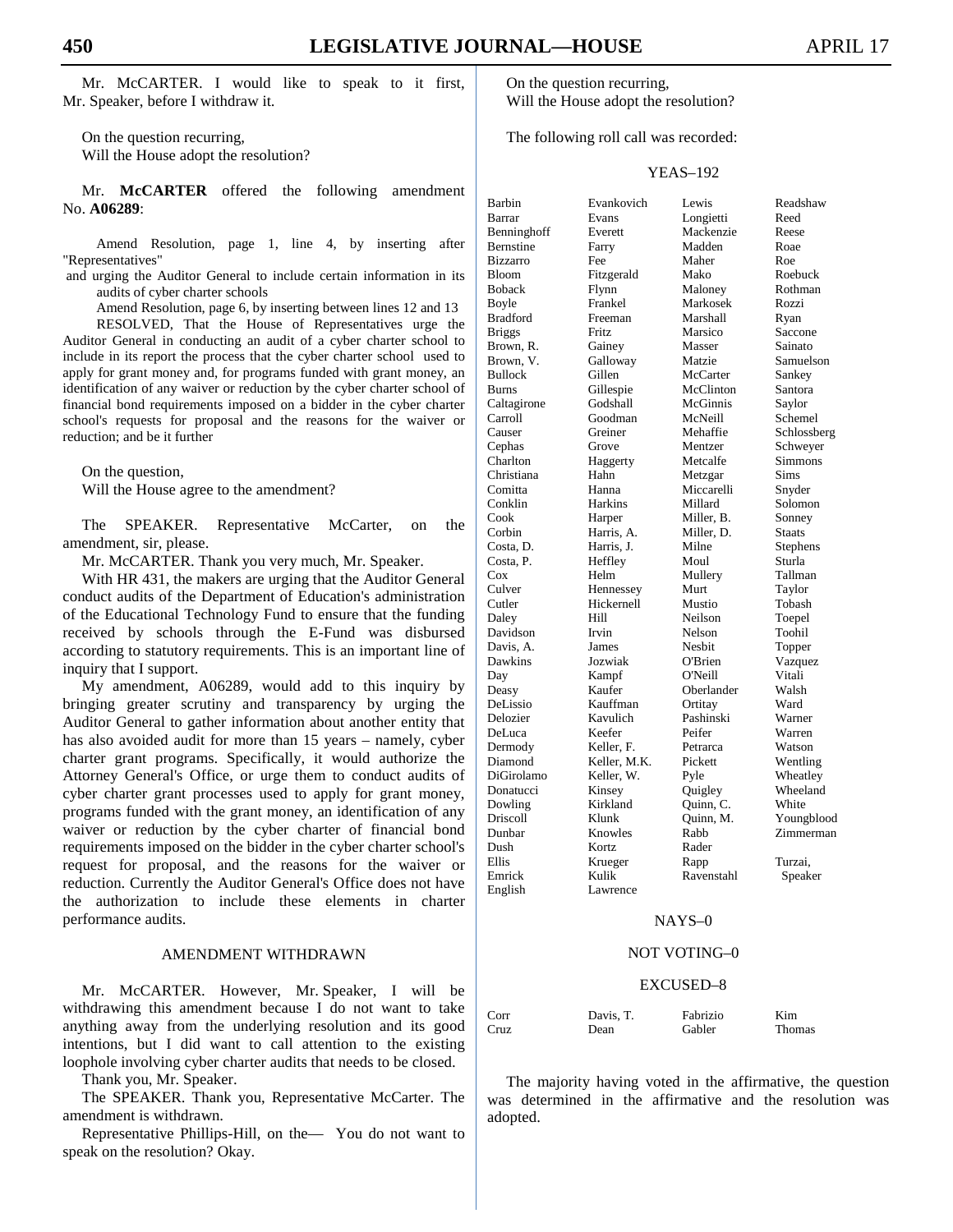Mr. McCARTER. I would like to speak to it first, Mr. Speaker, before I withdraw it.

On the question recurring,
Will the House adopt the resolution?

Mr. **McCARTER** offered the following amendment No. **A06289**:

> Amend Resolution, page 1, line 4, by inserting after "Representatives"
>
> and urging the Auditor General to include certain information in its audits of cyber charter schools
>
> Amend Resolution, page 6, by inserting between lines 12 and 13
>
> RESOLVED, That the House of Representatives urge the Auditor General in conducting an audit of a cyber charter school to include in its report the process that the cyber charter school used to apply for grant money and, for programs funded with grant money, an identification of any waiver or reduction by the cyber charter school of financial bond requirements imposed on a bidder in the cyber charter school's requests for proposal and the reasons for the waiver or reduction; and be it further

On the question,
Will the House agree to the amendment?

The SPEAKER. Representative McCarter, on the amendment, sir, please.

Mr. McCARTER. Thank you very much, Mr. Speaker.

With HR 431, the makers are urging that the Auditor General conduct audits of the Department of Education's administration of the Educational Technology Fund to ensure that the funding received by schools through the E-Fund was disbursed according to statutory requirements. This is an important line of inquiry that I support.

My amendment, A06289, would add to this inquiry by bringing greater scrutiny and transparency by urging the Auditor General to gather information about another entity that has also avoided audit for more than 15 years – namely, cyber charter grant programs. Specifically, it would authorize the Attorney General's Office, or urge them to conduct audits of cyber charter grant processes used to apply for grant money, programs funded with the grant money, an identification of any waiver or reduction by the cyber charter of financial bond requirements imposed on the bidder in the cyber charter school's request for proposal, and the reasons for the waiver or reduction. Currently the Auditor General's Office does not have the authorization to include these elements in charter performance audits.

## AMENDMENT WITHDRAWN

Mr. McCARTER. However, Mr. Speaker, I will be withdrawing this amendment because I do not want to take anything away from the underlying resolution and its good intentions, but I did want to call attention to the existing loophole involving cyber charter audits that needs to be closed.

Thank you, Mr. Speaker.

The SPEAKER. Thank you, Representative McCarter. The amendment is withdrawn.

Representative Phillips-Hill, on the— You do not want to speak on the resolution? Okay.

On the question recurring,
Will the House adopt the resolution?

The following roll call was recorded:

## YEAS–192

| | | | |
|---|---|---|---|
| Barbin | Evankovich | Lewis | Readshaw |
| Barrar | Evans | Longietti | Reed |
| Benninghoff | Everett | Mackenzie | Reese |
| Bernstine | Farry | Madden | Roae |
| Bizzarro | Fee | Maher | Roe |
| Bloom | Fitzgerald | Mako | Roebuck |
| Boback | Flynn | Maloney | Rothman |
| Boyle | Frankel | Markosek | Rozzi |
| Bradford | Freeman | Marshall | Ryan |
| Briggs | Fritz | Marsico | Saccone |
| Brown, R. | Gainey | Masser | Sainato |
| Brown, V. | Galloway | Matzie | Samuelson |
| Bullock | Gillen | McCarter | Sankey |
| Burns | Gillespie | McClinton | Santora |
| Caltagirone | Godshall | McGinnis | Saylor |
| Carroll | Goodman | McNeill | Schemel |
| Causer | Greiner | Mehaffie | Schlossberg |
| Cephas | Grove | Mentzer | Schweyer |
| Charlton | Haggerty | Metcalfe | Simmons |
| Christiana | Hahn | Metzgar | Sims |
| Comitta | Hanna | Miccarelli | Snyder |
| Conklin | Harkins | Millard | Solomon |
| Cook | Harper | Miller, B. | Sonney |
| Corbin | Harris, A. | Miller, D. | Staats |
| Costa, D. | Harris, J. | Milne | Stephens |
| Costa, P. | Heffley | Moul | Sturla |
| Cox | Helm | Mullery | Tallman |
| Culver | Hennessey | Murt | Taylor |
| Cutler | Hickernell | Mustio | Tobash |
| Daley | Hill | Neilson | Toepel |
| Davidson | Irvin | Nelson | Toohil |
| Davis, A. | James | Nesbit | Topper |
| Dawkins | Jozwiak | O'Brien | Vazquez |
| Day | Kampf | O'Neill | Vitali |
| Deasy | Kaufer | Oberlander | Walsh |
| DeLissio | Kauffman | Ortitay | Ward |
| Delozier | Kavulich | Pashinski | Warner |
| DeLuca | Keefer | Peifer | Warren |
| Dermody | Keller, F. | Petrarca | Watson |
| Diamond | Keller, M.K. | Pickett | Wentling |
| DiGirolamo | Keller, W. | Pyle | Wheatley |
| Donatucci | Kinsey | Quigley | Wheeland |
| Dowling | Kirkland | Quinn, C. | White |
| Driscoll | Klunk | Quinn, M. | Youngblood |
| Dunbar | Knowles | Rabb | Zimmerman |
| Dush | Kortz | Rader | |
| Ellis | Krueger | Rapp | Turzai, |
| Emrick | Kulik | Ravenstahl | Speaker |
| English | Lawrence | | |

## NAYS–0

## NOT VOTING–0

## EXCUSED–8

| | | | |
|---|---|---|---|
| Corr | Davis, T. | Fabrizio | Kim |
| Cruz | Dean | Gabler | Thomas |

The majority having voted in the affirmative, the question was determined in the affirmative and the resolution was adopted.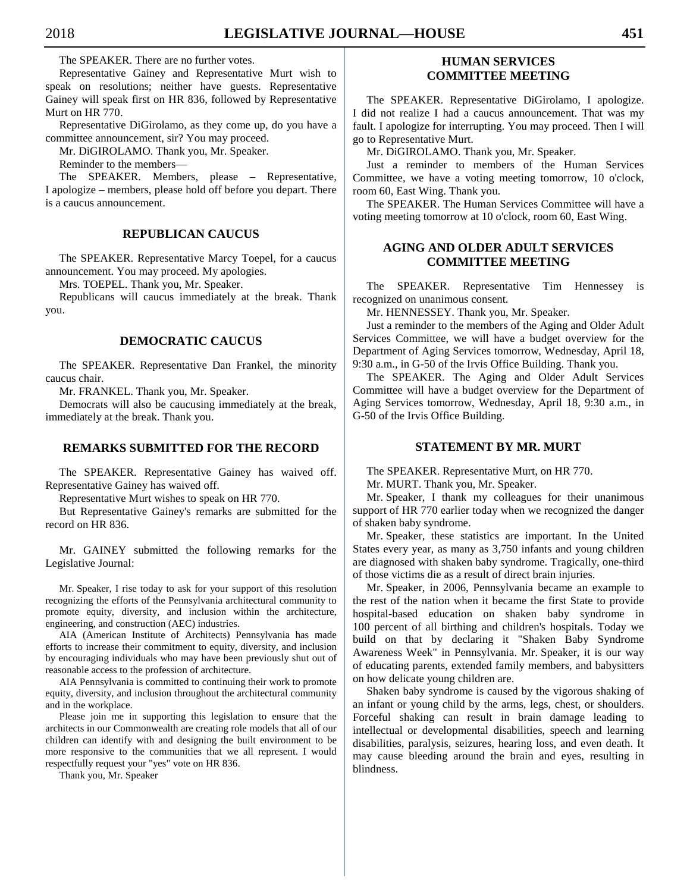The SPEAKER. There are no further votes.

Representative Gainey and Representative Murt wish to speak on resolutions; neither have guests. Representative Gainey will speak first on HR 836, followed by Representative Murt on HR 770.

Representative DiGirolamo, as they come up, do you have a committee announcement, sir? You may proceed.

Mr. DiGIROLAMO. Thank you, Mr. Speaker.

Reminder to the members—

The SPEAKER. Members, please – Representative, I apologize – members, please hold off before you depart. There is a caucus announcement.

## REPUBLICAN CAUCUS

The SPEAKER. Representative Marcy Toepel, for a caucus announcement. You may proceed. My apologies.

Mrs. TOEPEL. Thank you, Mr. Speaker.

Republicans will caucus immediately at the break. Thank you.

## DEMOCRATIC CAUCUS

The SPEAKER. Representative Dan Frankel, the minority caucus chair.

Mr. FRANKEL. Thank you, Mr. Speaker.

Democrats will also be caucusing immediately at the break, immediately at the break. Thank you.

## REMARKS SUBMITTED FOR THE RECORD

The SPEAKER. Representative Gainey has waived off. Representative Gainey has waived off.

Representative Murt wishes to speak on HR 770.

But Representative Gainey's remarks are submitted for the record on HR 836.

Mr. GAINEY submitted the following remarks for the Legislative Journal:

> Mr. Speaker, I rise today to ask for your support of this resolution recognizing the efforts of the Pennsylvania architectural community to promote equity, diversity, and inclusion within the architecture, engineering, and construction (AEC) industries.
>
> AIA (American Institute of Architects) Pennsylvania has made efforts to increase their commitment to equity, diversity, and inclusion by encouraging individuals who may have been previously shut out of reasonable access to the profession of architecture.
>
> AIA Pennsylvania is committed to continuing their work to promote equity, diversity, and inclusion throughout the architectural community and in the workplace.
>
> Please join me in supporting this legislation to ensure that the architects in our Commonwealth are creating role models that all of our children can identify with and designing the built environment to be more responsive to the communities that we all represent. I would respectfully request your "yes" vote on HR 836.
>
> Thank you, Mr. Speaker

## HUMAN SERVICES COMMITTEE MEETING

The SPEAKER. Representative DiGirolamo, I apologize. I did not realize I had a caucus announcement. That was my fault. I apologize for interrupting. You may proceed. Then I will go to Representative Murt.

Mr. DiGIROLAMO. Thank you, Mr. Speaker.

Just a reminder to members of the Human Services Committee, we have a voting meeting tomorrow, 10 o'clock, room 60, East Wing. Thank you.

The SPEAKER. The Human Services Committee will have a voting meeting tomorrow at 10 o'clock, room 60, East Wing.

## AGING AND OLDER ADULT SERVICES COMMITTEE MEETING

The SPEAKER. Representative Tim Hennessey is recognized on unanimous consent.

Mr. HENNESSEY. Thank you, Mr. Speaker.

Just a reminder to the members of the Aging and Older Adult Services Committee, we will have a budget overview for the Department of Aging Services tomorrow, Wednesday, April 18, 9:30 a.m., in G-50 of the Irvis Office Building. Thank you.

The SPEAKER. The Aging and Older Adult Services Committee will have a budget overview for the Department of Aging Services tomorrow, Wednesday, April 18, 9:30 a.m., in G-50 of the Irvis Office Building.

## STATEMENT BY MR. MURT

The SPEAKER. Representative Murt, on HR 770.

Mr. MURT. Thank you, Mr. Speaker.

Mr. Speaker, I thank my colleagues for their unanimous support of HR 770 earlier today when we recognized the danger of shaken baby syndrome.

Mr. Speaker, these statistics are important. In the United States every year, as many as 3,750 infants and young children are diagnosed with shaken baby syndrome. Tragically, one-third of those victims die as a result of direct brain injuries.

Mr. Speaker, in 2006, Pennsylvania became an example to the rest of the nation when it became the first State to provide hospital-based education on shaken baby syndrome in 100 percent of all birthing and children's hospitals. Today we build on that by declaring it "Shaken Baby Syndrome Awareness Week" in Pennsylvania. Mr. Speaker, it is our way of educating parents, extended family members, and babysitters on how delicate young children are.

Shaken baby syndrome is caused by the vigorous shaking of an infant or young child by the arms, legs, chest, or shoulders. Forceful shaking can result in brain damage leading to intellectual or developmental disabilities, speech and learning disabilities, paralysis, seizures, hearing loss, and even death. It may cause bleeding around the brain and eyes, resulting in blindness.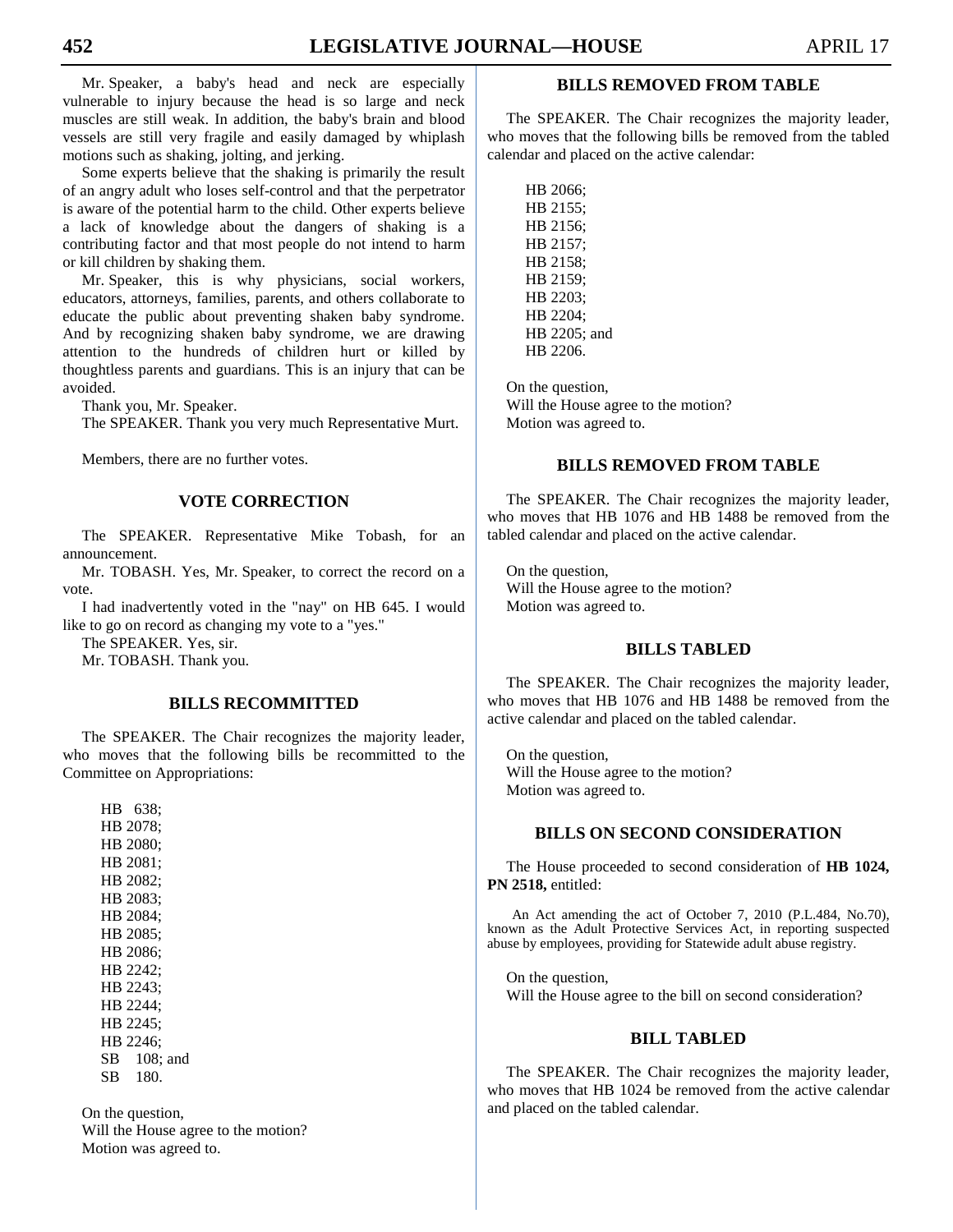Mr. Speaker, a baby's head and neck are especially vulnerable to injury because the head is so large and neck muscles are still weak. In addition, the baby's brain and blood vessels are still very fragile and easily damaged by whiplash motions such as shaking, jolting, and jerking.

Some experts believe that the shaking is primarily the result of an angry adult who loses self-control and that the perpetrator is aware of the potential harm to the child. Other experts believe a lack of knowledge about the dangers of shaking is a contributing factor and that most people do not intend to harm or kill children by shaking them.

Mr. Speaker, this is why physicians, social workers, educators, attorneys, families, parents, and others collaborate to educate the public about preventing shaken baby syndrome. And by recognizing shaken baby syndrome, we are drawing attention to the hundreds of children hurt or killed by thoughtless parents and guardians. This is an injury that can be avoided.

Thank you, Mr. Speaker.

The SPEAKER. Thank you very much Representative Murt.

Members, there are no further votes.

## VOTE CORRECTION

The SPEAKER. Representative Mike Tobash, for an announcement.

Mr. TOBASH. Yes, Mr. Speaker, to correct the record on a vote.

I had inadvertently voted in the "nay" on HB 645. I would like to go on record as changing my vote to a "yes."

The SPEAKER. Yes, sir.

Mr. TOBASH. Thank you.

## BILLS RECOMMITTED

The SPEAKER. The Chair recognizes the majority leader, who moves that the following bills be recommitted to the Committee on Appropriations:

HB 638;
HB 2078;
HB 2080;
HB 2081;
HB 2082;
HB 2083;
HB 2084;
HB 2085;
HB 2086;
HB 2242;
HB 2243;
HB 2244;
HB 2245;
HB 2246;
SB 108; and
SB 180.

On the question,
Will the House agree to the motion?
Motion was agreed to.

## BILLS REMOVED FROM TABLE

The SPEAKER. The Chair recognizes the majority leader, who moves that the following bills be removed from the tabled calendar and placed on the active calendar:

HB 2066;
HB 2155;
HB 2156;
HB 2157;
HB 2158;
HB 2159;
HB 2203;
HB 2204;
HB 2205; and
HB 2206.

On the question,
Will the House agree to the motion?
Motion was agreed to.

## BILLS REMOVED FROM TABLE

The SPEAKER. The Chair recognizes the majority leader, who moves that HB 1076 and HB 1488 be removed from the tabled calendar and placed on the active calendar.

On the question,
Will the House agree to the motion?
Motion was agreed to.

## BILLS TABLED

The SPEAKER. The Chair recognizes the majority leader, who moves that HB 1076 and HB 1488 be removed from the active calendar and placed on the tabled calendar.

On the question,
Will the House agree to the motion?
Motion was agreed to.

## BILLS ON SECOND CONSIDERATION

The House proceeded to second consideration of **HB 1024, PN 2518,** entitled:

An Act amending the act of October 7, 2010 (P.L.484, No.70), known as the Adult Protective Services Act, in reporting suspected abuse by employees, providing for Statewide adult abuse registry.

On the question,
Will the House agree to the bill on second consideration?

## BILL TABLED

The SPEAKER. The Chair recognizes the majority leader, who moves that HB 1024 be removed from the active calendar and placed on the tabled calendar.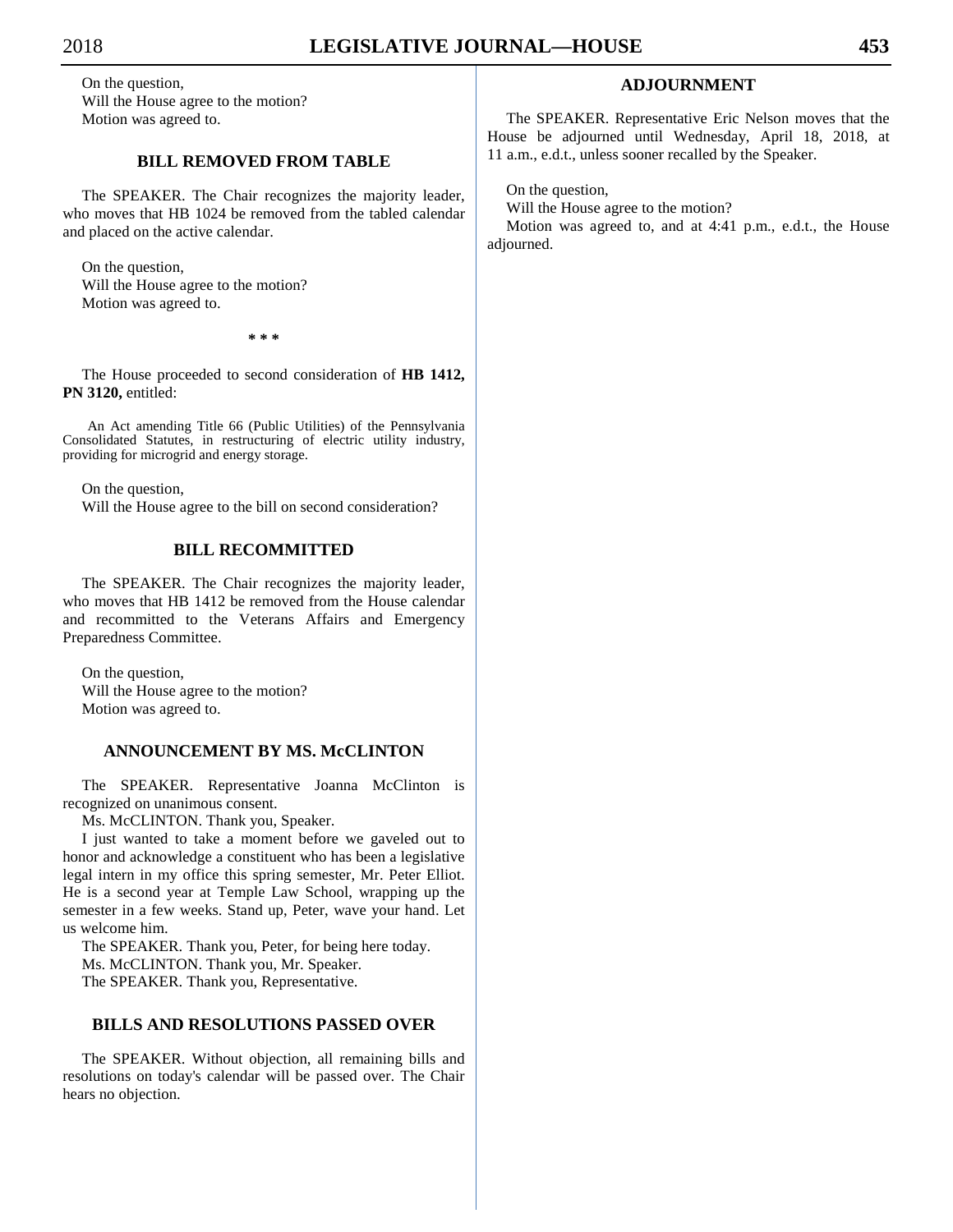On the question,
Will the House agree to the motion?
Motion was agreed to.

## BILL REMOVED FROM TABLE

The SPEAKER. The Chair recognizes the majority leader, who moves that HB 1024 be removed from the tabled calendar and placed on the active calendar.

On the question,
Will the House agree to the motion?
Motion was agreed to.

\* \* \*

The House proceeded to second consideration of **HB 1412, PN 3120,** entitled:

An Act amending Title 66 (Public Utilities) of the Pennsylvania Consolidated Statutes, in restructuring of electric utility industry, providing for microgrid and energy storage.

On the question,
Will the House agree to the bill on second consideration?

## BILL RECOMMITTED

The SPEAKER. The Chair recognizes the majority leader, who moves that HB 1412 be removed from the House calendar and recommitted to the Veterans Affairs and Emergency Preparedness Committee.

On the question,
Will the House agree to the motion?
Motion was agreed to.

## ANNOUNCEMENT BY MS. McCLINTON

The SPEAKER. Representative Joanna McClinton is recognized on unanimous consent.

Ms. McCLINTON. Thank you, Speaker.

I just wanted to take a moment before we gaveled out to honor and acknowledge a constituent who has been a legislative legal intern in my office this spring semester, Mr. Peter Elliot. He is a second year at Temple Law School, wrapping up the semester in a few weeks. Stand up, Peter, wave your hand. Let us welcome him.

The SPEAKER. Thank you, Peter, for being here today.

Ms. McCLINTON. Thank you, Mr. Speaker.

The SPEAKER. Thank you, Representative.

## BILLS AND RESOLUTIONS PASSED OVER

The SPEAKER. Without objection, all remaining bills and resolutions on today's calendar will be passed over. The Chair hears no objection.

## ADJOURNMENT

The SPEAKER. Representative Eric Nelson moves that the House be adjourned until Wednesday, April 18, 2018, at 11 a.m., e.d.t., unless sooner recalled by the Speaker.

On the question,
Will the House agree to the motion?
Motion was agreed to, and at 4:41 p.m., e.d.t., the House adjourned.